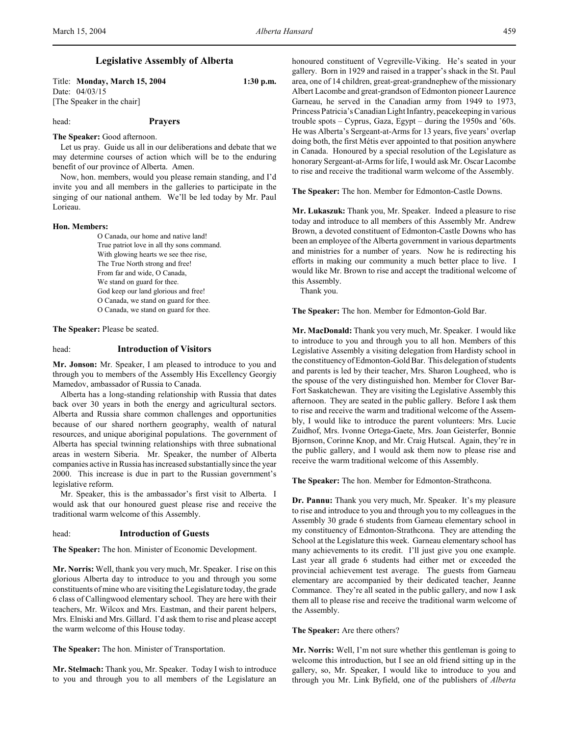## Legislative Assembly of Alberta

Title: **Monday, March 15, 2004** **1:30 p.m.**
Date: 04/03/15
[The Speaker in the chair]

head: **Prayers**

**The Speaker:** Good afternoon.

Let us pray. Guide us all in our deliberations and debate that we may determine courses of action which will be to the enduring benefit of our province of Alberta. Amen.

Now, hon. members, would you please remain standing, and I'd invite you and all members in the galleries to participate in the singing of our national anthem. We'll be led today by Mr. Paul Lorieau.

**Hon. Members:**

O Canada, our home and native land!
True patriot love in all thy sons command.
With glowing hearts we see thee rise,
The True North strong and free!
From far and wide, O Canada,
We stand on guard for thee.
God keep our land glorious and free!
O Canada, we stand on guard for thee.
O Canada, we stand on guard for thee.

**The Speaker:** Please be seated.

head: **Introduction of Visitors**

**Mr. Jonson:** Mr. Speaker, I am pleased to introduce to you and through you to members of the Assembly His Excellency Georgiy Mamedov, ambassador of Russia to Canada.

Alberta has a long-standing relationship with Russia that dates back over 30 years in both the energy and agricultural sectors. Alberta and Russia share common challenges and opportunities because of our shared northern geography, wealth of natural resources, and unique aboriginal populations. The government of Alberta has special twinning relationships with three subnational areas in western Siberia. Mr. Speaker, the number of Alberta companies active in Russia has increased substantially since the year 2000. This increase is due in part to the Russian government's legislative reform.

Mr. Speaker, this is the ambassador's first visit to Alberta. I would ask that our honoured guest please rise and receive the traditional warm welcome of this Assembly.

head: **Introduction of Guests**

**The Speaker:** The hon. Minister of Economic Development.

**Mr. Norris:** Well, thank you very much, Mr. Speaker. I rise on this glorious Alberta day to introduce to you and through you some constituents of mine who are visiting the Legislature today, the grade 6 class of Callingwood elementary school. They are here with their teachers, Mr. Wilcox and Mrs. Eastman, and their parent helpers, Mrs. Elniski and Mrs. Gillard. I'd ask them to rise and please accept the warm welcome of this House today.

**The Speaker:** The hon. Minister of Transportation.

**Mr. Stelmach:** Thank you, Mr. Speaker. Today I wish to introduce to you and through you to all members of the Legislature an honoured constituent of Vegreville-Viking. He's seated in your gallery. Born in 1929 and raised in a trapper's shack in the St. Paul area, one of 14 children, great-great-grandnephew of the missionary Albert Lacombe and great-grandson of Edmonton pioneer Laurence Garneau, he served in the Canadian army from 1949 to 1973, Princess Patricia's Canadian Light Infantry, peacekeeping in various trouble spots – Cyprus, Gaza, Egypt – during the 1950s and '60s. He was Alberta's Sergeant-at-Arms for 13 years, five years' overlap doing both, the first Métis ever appointed to that position anywhere in Canada. Honoured by a special resolution of the Legislature as honorary Sergeant-at-Arms for life, I would ask Mr. Oscar Lacombe to rise and receive the traditional warm welcome of the Assembly.

**The Speaker:** The hon. Member for Edmonton-Castle Downs.

**Mr. Lukaszuk:** Thank you, Mr. Speaker. Indeed a pleasure to rise today and introduce to all members of this Assembly Mr. Andrew Brown, a devoted constituent of Edmonton-Castle Downs who has been an employee of the Alberta government in various departments and ministries for a number of years. Now he is redirecting his efforts in making our community a much better place to live. I would like Mr. Brown to rise and accept the traditional welcome of this Assembly.

Thank you.

**The Speaker:** The hon. Member for Edmonton-Gold Bar.

**Mr. MacDonald:** Thank you very much, Mr. Speaker. I would like to introduce to you and through you to all hon. Members of this Legislative Assembly a visiting delegation from Hardisty school in the constituency of Edmonton-Gold Bar. This delegation of students and parents is led by their teacher, Mrs. Sharon Lougheed, who is the spouse of the very distinguished hon. Member for Clover Bar-Fort Saskatchewan. They are visiting the Legislative Assembly this afternoon. They are seated in the public gallery. Before I ask them to rise and receive the warm and traditional welcome of the Assembly, I would like to introduce the parent volunteers: Mrs. Lucie Zuidhof, Mrs. Ivonne Ortega-Gaete, Mrs. Joan Geisterfer, Bonnie Bjornson, Corinne Knop, and Mr. Craig Hutscal. Again, they're in the public gallery, and I would ask them now to please rise and receive the warm traditional welcome of this Assembly.

**The Speaker:** The hon. Member for Edmonton-Strathcona.

**Dr. Pannu:** Thank you very much, Mr. Speaker. It's my pleasure to rise and introduce to you and through you to my colleagues in the Assembly 30 grade 6 students from Garneau elementary school in my constituency of Edmonton-Strathcona. They are attending the School at the Legislature this week. Garneau elementary school has many achievements to its credit. I'll just give you one example. Last year all grade 6 students had either met or exceeded the provincial achievement test average. The guests from Garneau elementary are accompanied by their dedicated teacher, Jeanne Commance. They're all seated in the public gallery, and now I ask them all to please rise and receive the traditional warm welcome of the Assembly.

**The Speaker:** Are there others?

**Mr. Norris:** Well, I'm not sure whether this gentleman is going to welcome this introduction, but I see an old friend sitting up in the gallery, so, Mr. Speaker, I would like to introduce to you and through you Mr. Link Byfield, one of the publishers of *Alberta*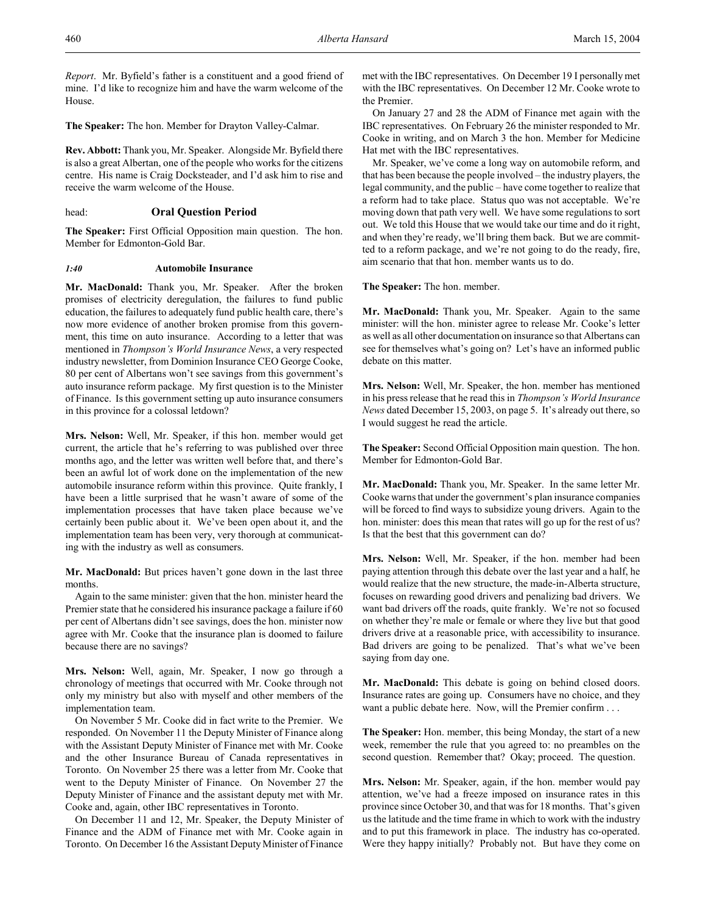*Report*. Mr. Byfield's father is a constituent and a good friend of mine. I'd like to recognize him and have the warm welcome of the House.

**The Speaker:** The hon. Member for Drayton Valley-Calmar.

**Rev. Abbott:** Thank you, Mr. Speaker. Alongside Mr. Byfield there is also a great Albertan, one of the people who works for the citizens centre. His name is Craig Docksteader, and I'd ask him to rise and receive the warm welcome of the House.

head: **Oral Question Period**

**The Speaker:** First Official Opposition main question. The hon. Member for Edmonton-Gold Bar.

*1:40* **Automobile Insurance**

**Mr. MacDonald:** Thank you, Mr. Speaker. After the broken promises of electricity deregulation, the failures to fund public education, the failures to adequately fund public health care, there's now more evidence of another broken promise from this government, this time on auto insurance. According to a letter that was mentioned in *Thompson's World Insurance News*, a very respected industry newsletter, from Dominion Insurance CEO George Cooke, 80 per cent of Albertans won't see savings from this government's auto insurance reform package. My first question is to the Minister of Finance. Is this government setting up auto insurance consumers in this province for a colossal letdown?

**Mrs. Nelson:** Well, Mr. Speaker, if this hon. member would get current, the article that he's referring to was published over three months ago, and the letter was written well before that, and there's been an awful lot of work done on the implementation of the new automobile insurance reform within this province. Quite frankly, I have been a little surprised that he wasn't aware of some of the implementation processes that have taken place because we've certainly been public about it. We've been open about it, and the implementation team has been very, very thorough at communicating with the industry as well as consumers.

**Mr. MacDonald:** But prices haven't gone down in the last three months.

Again to the same minister: given that the hon. minister heard the Premier state that he considered his insurance package a failure if 60 per cent of Albertans didn't see savings, does the hon. minister now agree with Mr. Cooke that the insurance plan is doomed to failure because there are no savings?

**Mrs. Nelson:** Well, again, Mr. Speaker, I now go through a chronology of meetings that occurred with Mr. Cooke through not only my ministry but also with myself and other members of the implementation team.

On November 5 Mr. Cooke did in fact write to the Premier. We responded. On November 11 the Deputy Minister of Finance along with the Assistant Deputy Minister of Finance met with Mr. Cooke and the other Insurance Bureau of Canada representatives in Toronto. On November 25 there was a letter from Mr. Cooke that went to the Deputy Minister of Finance. On November 27 the Deputy Minister of Finance and the assistant deputy met with Mr. Cooke and, again, other IBC representatives in Toronto.

On December 11 and 12, Mr. Speaker, the Deputy Minister of Finance and the ADM of Finance met with Mr. Cooke again in Toronto. On December 16 the Assistant Deputy Minister of Finance met with the IBC representatives. On December 19 I personally met with the IBC representatives. On December 12 Mr. Cooke wrote to the Premier.

On January 27 and 28 the ADM of Finance met again with the IBC representatives. On February 26 the minister responded to Mr. Cooke in writing, and on March 3 the hon. Member for Medicine Hat met with the IBC representatives.

Mr. Speaker, we've come a long way on automobile reform, and that has been because the people involved – the industry players, the legal community, and the public – have come together to realize that a reform had to take place. Status quo was not acceptable. We're moving down that path very well. We have some regulations to sort out. We told this House that we would take our time and do it right, and when they're ready, we'll bring them back. But we are committed to a reform package, and we're not going to do the ready, fire, aim scenario that that hon. member wants us to do.

**The Speaker:** The hon. member.

**Mr. MacDonald:** Thank you, Mr. Speaker. Again to the same minister: will the hon. minister agree to release Mr. Cooke's letter as well as all other documentation on insurance so that Albertans can see for themselves what's going on? Let's have an informed public debate on this matter.

**Mrs. Nelson:** Well, Mr. Speaker, the hon. member has mentioned in his press release that he read this in *Thompson's World Insurance News* dated December 15, 2003, on page 5. It's already out there, so I would suggest he read the article.

**The Speaker:** Second Official Opposition main question. The hon. Member for Edmonton-Gold Bar.

**Mr. MacDonald:** Thank you, Mr. Speaker. In the same letter Mr. Cooke warns that under the government's plan insurance companies will be forced to find ways to subsidize young drivers. Again to the hon. minister: does this mean that rates will go up for the rest of us? Is that the best that this government can do?

**Mrs. Nelson:** Well, Mr. Speaker, if the hon. member had been paying attention through this debate over the last year and a half, he would realize that the new structure, the made-in-Alberta structure, focuses on rewarding good drivers and penalizing bad drivers. We want bad drivers off the roads, quite frankly. We're not so focused on whether they're male or female or where they live but that good drivers drive at a reasonable price, with accessibility to insurance. Bad drivers are going to be penalized. That's what we've been saying from day one.

**Mr. MacDonald:** This debate is going on behind closed doors. Insurance rates are going up. Consumers have no choice, and they want a public debate here. Now, will the Premier confirm . . .

**The Speaker:** Hon. member, this being Monday, the start of a new week, remember the rule that you agreed to: no preambles on the second question. Remember that? Okay; proceed. The question.

**Mrs. Nelson:** Mr. Speaker, again, if the hon. member would pay attention, we've had a freeze imposed on insurance rates in this province since October 30, and that was for 18 months. That's given us the latitude and the time frame in which to work with the industry and to put this framework in place. The industry has co-operated. Were they happy initially? Probably not. But have they come on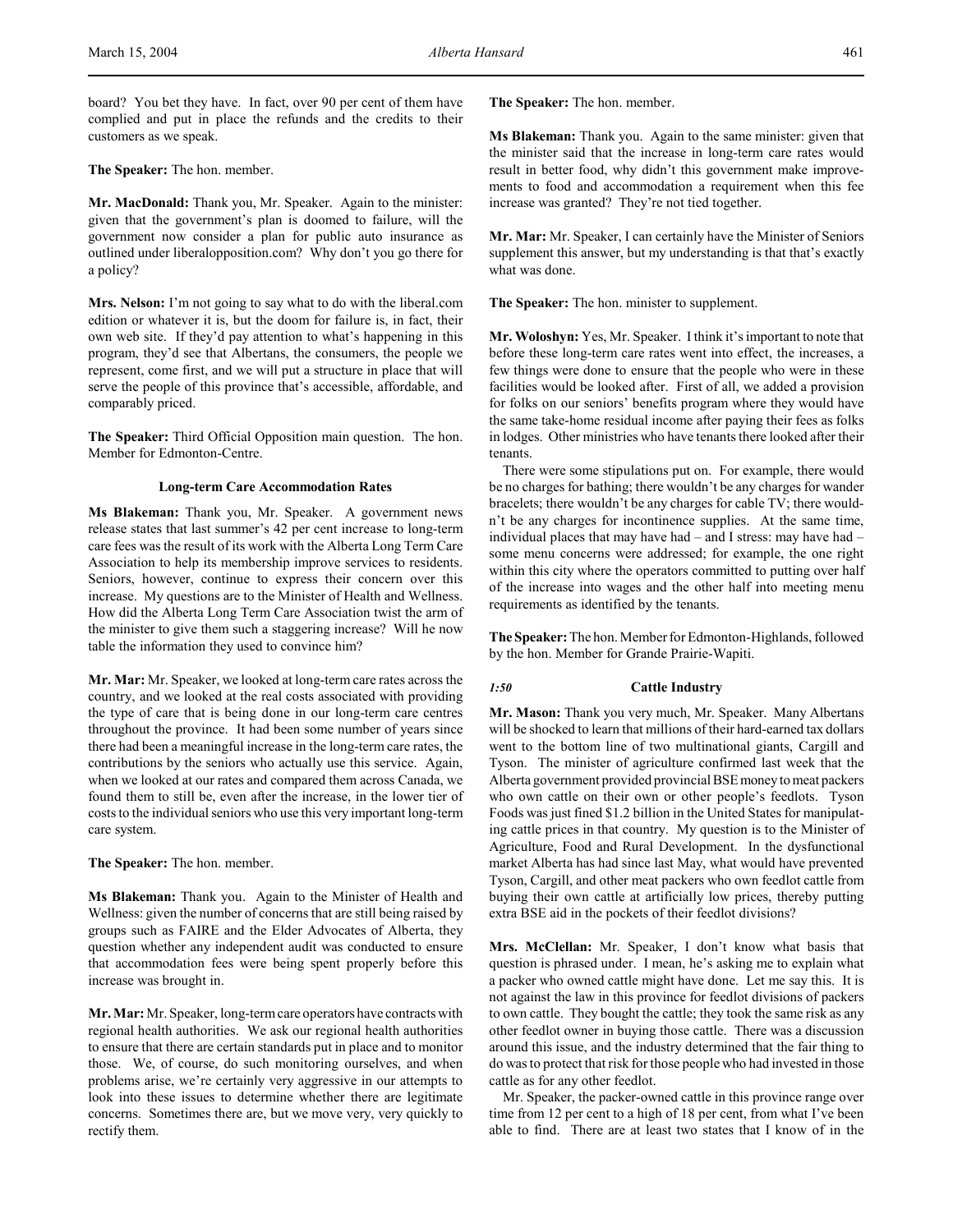board? You bet they have. In fact, over 90 per cent of them have complied and put in place the refunds and the credits to their customers as we speak.

**The Speaker:** The hon. member.

**Mr. MacDonald:** Thank you, Mr. Speaker. Again to the minister: given that the government's plan is doomed to failure, will the government now consider a plan for public auto insurance as outlined under liberalopposition.com? Why don't you go there for a policy?

**Mrs. Nelson:** I'm not going to say what to do with the liberal.com edition or whatever it is, but the doom for failure is, in fact, their own web site. If they'd pay attention to what's happening in this program, they'd see that Albertans, the consumers, the people we represent, come first, and we will put a structure in place that will serve the people of this province that's accessible, affordable, and comparably priced.

**The Speaker:** Third Official Opposition main question. The hon. Member for Edmonton-Centre.

### Long-term Care Accommodation Rates

**Ms Blakeman:** Thank you, Mr. Speaker. A government news release states that last summer's 42 per cent increase to long-term care fees was the result of its work with the Alberta Long Term Care Association to help its membership improve services to residents. Seniors, however, continue to express their concern over this increase. My questions are to the Minister of Health and Wellness. How did the Alberta Long Term Care Association twist the arm of the minister to give them such a staggering increase? Will he now table the information they used to convince him?

**Mr. Mar:** Mr. Speaker, we looked at long-term care rates across the country, and we looked at the real costs associated with providing the type of care that is being done in our long-term care centres throughout the province. It had been some number of years since there had been a meaningful increase in the long-term care rates, the contributions by the seniors who actually use this service. Again, when we looked at our rates and compared them across Canada, we found them to still be, even after the increase, in the lower tier of costs to the individual seniors who use this very important long-term care system.

**The Speaker:** The hon. member.

**Ms Blakeman:** Thank you. Again to the Minister of Health and Wellness: given the number of concerns that are still being raised by groups such as FAIRE and the Elder Advocates of Alberta, they question whether any independent audit was conducted to ensure that accommodation fees were being spent properly before this increase was brought in.

**Mr. Mar:** Mr. Speaker, long-term care operators have contracts with regional health authorities. We ask our regional health authorities to ensure that there are certain standards put in place and to monitor those. We, of course, do such monitoring ourselves, and when problems arise, we're certainly very aggressive in our attempts to look into these issues to determine whether there are legitimate concerns. Sometimes there are, but we move very, very quickly to rectify them.

**The Speaker:** The hon. member.

**Ms Blakeman:** Thank you. Again to the same minister: given that the minister said that the increase in long-term care rates would result in better food, why didn't this government make improvements to food and accommodation a requirement when this fee increase was granted? They're not tied together.

**Mr. Mar:** Mr. Speaker, I can certainly have the Minister of Seniors supplement this answer, but my understanding is that that's exactly what was done.

**The Speaker:** The hon. minister to supplement.

**Mr. Woloshyn:** Yes, Mr. Speaker. I think it's important to note that before these long-term care rates went into effect, the increases, a few things were done to ensure that the people who were in these facilities would be looked after. First of all, we added a provision for folks on our seniors' benefits program where they would have the same take-home residual income after paying their fees as folks in lodges. Other ministries who have tenants there looked after their tenants.

There were some stipulations put on. For example, there would be no charges for bathing; there wouldn't be any charges for wander bracelets; there wouldn't be any charges for cable TV; there wouldn't be any charges for incontinence supplies. At the same time, individual places that may have had – and I stress: may have had – some menu concerns were addressed; for example, the one right within this city where the operators committed to putting over half of the increase into wages and the other half into meeting menu requirements as identified by the tenants.

**The Speaker:** The hon. Member for Edmonton-Highlands, followed by the hon. Member for Grande Prairie-Wapiti.

*1:50*

### Cattle Industry

**Mr. Mason:** Thank you very much, Mr. Speaker. Many Albertans will be shocked to learn that millions of their hard-earned tax dollars went to the bottom line of two multinational giants, Cargill and Tyson. The minister of agriculture confirmed last week that the Alberta government provided provincial BSE money to meat packers who own cattle on their own or other people's feedlots. Tyson Foods was just fined $1.2 billion in the United States for manipulating cattle prices in that country. My question is to the Minister of Agriculture, Food and Rural Development. In the dysfunctional market Alberta has had since last May, what would have prevented Tyson, Cargill, and other meat packers who own feedlot cattle from buying their own cattle at artificially low prices, thereby putting extra BSE aid in the pockets of their feedlot divisions?

**Mrs. McClellan:** Mr. Speaker, I don't know what basis that question is phrased under. I mean, he's asking me to explain what a packer who owned cattle might have done. Let me say this. It is not against the law in this province for feedlot divisions of packers to own cattle. They bought the cattle; they took the same risk as any other feedlot owner in buying those cattle. There was a discussion around this issue, and the industry determined that the fair thing to do was to protect that risk for those people who had invested in those cattle as for any other feedlot.

Mr. Speaker, the packer-owned cattle in this province range over time from 12 per cent to a high of 18 per cent, from what I've been able to find. There are at least two states that I know of in the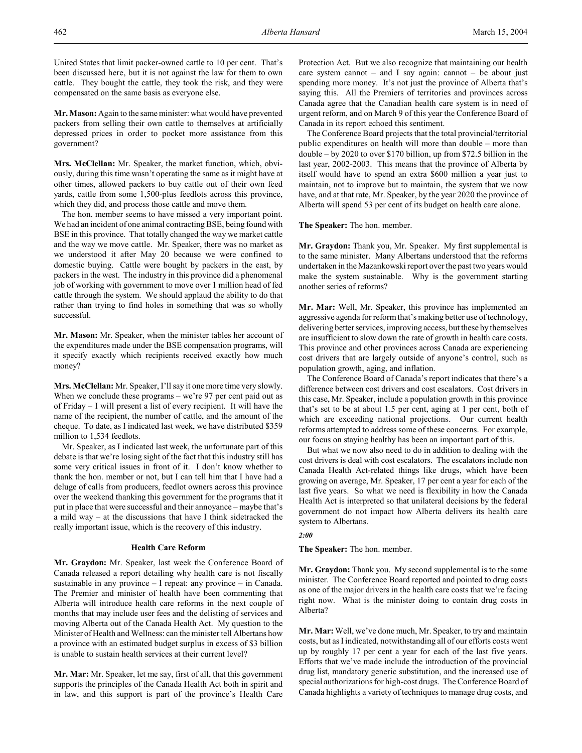United States that limit packer-owned cattle to 10 per cent. That's been discussed here, but it is not against the law for them to own cattle. They bought the cattle, they took the risk, and they were compensated on the same basis as everyone else.

**Mr. Mason:** Again to the same minister: what would have prevented packers from selling their own cattle to themselves at artificially depressed prices in order to pocket more assistance from this government?

**Mrs. McClellan:** Mr. Speaker, the market function, which, obviously, during this time wasn't operating the same as it might have at other times, allowed packers to buy cattle out of their own feed yards, cattle from some 1,500-plus feedlots across this province, which they did, and process those cattle and move them.

The hon. member seems to have missed a very important point. We had an incident of one animal contracting BSE, being found with BSE in this province. That totally changed the way we market cattle and the way we move cattle. Mr. Speaker, there was no market as we understood it after May 20 because we were confined to domestic buying. Cattle were bought by packers in the east, by packers in the west. The industry in this province did a phenomenal job of working with government to move over 1 million head of fed cattle through the system. We should applaud the ability to do that rather than trying to find holes in something that was so wholly successful.

**Mr. Mason:** Mr. Speaker, when the minister tables her account of the expenditures made under the BSE compensation programs, will it specify exactly which recipients received exactly how much money?

**Mrs. McClellan:** Mr. Speaker, I'll say it one more time very slowly. When we conclude these programs – we're 97 per cent paid out as of Friday – I will present a list of every recipient. It will have the name of the recipient, the number of cattle, and the amount of the cheque. To date, as I indicated last week, we have distributed $359 million to 1,534 feedlots.

Mr. Speaker, as I indicated last week, the unfortunate part of this debate is that we're losing sight of the fact that this industry still has some very critical issues in front of it. I don't know whether to thank the hon. member or not, but I can tell him that I have had a deluge of calls from producers, feedlot owners across this province over the weekend thanking this government for the programs that it put in place that were successful and their annoyance – maybe that's a mild way – at the discussions that have I think sidetracked the really important issue, which is the recovery of this industry.

## Health Care Reform

**Mr. Graydon:** Mr. Speaker, last week the Conference Board of Canada released a report detailing why health care is not fiscally sustainable in any province – I repeat: any province – in Canada. The Premier and minister of health have been commenting that Alberta will introduce health care reforms in the next couple of months that may include user fees and the delisting of services and moving Alberta out of the Canada Health Act. My question to the Minister of Health and Wellness: can the minister tell Albertans how a province with an estimated budget surplus in excess of $3 billion is unable to sustain health services at their current level?

**Mr. Mar:** Mr. Speaker, let me say, first of all, that this government supports the principles of the Canada Health Act both in spirit and in law, and this support is part of the province's Health Care Protection Act. But we also recognize that maintaining our health care system cannot – and I say again: cannot – be about just spending more money. It's not just the province of Alberta that's saying this. All the Premiers of territories and provinces across Canada agree that the Canadian health care system is in need of urgent reform, and on March 9 of this year the Conference Board of Canada in its report echoed this sentiment.

The Conference Board projects that the total provincial/territorial public expenditures on health will more than double – more than double – by 2020 to over $170 billion, up from $72.5 billion in the last year, 2002-2003. This means that the province of Alberta by itself would have to spend an extra $600 million a year just to maintain, not to improve but to maintain, the system that we now have, and at that rate, Mr. Speaker, by the year 2020 the province of Alberta will spend 53 per cent of its budget on health care alone.

**The Speaker:** The hon. member.

**Mr. Graydon:** Thank you, Mr. Speaker. My first supplemental is to the same minister. Many Albertans understood that the reforms undertaken in the Mazankowski report over the past two years would make the system sustainable. Why is the government starting another series of reforms?

**Mr. Mar:** Well, Mr. Speaker, this province has implemented an aggressive agenda for reform that's making better use of technology, delivering better services, improving access, but these by themselves are insufficient to slow down the rate of growth in health care costs. This province and other provinces across Canada are experiencing cost drivers that are largely outside of anyone's control, such as population growth, aging, and inflation.

The Conference Board of Canada's report indicates that there's a difference between cost drivers and cost escalators. Cost drivers in this case, Mr. Speaker, include a population growth in this province that's set to be at about 1.5 per cent, aging at 1 per cent, both of which are exceeding national projections. Our current health reforms attempted to address some of these concerns. For example, our focus on staying healthy has been an important part of this.

But what we now also need to do in addition to dealing with the cost drivers is deal with cost escalators. The escalators include non Canada Health Act-related things like drugs, which have been growing on average, Mr. Speaker, 17 per cent a year for each of the last five years. So what we need is flexibility in how the Canada Health Act is interpreted so that unilateral decisions by the federal government do not impact how Alberta delivers its health care system to Albertans.

*2:00*

**The Speaker:** The hon. member.

**Mr. Graydon:** Thank you. My second supplemental is to the same minister. The Conference Board reported and pointed to drug costs as one of the major drivers in the health care costs that we're facing right now. What is the minister doing to contain drug costs in Alberta?

**Mr. Mar:** Well, we've done much, Mr. Speaker, to try and maintain costs, but as I indicated, notwithstanding all of our efforts costs went up by roughly 17 per cent a year for each of the last five years. Efforts that we've made include the introduction of the provincial drug list, mandatory generic substitution, and the increased use of special authorizations for high-cost drugs. The Conference Board of Canada highlights a variety of techniques to manage drug costs, and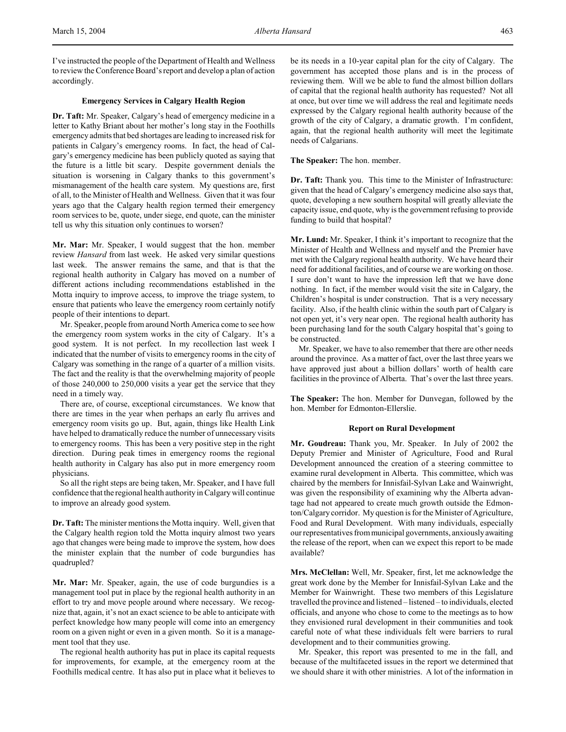I've instructed the people of the Department of Health and Wellness to review the Conference Board's report and develop a plan of action accordingly.

#### Emergency Services in Calgary Health Region

**Dr. Taft:** Mr. Speaker, Calgary's head of emergency medicine in a letter to Kathy Briant about her mother's long stay in the Foothills emergency admits that bed shortages are leading to increased risk for patients in Calgary's emergency rooms. In fact, the head of Calgary's emergency medicine has been publicly quoted as saying that the future is a little bit scary. Despite government denials the situation is worsening in Calgary thanks to this government's mismanagement of the health care system. My questions are, first of all, to the Minister of Health and Wellness. Given that it was four years ago that the Calgary health region termed their emergency room services to be, quote, under siege, end quote, can the minister tell us why this situation only continues to worsen?

**Mr. Mar:** Mr. Speaker, I would suggest that the hon. member review *Hansard* from last week. He asked very similar questions last week. The answer remains the same, and that is that the regional health authority in Calgary has moved on a number of different actions including recommendations established in the Motta inquiry to improve access, to improve the triage system, to ensure that patients who leave the emergency room certainly notify people of their intentions to depart.

Mr. Speaker, people from around North America come to see how the emergency room system works in the city of Calgary. It's a good system. It is not perfect. In my recollection last week I indicated that the number of visits to emergency rooms in the city of Calgary was something in the range of a quarter of a million visits. The fact and the reality is that the overwhelming majority of people of those 240,000 to 250,000 visits a year get the service that they need in a timely way.

There are, of course, exceptional circumstances. We know that there are times in the year when perhaps an early flu arrives and emergency room visits go up. But, again, things like Health Link have helped to dramatically reduce the number of unnecessary visits to emergency rooms. This has been a very positive step in the right direction. During peak times in emergency rooms the regional health authority in Calgary has also put in more emergency room physicians.

So all the right steps are being taken, Mr. Speaker, and I have full confidence that the regional health authority in Calgary will continue to improve an already good system.

**Dr. Taft:** The minister mentions the Motta inquiry. Well, given that the Calgary health region told the Motta inquiry almost two years ago that changes were being made to improve the system, how does the minister explain that the number of code burgundies has quadrupled?

**Mr. Mar:** Mr. Speaker, again, the use of code burgundies is a management tool put in place by the regional health authority in an effort to try and move people around where necessary. We recognize that, again, it's not an exact science to be able to anticipate with perfect knowledge how many people will come into an emergency room on a given night or even in a given month. So it is a management tool that they use.

The regional health authority has put in place its capital requests for improvements, for example, at the emergency room at the Foothills medical centre. It has also put in place what it believes to be its needs in a 10-year capital plan for the city of Calgary. The government has accepted those plans and is in the process of reviewing them. Will we be able to fund the almost billion dollars of capital that the regional health authority has requested? Not all at once, but over time we will address the real and legitimate needs expressed by the Calgary regional health authority because of the growth of the city of Calgary, a dramatic growth. I'm confident, again, that the regional health authority will meet the legitimate needs of Calgarians.

**The Speaker:** The hon. member.

**Dr. Taft:** Thank you. This time to the Minister of Infrastructure: given that the head of Calgary's emergency medicine also says that, quote, developing a new southern hospital will greatly alleviate the capacity issue, end quote, why is the government refusing to provide funding to build that hospital?

**Mr. Lund:** Mr. Speaker, I think it's important to recognize that the Minister of Health and Wellness and myself and the Premier have met with the Calgary regional health authority. We have heard their need for additional facilities, and of course we are working on those. I sure don't want to have the impression left that we have done nothing. In fact, if the member would visit the site in Calgary, the Children's hospital is under construction. That is a very necessary facility. Also, if the health clinic within the south part of Calgary is not open yet, it's very near open. The regional health authority has been purchasing land for the south Calgary hospital that's going to be constructed.

Mr. Speaker, we have to also remember that there are other needs around the province. As a matter of fact, over the last three years we have approved just about a billion dollars' worth of health care facilities in the province of Alberta. That's over the last three years.

**The Speaker:** The hon. Member for Dunvegan, followed by the hon. Member for Edmonton-Ellerslie.

#### Report on Rural Development

**Mr. Goudreau:** Thank you, Mr. Speaker. In July of 2002 the Deputy Premier and Minister of Agriculture, Food and Rural Development announced the creation of a steering committee to examine rural development in Alberta. This committee, which was chaired by the members for Innisfail-Sylvan Lake and Wainwright, was given the responsibility of examining why the Alberta advantage had not appeared to create much growth outside the Edmonton/Calgary corridor. My question is for the Minister of Agriculture, Food and Rural Development. With many individuals, especially our representatives from municipal governments, anxiously awaiting the release of the report, when can we expect this report to be made available?

**Mrs. McClellan:** Well, Mr. Speaker, first, let me acknowledge the great work done by the Member for Innisfail-Sylvan Lake and the Member for Wainwright. These two members of this Legislature travelled the province and listened – listened – to individuals, elected officials, and anyone who chose to come to the meetings as to how they envisioned rural development in their communities and took careful note of what these individuals felt were barriers to rural development and to their communities growing.

Mr. Speaker, this report was presented to me in the fall, and because of the multifaceted issues in the report we determined that we should share it with other ministries. A lot of the information in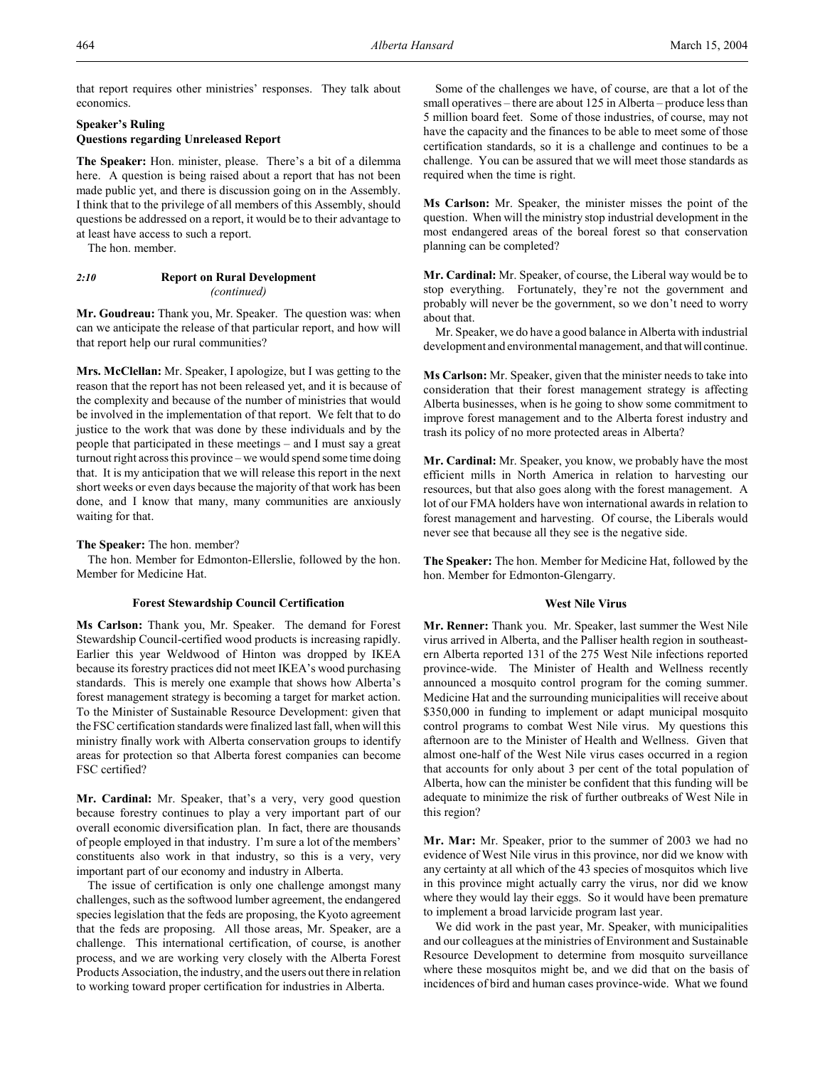that report requires other ministries' responses. They talk about economics.

### Speaker's Ruling
### Questions regarding Unreleased Report

**The Speaker:** Hon. minister, please. There's a bit of a dilemma here. A question is being raised about a report that has not been made public yet, and there is discussion going on in the Assembly. I think that to the privilege of all members of this Assembly, should questions be addressed on a report, it would be to their advantage to at least have access to such a report.

The hon. member.

*2:10*

### Report on Rural Development
*(continued)*

**Mr. Goudreau:** Thank you, Mr. Speaker. The question was: when can we anticipate the release of that particular report, and how will that report help our rural communities?

**Mrs. McClellan:** Mr. Speaker, I apologize, but I was getting to the reason that the report has not been released yet, and it is because of the complexity and because of the number of ministries that would be involved in the implementation of that report. We felt that to do justice to the work that was done by these individuals and by the people that participated in these meetings – and I must say a great turnout right across this province – we would spend some time doing that. It is my anticipation that we will release this report in the next short weeks or even days because the majority of that work has been done, and I know that many, many communities are anxiously waiting for that.

**The Speaker:** The hon. member?

The hon. Member for Edmonton-Ellerslie, followed by the hon. Member for Medicine Hat.

### Forest Stewardship Council Certification

**Ms Carlson:** Thank you, Mr. Speaker. The demand for Forest Stewardship Council-certified wood products is increasing rapidly. Earlier this year Weldwood of Hinton was dropped by IKEA because its forestry practices did not meet IKEA's wood purchasing standards. This is merely one example that shows how Alberta's forest management strategy is becoming a target for market action. To the Minister of Sustainable Resource Development: given that the FSC certification standards were finalized last fall, when will this ministry finally work with Alberta conservation groups to identify areas for protection so that Alberta forest companies can become FSC certified?

**Mr. Cardinal:** Mr. Speaker, that's a very, very good question because forestry continues to play a very important part of our overall economic diversification plan. In fact, there are thousands of people employed in that industry. I'm sure a lot of the members' constituents also work in that industry, so this is a very, very important part of our economy and industry in Alberta.

The issue of certification is only one challenge amongst many challenges, such as the softwood lumber agreement, the endangered species legislation that the feds are proposing, the Kyoto agreement that the feds are proposing. All those areas, Mr. Speaker, are a challenge. This international certification, of course, is another process, and we are working very closely with the Alberta Forest Products Association, the industry, and the users out there in relation to working toward proper certification for industries in Alberta.

Some of the challenges we have, of course, are that a lot of the small operatives – there are about 125 in Alberta – produce less than 5 million board feet. Some of those industries, of course, may not have the capacity and the finances to be able to meet some of those certification standards, so it is a challenge and continues to be a challenge. You can be assured that we will meet those standards as required when the time is right.

**Ms Carlson:** Mr. Speaker, the minister misses the point of the question. When will the ministry stop industrial development in the most endangered areas of the boreal forest so that conservation planning can be completed?

**Mr. Cardinal:** Mr. Speaker, of course, the Liberal way would be to stop everything. Fortunately, they're not the government and probably will never be the government, so we don't need to worry about that.

Mr. Speaker, we do have a good balance in Alberta with industrial development and environmental management, and that will continue.

**Ms Carlson:** Mr. Speaker, given that the minister needs to take into consideration that their forest management strategy is affecting Alberta businesses, when is he going to show some commitment to improve forest management and to the Alberta forest industry and trash its policy of no more protected areas in Alberta?

**Mr. Cardinal:** Mr. Speaker, you know, we probably have the most efficient mills in North America in relation to harvesting our resources, but that also goes along with the forest management. A lot of our FMA holders have won international awards in relation to forest management and harvesting. Of course, the Liberals would never see that because all they see is the negative side.

**The Speaker:** The hon. Member for Medicine Hat, followed by the hon. Member for Edmonton-Glengarry.

### West Nile Virus

**Mr. Renner:** Thank you. Mr. Speaker, last summer the West Nile virus arrived in Alberta, and the Palliser health region in southeastern Alberta reported 131 of the 275 West Nile infections reported province-wide. The Minister of Health and Wellness recently announced a mosquito control program for the coming summer. Medicine Hat and the surrounding municipalities will receive about $350,000 in funding to implement or adapt municipal mosquito control programs to combat West Nile virus. My questions this afternoon are to the Minister of Health and Wellness. Given that almost one-half of the West Nile virus cases occurred in a region that accounts for only about 3 per cent of the total population of Alberta, how can the minister be confident that this funding will be adequate to minimize the risk of further outbreaks of West Nile in this region?

**Mr. Mar:** Mr. Speaker, prior to the summer of 2003 we had no evidence of West Nile virus in this province, nor did we know with any certainty at all which of the 43 species of mosquitos which live in this province might actually carry the virus, nor did we know where they would lay their eggs. So it would have been premature to implement a broad larvicide program last year.

We did work in the past year, Mr. Speaker, with municipalities and our colleagues at the ministries of Environment and Sustainable Resource Development to determine from mosquito surveillance where these mosquitos might be, and we did that on the basis of incidences of bird and human cases province-wide. What we found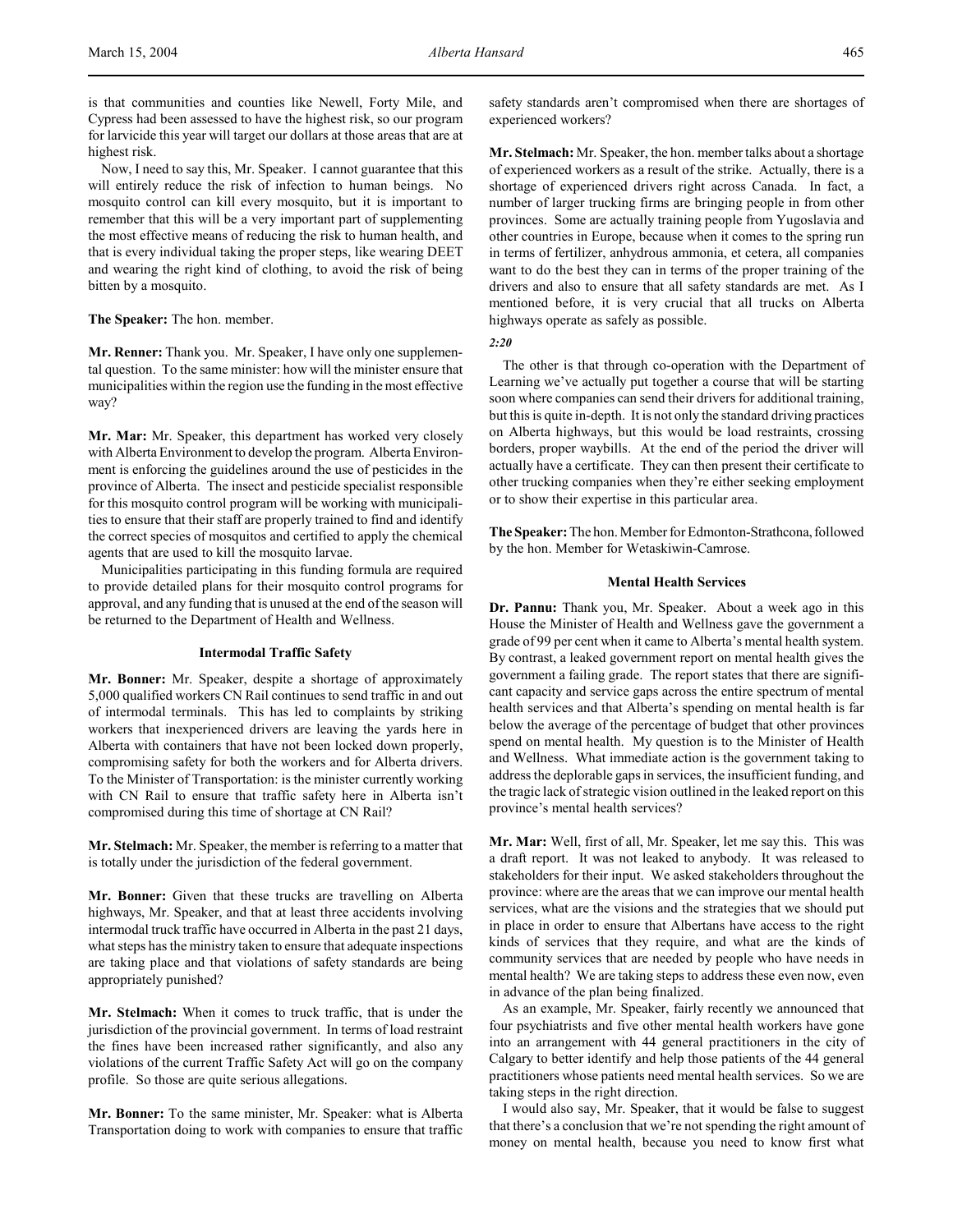is that communities and counties like Newell, Forty Mile, and Cypress had been assessed to have the highest risk, so our program for larvicide this year will target our dollars at those areas that are at highest risk.

Now, I need to say this, Mr. Speaker. I cannot guarantee that this will entirely reduce the risk of infection to human beings. No mosquito control can kill every mosquito, but it is important to remember that this will be a very important part of supplementing the most effective means of reducing the risk to human health, and that is every individual taking the proper steps, like wearing DEET and wearing the right kind of clothing, to avoid the risk of being bitten by a mosquito.

**The Speaker:** The hon. member.

**Mr. Renner:** Thank you. Mr. Speaker, I have only one supplemental question. To the same minister: how will the minister ensure that municipalities within the region use the funding in the most effective way?

**Mr. Mar:** Mr. Speaker, this department has worked very closely with Alberta Environment to develop the program. Alberta Environment is enforcing the guidelines around the use of pesticides in the province of Alberta. The insect and pesticide specialist responsible for this mosquito control program will be working with municipalities to ensure that their staff are properly trained to find and identify the correct species of mosquitos and certified to apply the chemical agents that are used to kill the mosquito larvae.

Municipalities participating in this funding formula are required to provide detailed plans for their mosquito control programs for approval, and any funding that is unused at the end of the season will be returned to the Department of Health and Wellness.

### Intermodal Traffic Safety

**Mr. Bonner:** Mr. Speaker, despite a shortage of approximately 5,000 qualified workers CN Rail continues to send traffic in and out of intermodal terminals. This has led to complaints by striking workers that inexperienced drivers are leaving the yards here in Alberta with containers that have not been locked down properly, compromising safety for both the workers and for Alberta drivers. To the Minister of Transportation: is the minister currently working with CN Rail to ensure that traffic safety here in Alberta isn't compromised during this time of shortage at CN Rail?

**Mr. Stelmach:** Mr. Speaker, the member is referring to a matter that is totally under the jurisdiction of the federal government.

**Mr. Bonner:** Given that these trucks are travelling on Alberta highways, Mr. Speaker, and that at least three accidents involving intermodal truck traffic have occurred in Alberta in the past 21 days, what steps has the ministry taken to ensure that adequate inspections are taking place and that violations of safety standards are being appropriately punished?

**Mr. Stelmach:** When it comes to truck traffic, that is under the jurisdiction of the provincial government. In terms of load restraint the fines have been increased rather significantly, and also any violations of the current Traffic Safety Act will go on the company profile. So those are quite serious allegations.

**Mr. Bonner:** To the same minister, Mr. Speaker: what is Alberta Transportation doing to work with companies to ensure that traffic safety standards aren't compromised when there are shortages of experienced workers?

**Mr. Stelmach:** Mr. Speaker, the hon. member talks about a shortage of experienced workers as a result of the strike. Actually, there is a shortage of experienced drivers right across Canada. In fact, a number of larger trucking firms are bringing people in from other provinces. Some are actually training people from Yugoslavia and other countries in Europe, because when it comes to the spring run in terms of fertilizer, anhydrous ammonia, et cetera, all companies want to do the best they can in terms of the proper training of the drivers and also to ensure that all safety standards are met. As I mentioned before, it is very crucial that all trucks on Alberta highways operate as safely as possible.

*2:20*

The other is that through co-operation with the Department of Learning we've actually put together a course that will be starting soon where companies can send their drivers for additional training, but this is quite in-depth. It is not only the standard driving practices on Alberta highways, but this would be load restraints, crossing borders, proper waybills. At the end of the period the driver will actually have a certificate. They can then present their certificate to other trucking companies when they're either seeking employment or to show their expertise in this particular area.

**The Speaker:** The hon. Member for Edmonton-Strathcona, followed by the hon. Member for Wetaskiwin-Camrose.

### Mental Health Services

**Dr. Pannu:** Thank you, Mr. Speaker. About a week ago in this House the Minister of Health and Wellness gave the government a grade of 99 per cent when it came to Alberta's mental health system. By contrast, a leaked government report on mental health gives the government a failing grade. The report states that there are significant capacity and service gaps across the entire spectrum of mental health services and that Alberta's spending on mental health is far below the average of the percentage of budget that other provinces spend on mental health. My question is to the Minister of Health and Wellness. What immediate action is the government taking to address the deplorable gaps in services, the insufficient funding, and the tragic lack of strategic vision outlined in the leaked report on this province's mental health services?

**Mr. Mar:** Well, first of all, Mr. Speaker, let me say this. This was a draft report. It was not leaked to anybody. It was released to stakeholders for their input. We asked stakeholders throughout the province: where are the areas that we can improve our mental health services, what are the visions and the strategies that we should put in place in order to ensure that Albertans have access to the right kinds of services that they require, and what are the kinds of community services that are needed by people who have needs in mental health? We are taking steps to address these even now, even in advance of the plan being finalized.

As an example, Mr. Speaker, fairly recently we announced that four psychiatrists and five other mental health workers have gone into an arrangement with 44 general practitioners in the city of Calgary to better identify and help those patients of the 44 general practitioners whose patients need mental health services. So we are taking steps in the right direction.

I would also say, Mr. Speaker, that it would be false to suggest that there's a conclusion that we're not spending the right amount of money on mental health, because you need to know first what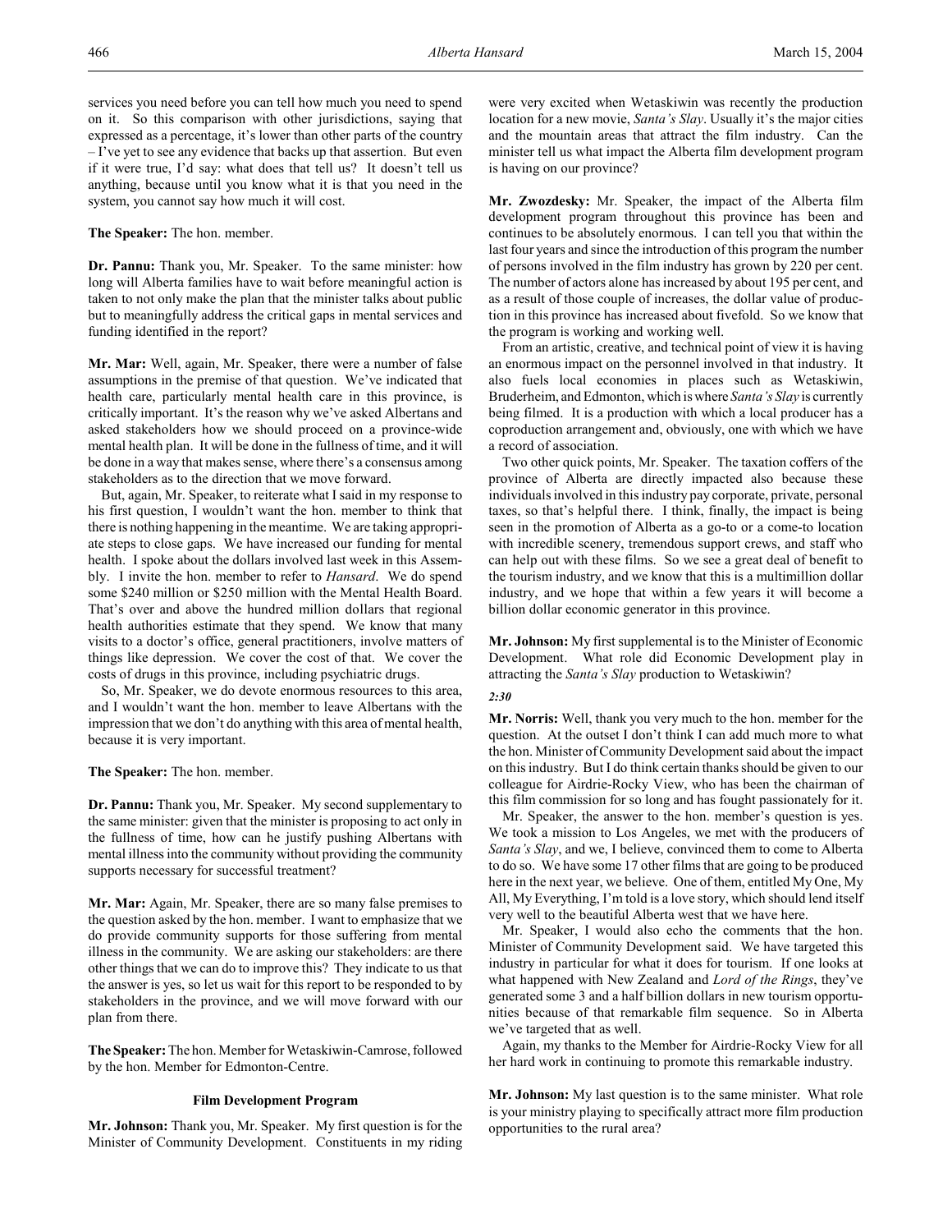services you need before you can tell how much you need to spend on it. So this comparison with other jurisdictions, saying that expressed as a percentage, it's lower than other parts of the country – I've yet to see any evidence that backs up that assertion. But even if it were true, I'd say: what does that tell us? It doesn't tell us anything, because until you know what it is that you need in the system, you cannot say how much it will cost.

**The Speaker:** The hon. member.

**Dr. Pannu:** Thank you, Mr. Speaker. To the same minister: how long will Alberta families have to wait before meaningful action is taken to not only make the plan that the minister talks about public but to meaningfully address the critical gaps in mental services and funding identified in the report?

**Mr. Mar:** Well, again, Mr. Speaker, there were a number of false assumptions in the premise of that question. We've indicated that health care, particularly mental health care in this province, is critically important. It's the reason why we've asked Albertans and asked stakeholders how we should proceed on a province-wide mental health plan. It will be done in the fullness of time, and it will be done in a way that makes sense, where there's a consensus among stakeholders as to the direction that we move forward.

But, again, Mr. Speaker, to reiterate what I said in my response to his first question, I wouldn't want the hon. member to think that there is nothing happening in the meantime. We are taking appropriate steps to close gaps. We have increased our funding for mental health. I spoke about the dollars involved last week in this Assembly. I invite the hon. member to refer to *Hansard*. We do spend some $240 million or $250 million with the Mental Health Board. That's over and above the hundred million dollars that regional health authorities estimate that they spend. We know that many visits to a doctor's office, general practitioners, involve matters of things like depression. We cover the cost of that. We cover the costs of drugs in this province, including psychiatric drugs.

So, Mr. Speaker, we do devote enormous resources to this area, and I wouldn't want the hon. member to leave Albertans with the impression that we don't do anything with this area of mental health, because it is very important.

**The Speaker:** The hon. member.

**Dr. Pannu:** Thank you, Mr. Speaker. My second supplementary to the same minister: given that the minister is proposing to act only in the fullness of time, how can he justify pushing Albertans with mental illness into the community without providing the community supports necessary for successful treatment?

**Mr. Mar:** Again, Mr. Speaker, there are so many false premises to the question asked by the hon. member. I want to emphasize that we do provide community supports for those suffering from mental illness in the community. We are asking our stakeholders: are there other things that we can do to improve this? They indicate to us that the answer is yes, so let us wait for this report to be responded to by stakeholders in the province, and we will move forward with our plan from there.

**The Speaker:** The hon. Member for Wetaskiwin-Camrose, followed by the hon. Member for Edmonton-Centre.

### Film Development Program

**Mr. Johnson:** Thank you, Mr. Speaker. My first question is for the Minister of Community Development. Constituents in my riding were very excited when Wetaskiwin was recently the production location for a new movie, *Santa's Slay*. Usually it's the major cities and the mountain areas that attract the film industry. Can the minister tell us what impact the Alberta film development program is having on our province?

**Mr. Zwozdesky:** Mr. Speaker, the impact of the Alberta film development program throughout this province has been and continues to be absolutely enormous. I can tell you that within the last four years and since the introduction of this program the number of persons involved in the film industry has grown by 220 per cent. The number of actors alone has increased by about 195 per cent, and as a result of those couple of increases, the dollar value of production in this province has increased about fivefold. So we know that the program is working and working well.

From an artistic, creative, and technical point of view it is having an enormous impact on the personnel involved in that industry. It also fuels local economies in places such as Wetaskiwin, Bruderheim, and Edmonton, which is where *Santa's Slay* is currently being filmed. It is a production with which a local producer has a coproduction arrangement and, obviously, one with which we have a record of association.

Two other quick points, Mr. Speaker. The taxation coffers of the province of Alberta are directly impacted also because these individuals involved in this industry pay corporate, private, personal taxes, so that's helpful there. I think, finally, the impact is being seen in the promotion of Alberta as a go-to or a come-to location with incredible scenery, tremendous support crews, and staff who can help out with these films. So we see a great deal of benefit to the tourism industry, and we know that this is a multimillion dollar industry, and we hope that within a few years it will become a billion dollar economic generator in this province.

**Mr. Johnson:** My first supplemental is to the Minister of Economic Development. What role did Economic Development play in attracting the *Santa's Slay* production to Wetaskiwin?

*2:30*

**Mr. Norris:** Well, thank you very much to the hon. member for the question. At the outset I don't think I can add much more to what the hon. Minister of Community Development said about the impact on this industry. But I do think certain thanks should be given to our colleague for Airdrie-Rocky View, who has been the chairman of this film commission for so long and has fought passionately for it.

Mr. Speaker, the answer to the hon. member's question is yes. We took a mission to Los Angeles, we met with the producers of *Santa's Slay*, and we, I believe, convinced them to come to Alberta to do so. We have some 17 other films that are going to be produced here in the next year, we believe. One of them, entitled My One, My All, My Everything, I'm told is a love story, which should lend itself very well to the beautiful Alberta west that we have here.

Mr. Speaker, I would also echo the comments that the hon. Minister of Community Development said. We have targeted this industry in particular for what it does for tourism. If one looks at what happened with New Zealand and *Lord of the Rings*, they've generated some 3 and a half billion dollars in new tourism opportunities because of that remarkable film sequence. So in Alberta we've targeted that as well.

Again, my thanks to the Member for Airdrie-Rocky View for all her hard work in continuing to promote this remarkable industry.

**Mr. Johnson:** My last question is to the same minister. What role is your ministry playing to specifically attract more film production opportunities to the rural area?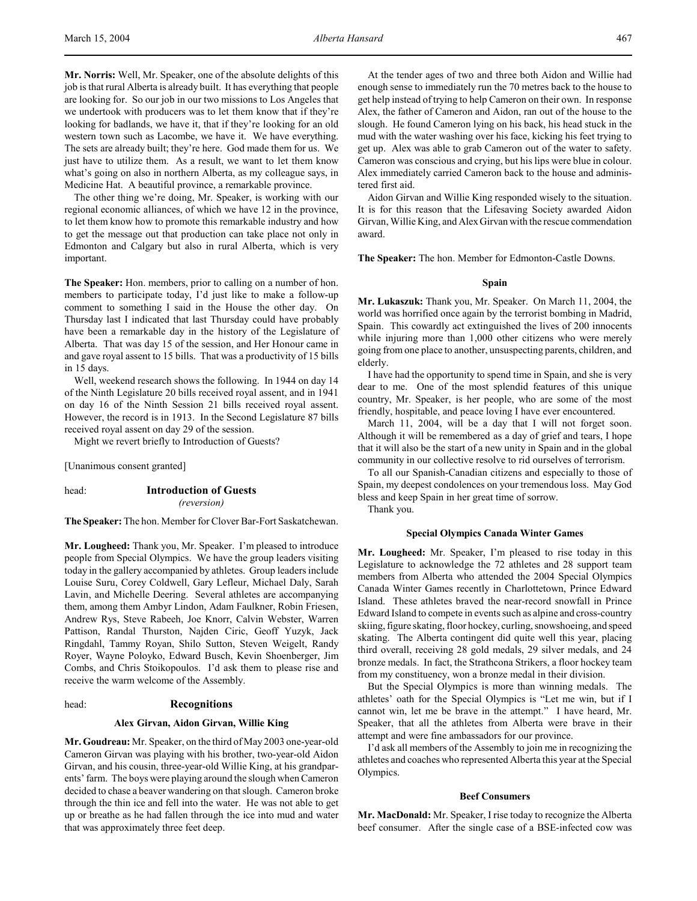**Mr. Norris:** Well, Mr. Speaker, one of the absolute delights of this job is that rural Alberta is already built. It has everything that people are looking for. So our job in our two missions to Los Angeles that we undertook with producers was to let them know that if they're looking for badlands, we have it, that if they're looking for an old western town such as Lacombe, we have it. We have everything. The sets are already built; they're here. God made them for us. We just have to utilize them. As a result, we want to let them know what's going on also in northern Alberta, as my colleague says, in Medicine Hat. A beautiful province, a remarkable province.

The other thing we're doing, Mr. Speaker, is working with our regional economic alliances, of which we have 12 in the province, to let them know how to promote this remarkable industry and how to get the message out that production can take place not only in Edmonton and Calgary but also in rural Alberta, which is very important.

**The Speaker:** Hon. members, prior to calling on a number of hon. members to participate today, I'd just like to make a follow-up comment to something I said in the House the other day. On Thursday last I indicated that last Thursday could have probably have been a remarkable day in the history of the Legislature of Alberta. That was day 15 of the session, and Her Honour came in and gave royal assent to 15 bills. That was a productivity of 15 bills in 15 days.

Well, weekend research shows the following. In 1944 on day 14 of the Ninth Legislature 20 bills received royal assent, and in 1941 on day 16 of the Ninth Session 21 bills received royal assent. However, the record is in 1913. In the Second Legislature 87 bills received royal assent on day 29 of the session.

Might we revert briefly to Introduction of Guests?

[Unanimous consent granted]

head: **Introduction of Guests**
*(reversion)*

**The Speaker:** The hon. Member for Clover Bar-Fort Saskatchewan.

**Mr. Lougheed:** Thank you, Mr. Speaker. I'm pleased to introduce people from Special Olympics. We have the group leaders visiting today in the gallery accompanied by athletes. Group leaders include Louise Suru, Corey Coldwell, Gary Lefleur, Michael Daly, Sarah Lavin, and Michelle Deering. Several athletes are accompanying them, among them Ambyr Lindon, Adam Faulkner, Robin Friesen, Andrew Rys, Steve Rabeeh, Joe Knorr, Calvin Webster, Warren Pattison, Randal Thurston, Najden Ciric, Geoff Yuzyk, Jack Ringdahl, Tammy Royan, Shilo Sutton, Steven Weigelt, Randy Royer, Wayne Poloyko, Edward Busch, Kevin Shoenberger, Jim Combs, and Chris Stoikopoulos. I'd ask them to please rise and receive the warm welcome of the Assembly.

head: **Recognitions**

### Alex Girvan, Aidon Girvan, Willie King

**Mr. Goudreau:** Mr. Speaker, on the third of May 2003 one-year-old Cameron Girvan was playing with his brother, two-year-old Aidon Girvan, and his cousin, three-year-old Willie King, at his grandparents' farm. The boys were playing around the slough when Cameron decided to chase a beaver wandering on that slough. Cameron broke through the thin ice and fell into the water. He was not able to get up or breathe as he had fallen through the ice into mud and water that was approximately three feet deep.

At the tender ages of two and three both Aidon and Willie had enough sense to immediately run the 70 metres back to the house to get help instead of trying to help Cameron on their own. In response Alex, the father of Cameron and Aidon, ran out of the house to the slough. He found Cameron lying on his back, his head stuck in the mud with the water washing over his face, kicking his feet trying to get up. Alex was able to grab Cameron out of the water to safety. Cameron was conscious and crying, but his lips were blue in colour. Alex immediately carried Cameron back to the house and administered first aid.

Aidon Girvan and Willie King responded wisely to the situation. It is for this reason that the Lifesaving Society awarded Aidon Girvan, Willie King, and Alex Girvan with the rescue commendation award.

**The Speaker:** The hon. Member for Edmonton-Castle Downs.

### Spain

**Mr. Lukaszuk:** Thank you, Mr. Speaker. On March 11, 2004, the world was horrified once again by the terrorist bombing in Madrid, Spain. This cowardly act extinguished the lives of 200 innocents while injuring more than 1,000 other citizens who were merely going from one place to another, unsuspecting parents, children, and elderly.

I have had the opportunity to spend time in Spain, and she is very dear to me. One of the most splendid features of this unique country, Mr. Speaker, is her people, who are some of the most friendly, hospitable, and peace loving I have ever encountered.

March 11, 2004, will be a day that I will not forget soon. Although it will be remembered as a day of grief and tears, I hope that it will also be the start of a new unity in Spain and in the global community in our collective resolve to rid ourselves of terrorism.

To all our Spanish-Canadian citizens and especially to those of Spain, my deepest condolences on your tremendous loss. May God bless and keep Spain in her great time of sorrow.

Thank you.

### Special Olympics Canada Winter Games

**Mr. Lougheed:** Mr. Speaker, I'm pleased to rise today in this Legislature to acknowledge the 72 athletes and 28 support team members from Alberta who attended the 2004 Special Olympics Canada Winter Games recently in Charlottetown, Prince Edward Island. These athletes braved the near-record snowfall in Prince Edward Island to compete in events such as alpine and cross-country skiing, figure skating, floor hockey, curling, snowshoeing, and speed skating. The Alberta contingent did quite well this year, placing third overall, receiving 28 gold medals, 29 silver medals, and 24 bronze medals. In fact, the Strathcona Strikers, a floor hockey team from my constituency, won a bronze medal in their division.

But the Special Olympics is more than winning medals. The athletes' oath for the Special Olympics is "Let me win, but if I cannot win, let me be brave in the attempt." I have heard, Mr. Speaker, that all the athletes from Alberta were brave in their attempt and were fine ambassadors for our province.

I'd ask all members of the Assembly to join me in recognizing the athletes and coaches who represented Alberta this year at the Special Olympics.

### Beef Consumers

**Mr. MacDonald:** Mr. Speaker, I rise today to recognize the Alberta beef consumer. After the single case of a BSE-infected cow was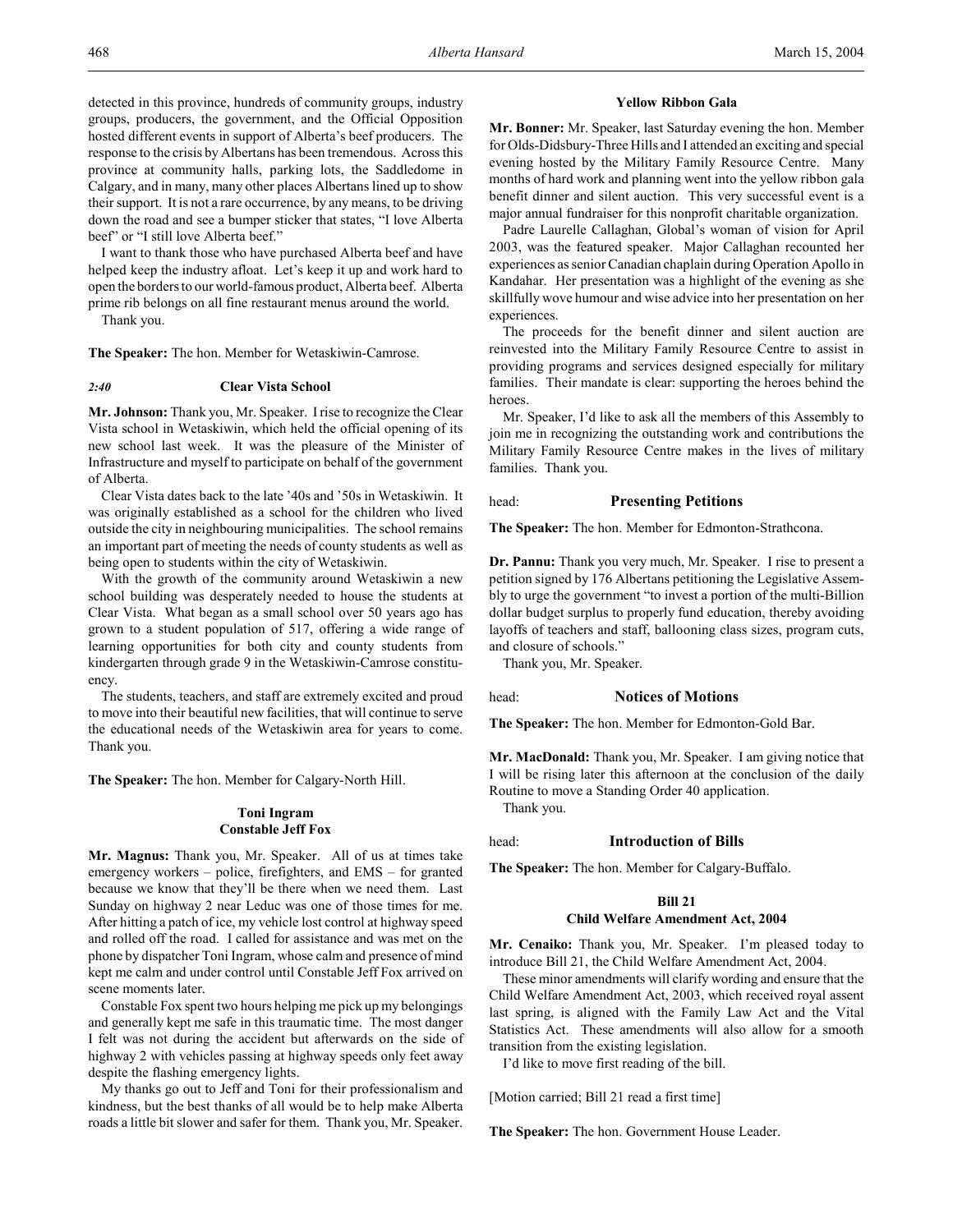detected in this province, hundreds of community groups, industry groups, producers, the government, and the Official Opposition hosted different events in support of Alberta's beef producers. The response to the crisis by Albertans has been tremendous. Across this province at community halls, parking lots, the Saddledome in Calgary, and in many, many other places Albertans lined up to show their support. It is not a rare occurrence, by any means, to be driving down the road and see a bumper sticker that states, "I love Alberta beef" or "I still love Alberta beef."

I want to thank those who have purchased Alberta beef and have helped keep the industry afloat. Let's keep it up and work hard to open the borders to our world-famous product, Alberta beef. Alberta prime rib belongs on all fine restaurant menus around the world.

Thank you.

**The Speaker:** The hon. Member for Wetaskiwin-Camrose.

### *2:40* Clear Vista School

**Mr. Johnson:** Thank you, Mr. Speaker. I rise to recognize the Clear Vista school in Wetaskiwin, which held the official opening of its new school last week. It was the pleasure of the Minister of Infrastructure and myself to participate on behalf of the government of Alberta.

Clear Vista dates back to the late '40s and '50s in Wetaskiwin. It was originally established as a school for the children who lived outside the city in neighbouring municipalities. The school remains an important part of meeting the needs of county students as well as being open to students within the city of Wetaskiwin.

With the growth of the community around Wetaskiwin a new school building was desperately needed to house the students at Clear Vista. What began as a small school over 50 years ago has grown to a student population of 517, offering a wide range of learning opportunities for both city and county students from kindergarten through grade 9 in the Wetaskiwin-Camrose constituency.

The students, teachers, and staff are extremely excited and proud to move into their beautiful new facilities, that will continue to serve the educational needs of the Wetaskiwin area for years to come. Thank you.

**The Speaker:** The hon. Member for Calgary-North Hill.

### Toni Ingram
### Constable Jeff Fox

**Mr. Magnus:** Thank you, Mr. Speaker. All of us at times take emergency workers – police, firefighters, and EMS – for granted because we know that they'll be there when we need them. Last Sunday on highway 2 near Leduc was one of those times for me. After hitting a patch of ice, my vehicle lost control at highway speed and rolled off the road. I called for assistance and was met on the phone by dispatcher Toni Ingram, whose calm and presence of mind kept me calm and under control until Constable Jeff Fox arrived on scene moments later.

Constable Fox spent two hours helping me pick up my belongings and generally kept me safe in this traumatic time. The most danger I felt was not during the accident but afterwards on the side of highway 2 with vehicles passing at highway speeds only feet away despite the flashing emergency lights.

My thanks go out to Jeff and Toni for their professionalism and kindness, but the best thanks of all would be to help make Alberta roads a little bit slower and safer for them. Thank you, Mr. Speaker.

### Yellow Ribbon Gala

**Mr. Bonner:** Mr. Speaker, last Saturday evening the hon. Member for Olds-Didsbury-Three Hills and I attended an exciting and special evening hosted by the Military Family Resource Centre. Many months of hard work and planning went into the yellow ribbon gala benefit dinner and silent auction. This very successful event is a major annual fundraiser for this nonprofit charitable organization.

Padre Laurelle Callaghan, Global's woman of vision for April 2003, was the featured speaker. Major Callaghan recounted her experiences as senior Canadian chaplain during Operation Apollo in Kandahar. Her presentation was a highlight of the evening as she skillfully wove humour and wise advice into her presentation on her experiences.

The proceeds for the benefit dinner and silent auction are reinvested into the Military Family Resource Centre to assist in providing programs and services designed especially for military families. Their mandate is clear: supporting the heroes behind the heroes.

Mr. Speaker, I'd like to ask all the members of this Assembly to join me in recognizing the outstanding work and contributions the Military Family Resource Centre makes in the lives of military families. Thank you.

## head: Presenting Petitions

**The Speaker:** The hon. Member for Edmonton-Strathcona.

**Dr. Pannu:** Thank you very much, Mr. Speaker. I rise to present a petition signed by 176 Albertans petitioning the Legislative Assembly to urge the government "to invest a portion of the multi-Billion dollar budget surplus to properly fund education, thereby avoiding layoffs of teachers and staff, ballooning class sizes, program cuts, and closure of schools."

Thank you, Mr. Speaker.

## head: Notices of Motions

**The Speaker:** The hon. Member for Edmonton-Gold Bar.

**Mr. MacDonald:** Thank you, Mr. Speaker. I am giving notice that I will be rising later this afternoon at the conclusion of the daily Routine to move a Standing Order 40 application.

Thank you.

## head: Introduction of Bills

**The Speaker:** The hon. Member for Calgary-Buffalo.

### Bill 21
### Child Welfare Amendment Act, 2004

**Mr. Cenaiko:** Thank you, Mr. Speaker. I'm pleased today to introduce Bill 21, the Child Welfare Amendment Act, 2004.

These minor amendments will clarify wording and ensure that the Child Welfare Amendment Act, 2003, which received royal assent last spring, is aligned with the Family Law Act and the Vital Statistics Act. These amendments will also allow for a smooth transition from the existing legislation.

I'd like to move first reading of the bill.

[Motion carried; Bill 21 read a first time]

**The Speaker:** The hon. Government House Leader.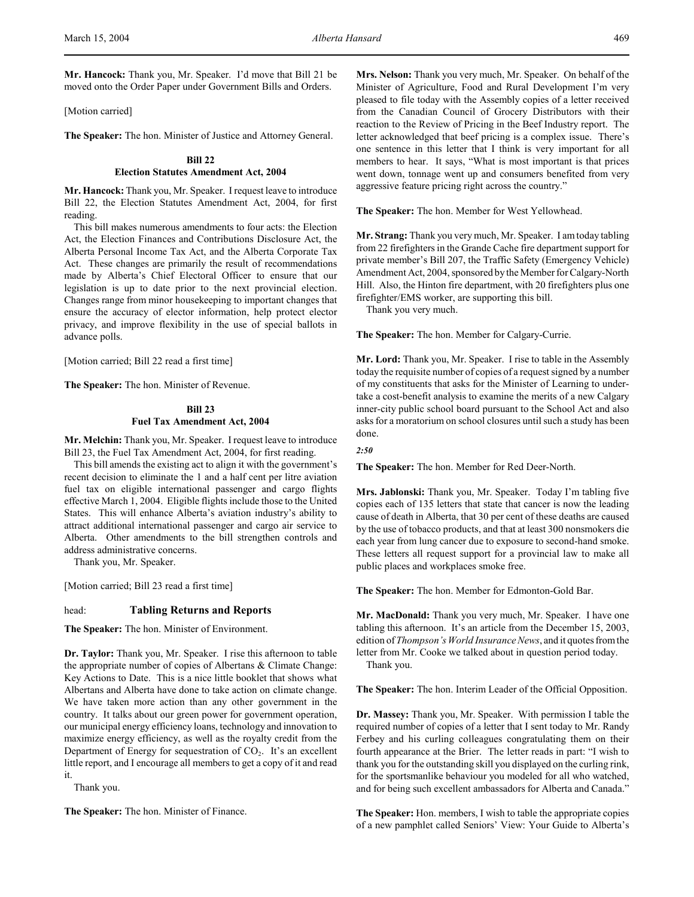**Mr. Hancock:** Thank you, Mr. Speaker. I'd move that Bill 21 be moved onto the Order Paper under Government Bills and Orders.

[Motion carried]

**The Speaker:** The hon. Minister of Justice and Attorney General.

### Bill 22
### Election Statutes Amendment Act, 2004

**Mr. Hancock:** Thank you, Mr. Speaker. I request leave to introduce Bill 22, the Election Statutes Amendment Act, 2004, for first reading.

This bill makes numerous amendments to four acts: the Election Act, the Election Finances and Contributions Disclosure Act, the Alberta Personal Income Tax Act, and the Alberta Corporate Tax Act. These changes are primarily the result of recommendations made by Alberta's Chief Electoral Officer to ensure that our legislation is up to date prior to the next provincial election. Changes range from minor housekeeping to important changes that ensure the accuracy of elector information, help protect elector privacy, and improve flexibility in the use of special ballots in advance polls.

[Motion carried; Bill 22 read a first time]

**The Speaker:** The hon. Minister of Revenue.

### Bill 23
### Fuel Tax Amendment Act, 2004

**Mr. Melchin:** Thank you, Mr. Speaker. I request leave to introduce Bill 23, the Fuel Tax Amendment Act, 2004, for first reading.

This bill amends the existing act to align it with the government's recent decision to eliminate the 1 and a half cent per litre aviation fuel tax on eligible international passenger and cargo flights effective March 1, 2004. Eligible flights include those to the United States. This will enhance Alberta's aviation industry's ability to attract additional international passenger and cargo air service to Alberta. Other amendments to the bill strengthen controls and address administrative concerns.

Thank you, Mr. Speaker.

[Motion carried; Bill 23 read a first time]

## head: Tabling Returns and Reports

**The Speaker:** The hon. Minister of Environment.

**Dr. Taylor:** Thank you, Mr. Speaker. I rise this afternoon to table the appropriate number of copies of Albertans & Climate Change: Key Actions to Date. This is a nice little booklet that shows what Albertans and Alberta have done to take action on climate change. We have taken more action than any other government in the country. It talks about our green power for government operation, our municipal energy efficiency loans, technology and innovation to maximize energy efficiency, as well as the royalty credit from the Department of Energy for sequestration of $CO_2$. It's an excellent little report, and I encourage all members to get a copy of it and read it.

Thank you.

**The Speaker:** The hon. Minister of Finance.

**Mrs. Nelson:** Thank you very much, Mr. Speaker. On behalf of the Minister of Agriculture, Food and Rural Development I'm very pleased to file today with the Assembly copies of a letter received from the Canadian Council of Grocery Distributors with their reaction to the Review of Pricing in the Beef Industry report. The letter acknowledged that beef pricing is a complex issue. There's one sentence in this letter that I think is very important for all members to hear. It says, "What is most important is that prices went down, tonnage went up and consumers benefited from very aggressive feature pricing right across the country."

**The Speaker:** The hon. Member for West Yellowhead.

**Mr. Strang:** Thank you very much, Mr. Speaker. I am today tabling from 22 firefighters in the Grande Cache fire department support for private member's Bill 207, the Traffic Safety (Emergency Vehicle) Amendment Act, 2004, sponsored by the Member for Calgary-North Hill. Also, the Hinton fire department, with 20 firefighters plus one firefighter/EMS worker, are supporting this bill.

Thank you very much.

**The Speaker:** The hon. Member for Calgary-Currie.

**Mr. Lord:** Thank you, Mr. Speaker. I rise to table in the Assembly today the requisite number of copies of a request signed by a number of my constituents that asks for the Minister of Learning to undertake a cost-benefit analysis to examine the merits of a new Calgary inner-city public school board pursuant to the School Act and also asks for a moratorium on school closures until such a study has been done.

*2:50*

**The Speaker:** The hon. Member for Red Deer-North.

**Mrs. Jablonski:** Thank you, Mr. Speaker. Today I'm tabling five copies each of 135 letters that state that cancer is now the leading cause of death in Alberta, that 30 per cent of these deaths are caused by the use of tobacco products, and that at least 300 nonsmokers die each year from lung cancer due to exposure to second-hand smoke. These letters all request support for a provincial law to make all public places and workplaces smoke free.

**The Speaker:** The hon. Member for Edmonton-Gold Bar.

**Mr. MacDonald:** Thank you very much, Mr. Speaker. I have one tabling this afternoon. It's an article from the December 15, 2003, edition of *Thompson's World Insurance News*, and it quotes from the letter from Mr. Cooke we talked about in question period today.

Thank you.

**The Speaker:** The hon. Interim Leader of the Official Opposition.

**Dr. Massey:** Thank you, Mr. Speaker. With permission I table the required number of copies of a letter that I sent today to Mr. Randy Ferbey and his curling colleagues congratulating them on their fourth appearance at the Brier. The letter reads in part: "I wish to thank you for the outstanding skill you displayed on the curling rink, for the sportsmanlike behaviour you modeled for all who watched, and for being such excellent ambassadors for Alberta and Canada."

**The Speaker:** Hon. members, I wish to table the appropriate copies of a new pamphlet called Seniors' View: Your Guide to Alberta's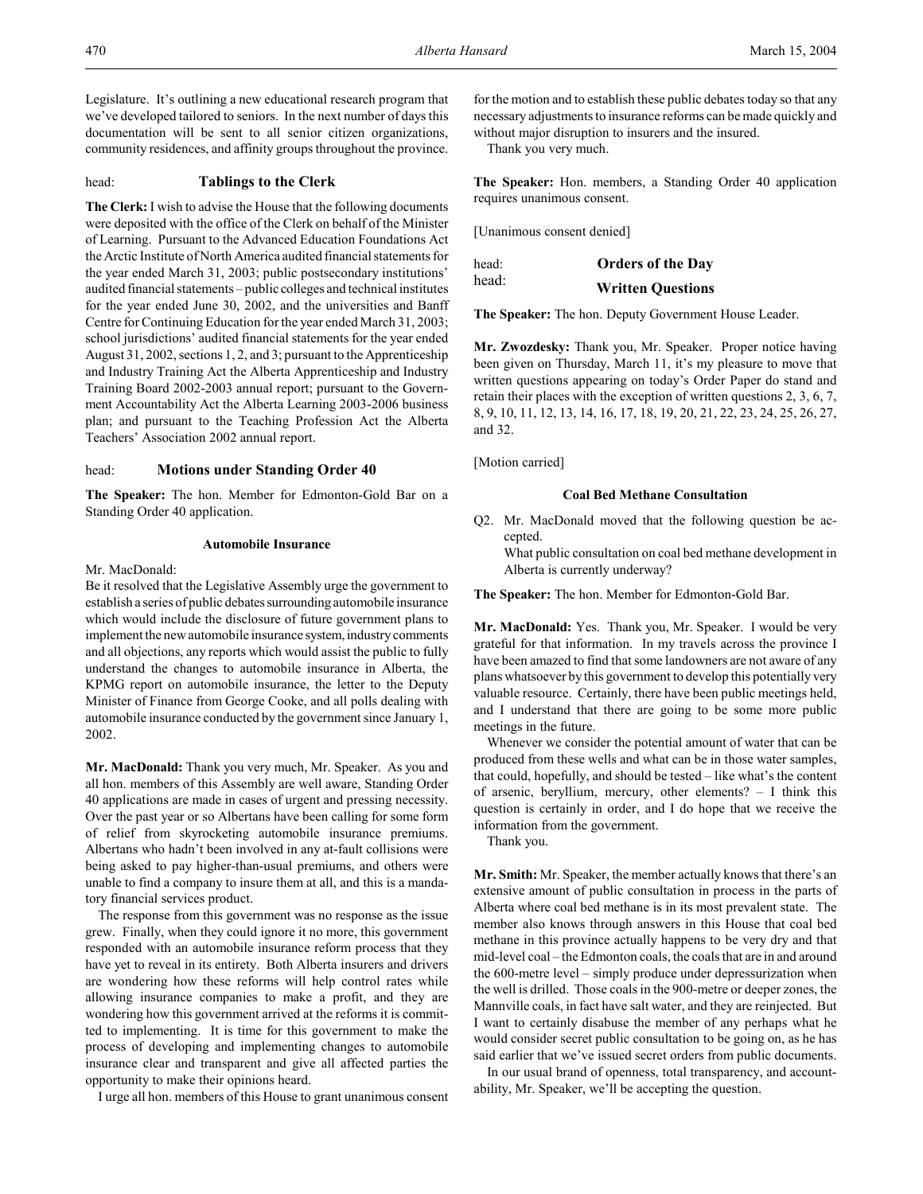Legislature. It's outlining a new educational research program that we've developed tailored to seniors. In the next number of days this documentation will be sent to all senior citizen organizations, community residences, and affinity groups throughout the province.

head: **Tablings to the Clerk**

**The Clerk:** I wish to advise the House that the following documents were deposited with the office of the Clerk on behalf of the Minister of Learning. Pursuant to the Advanced Education Foundations Act the Arctic Institute of North America audited financial statements for the year ended March 31, 2003; public postsecondary institutions' audited financial statements – public colleges and technical institutes for the year ended June 30, 2002, and the universities and Banff Centre for Continuing Education for the year ended March 31, 2003; school jurisdictions' audited financial statements for the year ended August 31, 2002, sections 1, 2, and 3; pursuant to the Apprenticeship and Industry Training Act the Alberta Apprenticeship and Industry Training Board 2002-2003 annual report; pursuant to the Government Accountability Act the Alberta Learning 2003-2006 business plan; and pursuant to the Teaching Profession Act the Alberta Teachers' Association 2002 annual report.

head: **Motions under Standing Order 40**

**The Speaker:** The hon. Member for Edmonton-Gold Bar on a Standing Order 40 application.

### Automobile Insurance

Mr. MacDonald:

Be it resolved that the Legislative Assembly urge the government to establish a series of public debates surrounding automobile insurance which would include the disclosure of future government plans to implement the new automobile insurance system, industry comments and all objections, any reports which would assist the public to fully understand the changes to automobile insurance in Alberta, the KPMG report on automobile insurance, the letter to the Deputy Minister of Finance from George Cooke, and all polls dealing with automobile insurance conducted by the government since January 1, 2002.

**Mr. MacDonald:** Thank you very much, Mr. Speaker. As you and all hon. members of this Assembly are well aware, Standing Order 40 applications are made in cases of urgent and pressing necessity. Over the past year or so Albertans have been calling for some form of relief from skyrocketing automobile insurance premiums. Albertans who hadn't been involved in any at-fault collisions were being asked to pay higher-than-usual premiums, and others were unable to find a company to insure them at all, and this is a mandatory financial services product.

The response from this government was no response as the issue grew. Finally, when they could ignore it no more, this government responded with an automobile insurance reform process that they have yet to reveal in its entirety. Both Alberta insurers and drivers are wondering how these reforms will help control rates while allowing insurance companies to make a profit, and they are wondering how this government arrived at the reforms it is committed to implementing. It is time for this government to make the process of developing and implementing changes to automobile insurance clear and transparent and give all affected parties the opportunity to make their opinions heard.

I urge all hon. members of this House to grant unanimous consent for the motion and to establish these public debates today so that any necessary adjustments to insurance reforms can be made quickly and without major disruption to insurers and the insured.

Thank you very much.

**The Speaker:** Hon. members, a Standing Order 40 application requires unanimous consent.

[Unanimous consent denied]

head: **Orders of the Day**

head: **Written Questions**

**The Speaker:** The hon. Deputy Government House Leader.

**Mr. Zwozdesky:** Thank you, Mr. Speaker. Proper notice having been given on Thursday, March 11, it's my pleasure to move that written questions appearing on today's Order Paper do stand and retain their places with the exception of written questions 2, 3, 6, 7, 8, 9, 10, 11, 12, 13, 14, 16, 17, 18, 19, 20, 21, 22, 23, 24, 25, 26, 27, and 32.

[Motion carried]

### Coal Bed Methane Consultation

Q2. Mr. MacDonald moved that the following question be accepted.

What public consultation on coal bed methane development in Alberta is currently underway?

**The Speaker:** The hon. Member for Edmonton-Gold Bar.

**Mr. MacDonald:** Yes. Thank you, Mr. Speaker. I would be very grateful for that information. In my travels across the province I have been amazed to find that some landowners are not aware of any plans whatsoever by this government to develop this potentially very valuable resource. Certainly, there have been public meetings held, and I understand that there are going to be some more public meetings in the future.

Whenever we consider the potential amount of water that can be produced from these wells and what can be in those water samples, that could, hopefully, and should be tested – like what's the content of arsenic, beryllium, mercury, other elements? – I think this question is certainly in order, and I do hope that we receive the information from the government.

Thank you.

**Mr. Smith:** Mr. Speaker, the member actually knows that there's an extensive amount of public consultation in process in the parts of Alberta where coal bed methane is in its most prevalent state. The member also knows through answers in this House that coal bed methane in this province actually happens to be very dry and that mid-level coal – the Edmonton coals, the coals that are in and around the 600-metre level – simply produce under depressurization when the well is drilled. Those coals in the 900-metre or deeper zones, the Mannville coals, in fact have salt water, and they are reinjected. But I want to certainly disabuse the member of any perhaps what he would consider secret public consultation to be going on, as he has said earlier that we've issued secret orders from public documents.

In our usual brand of openness, total transparency, and accountability, Mr. Speaker, we'll be accepting the question.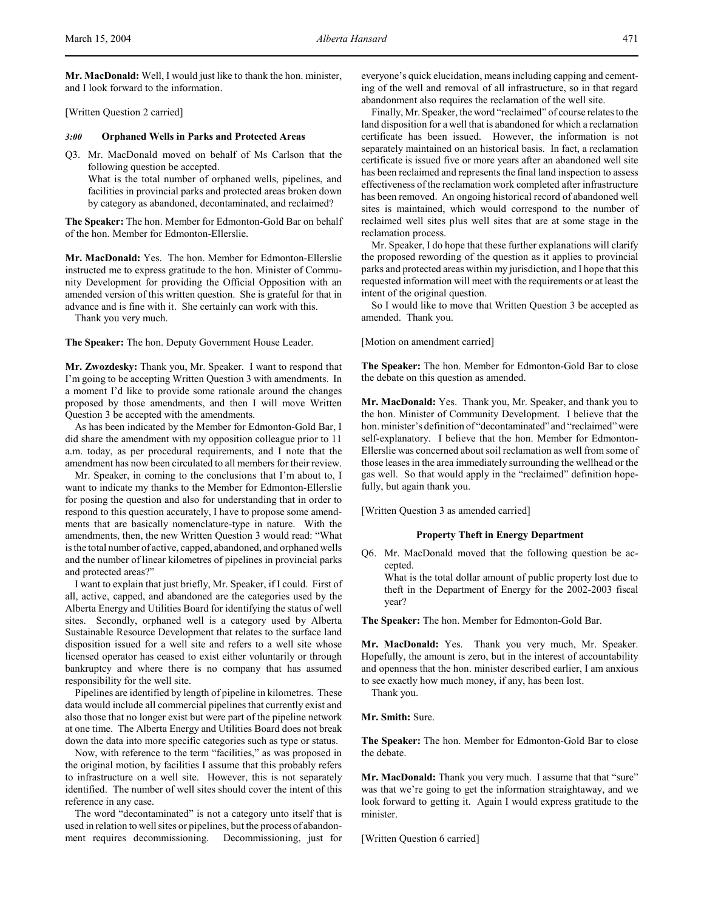**Mr. MacDonald:** Well, I would just like to thank the hon. minister, and I look forward to the information.

[Written Question 2 carried]

### *3:00* Orphaned Wells in Parks and Protected Areas

Q3. Mr. MacDonald moved on behalf of Ms Carlson that the following question be accepted.
What is the total number of orphaned wells, pipelines, and facilities in provincial parks and protected areas broken down by category as abandoned, decontaminated, and reclaimed?

**The Speaker:** The hon. Member for Edmonton-Gold Bar on behalf of the hon. Member for Edmonton-Ellerslie.

**Mr. MacDonald:** Yes. The hon. Member for Edmonton-Ellerslie instructed me to express gratitude to the hon. Minister of Community Development for providing the Official Opposition with an amended version of this written question. She is grateful for that in advance and is fine with it. She certainly can work with this.

Thank you very much.

**The Speaker:** The hon. Deputy Government House Leader.

**Mr. Zwozdesky:** Thank you, Mr. Speaker. I want to respond that I'm going to be accepting Written Question 3 with amendments. In a moment I'd like to provide some rationale around the changes proposed by those amendments, and then I will move Written Question 3 be accepted with the amendments.

As has been indicated by the Member for Edmonton-Gold Bar, I did share the amendment with my opposition colleague prior to 11 a.m. today, as per procedural requirements, and I note that the amendment has now been circulated to all members for their review.

Mr. Speaker, in coming to the conclusions that I'm about to, I want to indicate my thanks to the Member for Edmonton-Ellerslie for posing the question and also for understanding that in order to respond to this question accurately, I have to propose some amendments that are basically nomenclature-type in nature. With the amendments, then, the new Written Question 3 would read: "What is the total number of active, capped, abandoned, and orphaned wells and the number of linear kilometres of pipelines in provincial parks and protected areas?"

I want to explain that just briefly, Mr. Speaker, if I could. First of all, active, capped, and abandoned are the categories used by the Alberta Energy and Utilities Board for identifying the status of well sites. Secondly, orphaned well is a category used by Alberta Sustainable Resource Development that relates to the surface land disposition issued for a well site and refers to a well site whose licensed operator has ceased to exist either voluntarily or through bankruptcy and where there is no company that has assumed responsibility for the well site.

Pipelines are identified by length of pipeline in kilometres. These data would include all commercial pipelines that currently exist and also those that no longer exist but were part of the pipeline network at one time. The Alberta Energy and Utilities Board does not break down the data into more specific categories such as type or status.

Now, with reference to the term "facilities," as was proposed in the original motion, by facilities I assume that this probably refers to infrastructure on a well site. However, this is not separately identified. The number of well sites should cover the intent of this reference in any case.

The word "decontaminated" is not a category unto itself that is used in relation to well sites or pipelines, but the process of abandonment requires decommissioning. Decommissioning, just for everyone's quick elucidation, means including capping and cementing of the well and removal of all infrastructure, so in that regard abandonment also requires the reclamation of the well site.

Finally, Mr. Speaker, the word "reclaimed" of course relates to the land disposition for a well that is abandoned for which a reclamation certificate has been issued. However, the information is not separately maintained on an historical basis. In fact, a reclamation certificate is issued five or more years after an abandoned well site has been reclaimed and represents the final land inspection to assess effectiveness of the reclamation work completed after infrastructure has been removed. An ongoing historical record of abandoned well sites is maintained, which would correspond to the number of reclaimed well sites plus well sites that are at some stage in the reclamation process.

Mr. Speaker, I do hope that these further explanations will clarify the proposed rewording of the question as it applies to provincial parks and protected areas within my jurisdiction, and I hope that this requested information will meet with the requirements or at least the intent of the original question.

So I would like to move that Written Question 3 be accepted as amended. Thank you.

[Motion on amendment carried]

**The Speaker:** The hon. Member for Edmonton-Gold Bar to close the debate on this question as amended.

**Mr. MacDonald:** Yes. Thank you, Mr. Speaker, and thank you to the hon. Minister of Community Development. I believe that the hon. minister's definition of "decontaminated" and "reclaimed" were self-explanatory. I believe that the hon. Member for Edmonton-Ellerslie was concerned about soil reclamation as well from some of those leases in the area immediately surrounding the wellhead or the gas well. So that would apply in the "reclaimed" definition hopefully, but again thank you.

[Written Question 3 as amended carried]

### Property Theft in Energy Department

Q6. Mr. MacDonald moved that the following question be accepted.
What is the total dollar amount of public property lost due to theft in the Department of Energy for the 2002-2003 fiscal year?

**The Speaker:** The hon. Member for Edmonton-Gold Bar.

**Mr. MacDonald:** Yes. Thank you very much, Mr. Speaker. Hopefully, the amount is zero, but in the interest of accountability and openness that the hon. minister described earlier, I am anxious to see exactly how much money, if any, has been lost.

Thank you.

**Mr. Smith:** Sure.

**The Speaker:** The hon. Member for Edmonton-Gold Bar to close the debate.

**Mr. MacDonald:** Thank you very much. I assume that that "sure" was that we're going to get the information straightaway, and we look forward to getting it. Again I would express gratitude to the minister.

[Written Question 6 carried]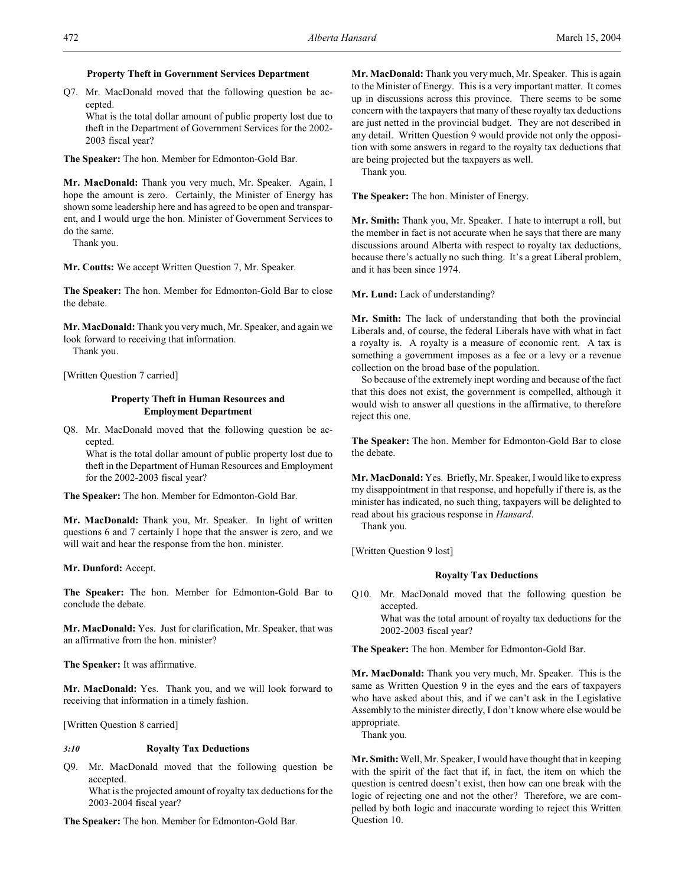### Property Theft in Government Services Department

Q7. Mr. MacDonald moved that the following question be accepted.
What is the total dollar amount of public property lost due to theft in the Department of Government Services for the 2002-2003 fiscal year?

**The Speaker:** The hon. Member for Edmonton-Gold Bar.

**Mr. MacDonald:** Thank you very much, Mr. Speaker. Again, I hope the amount is zero. Certainly, the Minister of Energy has shown some leadership here and has agreed to be open and transparent, and I would urge the hon. Minister of Government Services to do the same.

Thank you.

**Mr. Coutts:** We accept Written Question 7, Mr. Speaker.

**The Speaker:** The hon. Member for Edmonton-Gold Bar to close the debate.

**Mr. MacDonald:** Thank you very much, Mr. Speaker, and again we look forward to receiving that information.

Thank you.

[Written Question 7 carried]

### Property Theft in Human Resources and Employment Department

Q8. Mr. MacDonald moved that the following question be accepted.
What is the total dollar amount of public property lost due to theft in the Department of Human Resources and Employment for the 2002-2003 fiscal year?

**The Speaker:** The hon. Member for Edmonton-Gold Bar.

**Mr. MacDonald:** Thank you, Mr. Speaker. In light of written questions 6 and 7 certainly I hope that the answer is zero, and we will wait and hear the response from the hon. minister.

**Mr. Dunford:** Accept.

**The Speaker:** The hon. Member for Edmonton-Gold Bar to conclude the debate.

**Mr. MacDonald:** Yes. Just for clarification, Mr. Speaker, that was an affirmative from the hon. minister?

**The Speaker:** It was affirmative.

**Mr. MacDonald:** Yes. Thank you, and we will look forward to receiving that information in a timely fashion.

[Written Question 8 carried]

*3:10*

### Royalty Tax Deductions

Q9. Mr. MacDonald moved that the following question be accepted.
What is the projected amount of royalty tax deductions for the 2003-2004 fiscal year?

**The Speaker:** The hon. Member for Edmonton-Gold Bar.

**Mr. MacDonald:** Thank you very much, Mr. Speaker. This is again to the Minister of Energy. This is a very important matter. It comes up in discussions across this province. There seems to be some concern with the taxpayers that many of these royalty tax deductions are just netted in the provincial budget. They are not described in any detail. Written Question 9 would provide not only the opposition with some answers in regard to the royalty tax deductions that are being projected but the taxpayers as well.

Thank you.

**The Speaker:** The hon. Minister of Energy.

**Mr. Smith:** Thank you, Mr. Speaker. I hate to interrupt a roll, but the member in fact is not accurate when he says that there are many discussions around Alberta with respect to royalty tax deductions, because there's actually no such thing. It's a great Liberal problem, and it has been since 1974.

**Mr. Lund:** Lack of understanding?

**Mr. Smith:** The lack of understanding that both the provincial Liberals and, of course, the federal Liberals have with what in fact a royalty is. A royalty is a measure of economic rent. A tax is something a government imposes as a fee or a levy or a revenue collection on the broad base of the population.

So because of the extremely inept wording and because of the fact that this does not exist, the government is compelled, although it would wish to answer all questions in the affirmative, to therefore reject this one.

**The Speaker:** The hon. Member for Edmonton-Gold Bar to close the debate.

**Mr. MacDonald:** Yes. Briefly, Mr. Speaker, I would like to express my disappointment in that response, and hopefully if there is, as the minister has indicated, no such thing, taxpayers will be delighted to read about his gracious response in *Hansard*.

Thank you.

[Written Question 9 lost]

### Royalty Tax Deductions

Q10. Mr. MacDonald moved that the following question be accepted.
What was the total amount of royalty tax deductions for the 2002-2003 fiscal year?

**The Speaker:** The hon. Member for Edmonton-Gold Bar.

**Mr. MacDonald:** Thank you very much, Mr. Speaker. This is the same as Written Question 9 in the eyes and the ears of taxpayers who have asked about this, and if we can't ask in the Legislative Assembly to the minister directly, I don't know where else would be appropriate.

Thank you.

**Mr. Smith:** Well, Mr. Speaker, I would have thought that in keeping with the spirit of the fact that if, in fact, the item on which the question is centred doesn't exist, then how can one break with the logic of rejecting one and not the other? Therefore, we are compelled by both logic and inaccurate wording to reject this Written Question 10.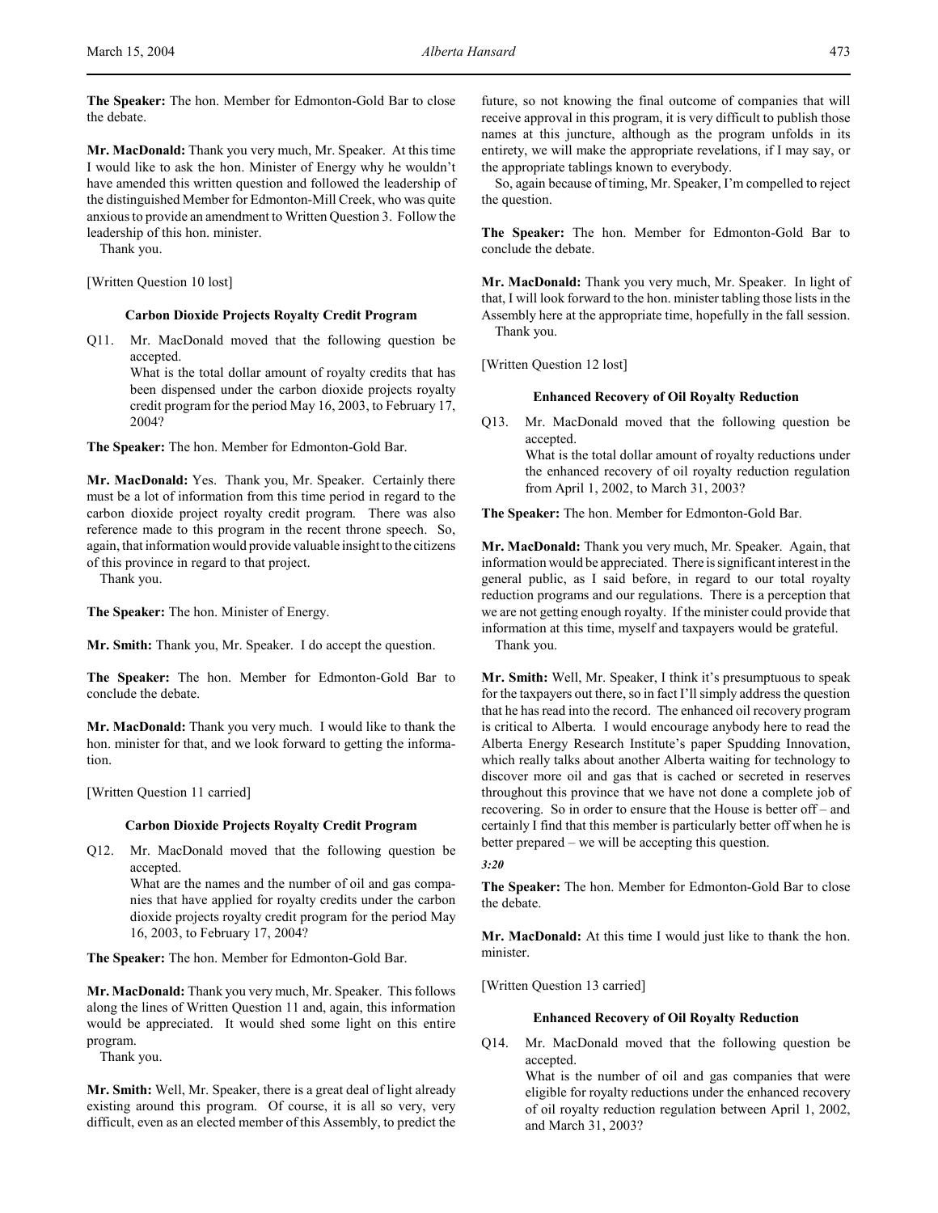**The Speaker:** The hon. Member for Edmonton-Gold Bar to close the debate.

**Mr. MacDonald:** Thank you very much, Mr. Speaker. At this time I would like to ask the hon. Minister of Energy why he wouldn't have amended this written question and followed the leadership of the distinguished Member for Edmonton-Mill Creek, who was quite anxious to provide an amendment to Written Question 3. Follow the leadership of this hon. minister.

Thank you.

[Written Question 10 lost]

### Carbon Dioxide Projects Royalty Credit Program

Q11. Mr. MacDonald moved that the following question be accepted.

What is the total dollar amount of royalty credits that has been dispensed under the carbon dioxide projects royalty credit program for the period May 16, 2003, to February 17, 2004?

**The Speaker:** The hon. Member for Edmonton-Gold Bar.

**Mr. MacDonald:** Yes. Thank you, Mr. Speaker. Certainly there must be a lot of information from this time period in regard to the carbon dioxide project royalty credit program. There was also reference made to this program in the recent throne speech. So, again, that information would provide valuable insight to the citizens of this province in regard to that project.

Thank you.

**The Speaker:** The hon. Minister of Energy.

**Mr. Smith:** Thank you, Mr. Speaker. I do accept the question.

**The Speaker:** The hon. Member for Edmonton-Gold Bar to conclude the debate.

**Mr. MacDonald:** Thank you very much. I would like to thank the hon. minister for that, and we look forward to getting the information.

[Written Question 11 carried]

### Carbon Dioxide Projects Royalty Credit Program

Q12. Mr. MacDonald moved that the following question be accepted.

What are the names and the number of oil and gas companies that have applied for royalty credits under the carbon dioxide projects royalty credit program for the period May 16, 2003, to February 17, 2004?

**The Speaker:** The hon. Member for Edmonton-Gold Bar.

**Mr. MacDonald:** Thank you very much, Mr. Speaker. This follows along the lines of Written Question 11 and, again, this information would be appreciated. It would shed some light on this entire program.

Thank you.

**Mr. Smith:** Well, Mr. Speaker, there is a great deal of light already existing around this program. Of course, it is all so very, very difficult, even as an elected member of this Assembly, to predict the future, so not knowing the final outcome of companies that will receive approval in this program, it is very difficult to publish those names at this juncture, although as the program unfolds in its entirety, we will make the appropriate revelations, if I may say, or the appropriate tablings known to everybody.

So, again because of timing, Mr. Speaker, I'm compelled to reject the question.

**The Speaker:** The hon. Member for Edmonton-Gold Bar to conclude the debate.

**Mr. MacDonald:** Thank you very much, Mr. Speaker. In light of that, I will look forward to the hon. minister tabling those lists in the Assembly here at the appropriate time, hopefully in the fall session.

Thank you.

[Written Question 12 lost]

### Enhanced Recovery of Oil Royalty Reduction

Q13. Mr. MacDonald moved that the following question be accepted.

What is the total dollar amount of royalty reductions under the enhanced recovery of oil royalty reduction regulation from April 1, 2002, to March 31, 2003?

**The Speaker:** The hon. Member for Edmonton-Gold Bar.

**Mr. MacDonald:** Thank you very much, Mr. Speaker. Again, that information would be appreciated. There is significant interest in the general public, as I said before, in regard to our total royalty reduction programs and our regulations. There is a perception that we are not getting enough royalty. If the minister could provide that information at this time, myself and taxpayers would be grateful.

Thank you.

**Mr. Smith:** Well, Mr. Speaker, I think it's presumptuous to speak for the taxpayers out there, so in fact I'll simply address the question that he has read into the record. The enhanced oil recovery program is critical to Alberta. I would encourage anybody here to read the Alberta Energy Research Institute's paper Spudding Innovation, which really talks about another Alberta waiting for technology to discover more oil and gas that is cached or secreted in reserves throughout this province that we have not done a complete job of recovering. So in order to ensure that the House is better off – and certainly I find that this member is particularly better off when he is better prepared – we will be accepting this question.

*3:20*

**The Speaker:** The hon. Member for Edmonton-Gold Bar to close the debate.

**Mr. MacDonald:** At this time I would just like to thank the hon. minister.

[Written Question 13 carried]

### Enhanced Recovery of Oil Royalty Reduction

Q14. Mr. MacDonald moved that the following question be accepted.

What is the number of oil and gas companies that were eligible for royalty reductions under the enhanced recovery of oil royalty reduction regulation between April 1, 2002, and March 31, 2003?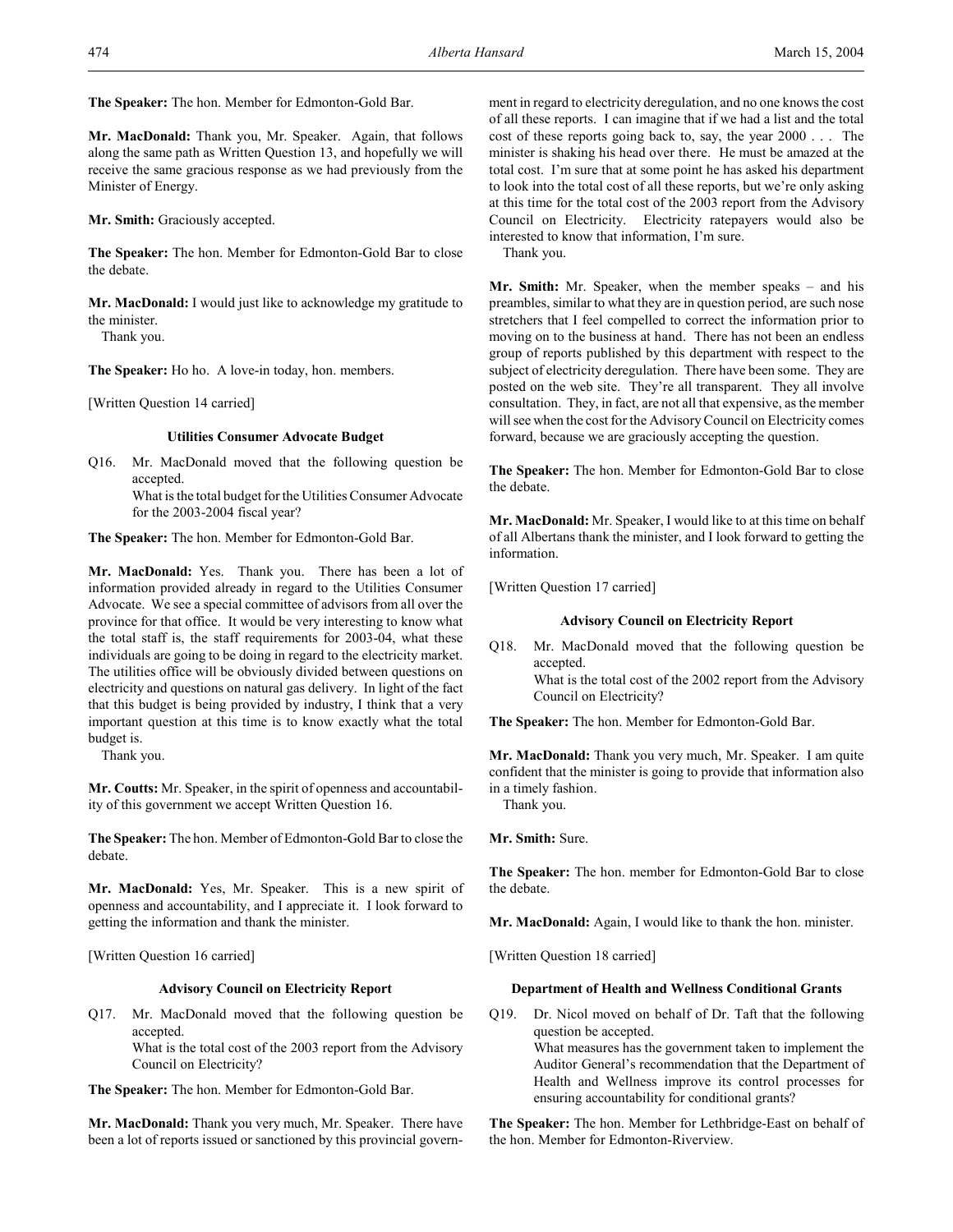**The Speaker:** The hon. Member for Edmonton-Gold Bar.

**Mr. MacDonald:** Thank you, Mr. Speaker. Again, that follows along the same path as Written Question 13, and hopefully we will receive the same gracious response as we had previously from the Minister of Energy.

**Mr. Smith:** Graciously accepted.

**The Speaker:** The hon. Member for Edmonton-Gold Bar to close the debate.

**Mr. MacDonald:** I would just like to acknowledge my gratitude to the minister.

Thank you.

**The Speaker:** Ho ho. A love-in today, hon. members.

[Written Question 14 carried]

### Utilities Consumer Advocate Budget

Q16. Mr. MacDonald moved that the following question be accepted.
What is the total budget for the Utilities Consumer Advocate for the 2003-2004 fiscal year?

**The Speaker:** The hon. Member for Edmonton-Gold Bar.

**Mr. MacDonald:** Yes. Thank you. There has been a lot of information provided already in regard to the Utilities Consumer Advocate. We see a special committee of advisors from all over the province for that office. It would be very interesting to know what the total staff is, the staff requirements for 2003-04, what these individuals are going to be doing in regard to the electricity market. The utilities office will be obviously divided between questions on electricity and questions on natural gas delivery. In light of the fact that this budget is being provided by industry, I think that a very important question at this time is to know exactly what the total budget is.

Thank you.

**Mr. Coutts:** Mr. Speaker, in the spirit of openness and accountability of this government we accept Written Question 16.

**The Speaker:** The hon. Member of Edmonton-Gold Bar to close the debate.

**Mr. MacDonald:** Yes, Mr. Speaker. This is a new spirit of openness and accountability, and I appreciate it. I look forward to getting the information and thank the minister.

[Written Question 16 carried]

### Advisory Council on Electricity Report

Q17. Mr. MacDonald moved that the following question be accepted.
What is the total cost of the 2003 report from the Advisory Council on Electricity?

**The Speaker:** The hon. Member for Edmonton-Gold Bar.

**Mr. MacDonald:** Thank you very much, Mr. Speaker. There have been a lot of reports issued or sanctioned by this provincial government in regard to electricity deregulation, and no one knows the cost of all these reports. I can imagine that if we had a list and the total cost of these reports going back to, say, the year 2000 . . . The minister is shaking his head over there. He must be amazed at the total cost. I'm sure that at some point he has asked his department to look into the total cost of all these reports, but we're only asking at this time for the total cost of the 2003 report from the Advisory Council on Electricity. Electricity ratepayers would also be interested to know that information, I'm sure.

Thank you.

**Mr. Smith:** Mr. Speaker, when the member speaks – and his preambles, similar to what they are in question period, are such nose stretchers that I feel compelled to correct the information prior to moving on to the business at hand. There has not been an endless group of reports published by this department with respect to the subject of electricity deregulation. There have been some. They are posted on the web site. They're all transparent. They all involve consultation. They, in fact, are not all that expensive, as the member will see when the cost for the Advisory Council on Electricity comes forward, because we are graciously accepting the question.

**The Speaker:** The hon. Member for Edmonton-Gold Bar to close the debate.

**Mr. MacDonald:** Mr. Speaker, I would like to at this time on behalf of all Albertans thank the minister, and I look forward to getting the information.

[Written Question 17 carried]

### Advisory Council on Electricity Report

Q18. Mr. MacDonald moved that the following question be accepted.
What is the total cost of the 2002 report from the Advisory Council on Electricity?

**The Speaker:** The hon. Member for Edmonton-Gold Bar.

**Mr. MacDonald:** Thank you very much, Mr. Speaker. I am quite confident that the minister is going to provide that information also in a timely fashion.

Thank you.

**Mr. Smith:** Sure.

**The Speaker:** The hon. member for Edmonton-Gold Bar to close the debate.

**Mr. MacDonald:** Again, I would like to thank the hon. minister.

[Written Question 18 carried]

### Department of Health and Wellness Conditional Grants

Q19. Dr. Nicol moved on behalf of Dr. Taft that the following question be accepted.
What measures has the government taken to implement the Auditor General's recommendation that the Department of Health and Wellness improve its control processes for ensuring accountability for conditional grants?

**The Speaker:** The hon. Member for Lethbridge-East on behalf of the hon. Member for Edmonton-Riverview.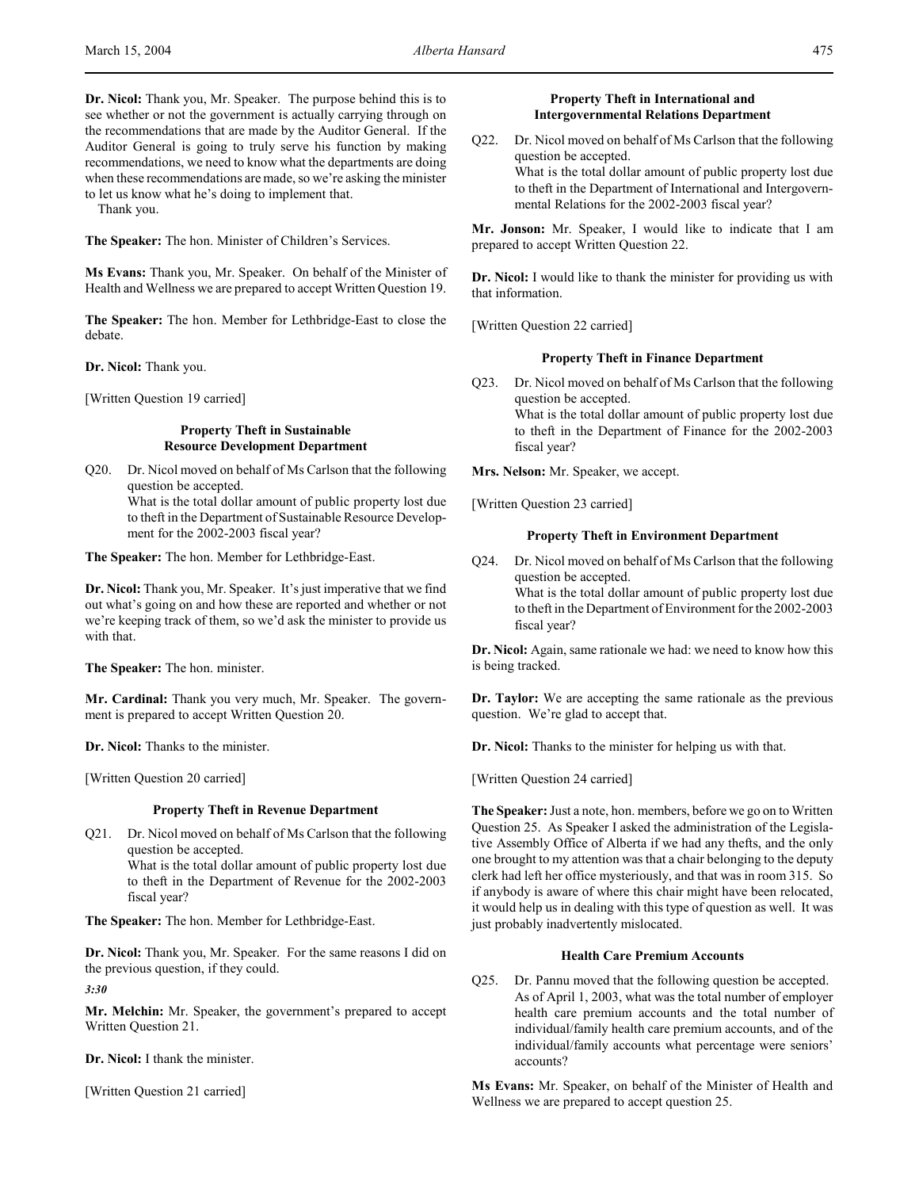**Dr. Nicol:** Thank you, Mr. Speaker. The purpose behind this is to see whether or not the government is actually carrying through on the recommendations that are made by the Auditor General. If the Auditor General is going to truly serve his function by making recommendations, we need to know what the departments are doing when these recommendations are made, so we're asking the minister to let us know what he's doing to implement that.

Thank you.

**The Speaker:** The hon. Minister of Children's Services.

**Ms Evans:** Thank you, Mr. Speaker. On behalf of the Minister of Health and Wellness we are prepared to accept Written Question 19.

**The Speaker:** The hon. Member for Lethbridge-East to close the debate.

**Dr. Nicol:** Thank you.

[Written Question 19 carried]

### Property Theft in Sustainable Resource Development Department

Q20. Dr. Nicol moved on behalf of Ms Carlson that the following question be accepted.
What is the total dollar amount of public property lost due to theft in the Department of Sustainable Resource Development for the 2002-2003 fiscal year?

**The Speaker:** The hon. Member for Lethbridge-East.

**Dr. Nicol:** Thank you, Mr. Speaker. It's just imperative that we find out what's going on and how these are reported and whether or not we're keeping track of them, so we'd ask the minister to provide us with that.

**The Speaker:** The hon. minister.

**Mr. Cardinal:** Thank you very much, Mr. Speaker. The government is prepared to accept Written Question 20.

**Dr. Nicol:** Thanks to the minister.

[Written Question 20 carried]

### Property Theft in Revenue Department

Q21. Dr. Nicol moved on behalf of Ms Carlson that the following question be accepted.
What is the total dollar amount of public property lost due to theft in the Department of Revenue for the 2002-2003 fiscal year?

**The Speaker:** The hon. Member for Lethbridge-East.

**Dr. Nicol:** Thank you, Mr. Speaker. For the same reasons I did on the previous question, if they could.

*3:30*

**Mr. Melchin:** Mr. Speaker, the government's prepared to accept Written Question 21.

**Dr. Nicol:** I thank the minister.

[Written Question 21 carried]

### Property Theft in International and Intergovernmental Relations Department

Q22. Dr. Nicol moved on behalf of Ms Carlson that the following question be accepted.
What is the total dollar amount of public property lost due to theft in the Department of International and Intergovernmental Relations for the 2002-2003 fiscal year?

**Mr. Jonson:** Mr. Speaker, I would like to indicate that I am prepared to accept Written Question 22.

**Dr. Nicol:** I would like to thank the minister for providing us with that information.

[Written Question 22 carried]

### Property Theft in Finance Department

Q23. Dr. Nicol moved on behalf of Ms Carlson that the following question be accepted.
What is the total dollar amount of public property lost due to theft in the Department of Finance for the 2002-2003 fiscal year?

**Mrs. Nelson:** Mr. Speaker, we accept.

[Written Question 23 carried]

### Property Theft in Environment Department

Q24. Dr. Nicol moved on behalf of Ms Carlson that the following question be accepted.
What is the total dollar amount of public property lost due to theft in the Department of Environment for the 2002-2003 fiscal year?

**Dr. Nicol:** Again, same rationale we had: we need to know how this is being tracked.

**Dr. Taylor:** We are accepting the same rationale as the previous question. We're glad to accept that.

**Dr. Nicol:** Thanks to the minister for helping us with that.

[Written Question 24 carried]

**The Speaker:** Just a note, hon. members, before we go on to Written Question 25. As Speaker I asked the administration of the Legislative Assembly Office of Alberta if we had any thefts, and the only one brought to my attention was that a chair belonging to the deputy clerk had left her office mysteriously, and that was in room 315. So if anybody is aware of where this chair might have been relocated, it would help us in dealing with this type of question as well. It was just probably inadvertently mislocated.

### Health Care Premium Accounts

Q25. Dr. Pannu moved that the following question be accepted.
As of April 1, 2003, what was the total number of employer health care premium accounts and the total number of individual/family health care premium accounts, and of the individual/family accounts what percentage were seniors' accounts?

**Ms Evans:** Mr. Speaker, on behalf of the Minister of Health and Wellness we are prepared to accept question 25.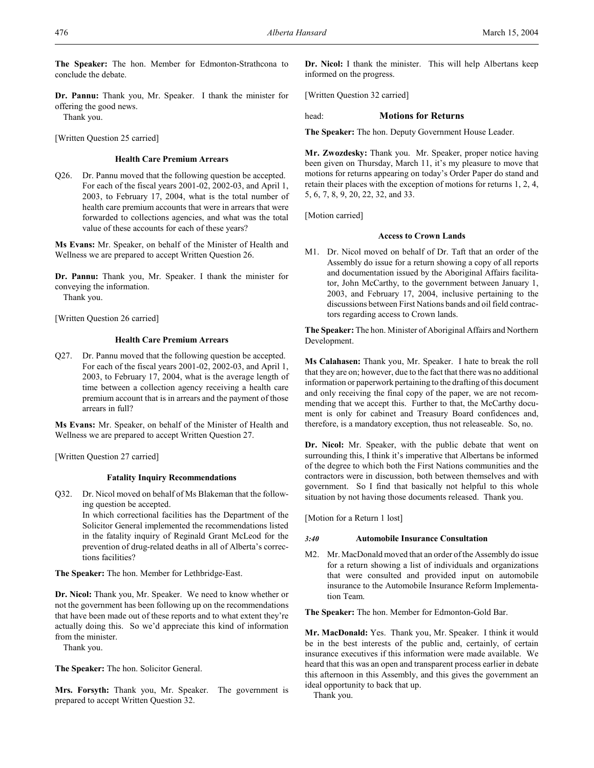**The Speaker:** The hon. Member for Edmonton-Strathcona to conclude the debate.

**Dr. Pannu:** Thank you, Mr. Speaker. I thank the minister for offering the good news.

Thank you.

[Written Question 25 carried]

### Health Care Premium Arrears

Q26. Dr. Pannu moved that the following question be accepted. For each of the fiscal years 2001-02, 2002-03, and April 1, 2003, to February 17, 2004, what is the total number of health care premium accounts that were in arrears that were forwarded to collections agencies, and what was the total value of these accounts for each of these years?

**Ms Evans:** Mr. Speaker, on behalf of the Minister of Health and Wellness we are prepared to accept Written Question 26.

**Dr. Pannu:** Thank you, Mr. Speaker. I thank the minister for conveying the information.

Thank you.

[Written Question 26 carried]

### Health Care Premium Arrears

Q27. Dr. Pannu moved that the following question be accepted. For each of the fiscal years 2001-02, 2002-03, and April 1, 2003, to February 17, 2004, what is the average length of time between a collection agency receiving a health care premium account that is in arrears and the payment of those arrears in full?

**Ms Evans:** Mr. Speaker, on behalf of the Minister of Health and Wellness we are prepared to accept Written Question 27.

[Written Question 27 carried]

### Fatality Inquiry Recommendations

Q32. Dr. Nicol moved on behalf of Ms Blakeman that the following question be accepted.
In which correctional facilities has the Department of the Solicitor General implemented the recommendations listed in the fatality inquiry of Reginald Grant McLeod for the prevention of drug-related deaths in all of Alberta's corrections facilities?

**The Speaker:** The hon. Member for Lethbridge-East.

**Dr. Nicol:** Thank you, Mr. Speaker. We need to know whether or not the government has been following up on the recommendations that have been made out of these reports and to what extent they're actually doing this. So we'd appreciate this kind of information from the minister.

Thank you.

**The Speaker:** The hon. Solicitor General.

**Mrs. Forsyth:** Thank you, Mr. Speaker. The government is prepared to accept Written Question 32.

**Dr. Nicol:** I thank the minister. This will help Albertans keep informed on the progress.

[Written Question 32 carried]

## head: Motions for Returns

**The Speaker:** The hon. Deputy Government House Leader.

**Mr. Zwozdesky:** Thank you. Mr. Speaker, proper notice having been given on Thursday, March 11, it's my pleasure to move that motions for returns appearing on today's Order Paper do stand and retain their places with the exception of motions for returns 1, 2, 4, 5, 6, 7, 8, 9, 20, 22, 32, and 33.

[Motion carried]

### Access to Crown Lands

M1. Dr. Nicol moved on behalf of Dr. Taft that an order of the Assembly do issue for a return showing a copy of all reports and documentation issued by the Aboriginal Affairs facilitator, John McCarthy, to the government between January 1, 2003, and February 17, 2004, inclusive pertaining to the discussions between First Nations bands and oil field contractors regarding access to Crown lands.

**The Speaker:** The hon. Minister of Aboriginal Affairs and Northern Development.

**Ms Calahasen:** Thank you, Mr. Speaker. I hate to break the roll that they are on; however, due to the fact that there was no additional information or paperwork pertaining to the drafting of this document and only receiving the final copy of the paper, we are not recommending that we accept this. Further to that, the McCarthy document is only for cabinet and Treasury Board confidences and, therefore, is a mandatory exception, thus not releaseable. So, no.

**Dr. Nicol:** Mr. Speaker, with the public debate that went on surrounding this, I think it's imperative that Albertans be informed of the degree to which both the First Nations communities and the contractors were in discussion, both between themselves and with government. So I find that basically not helpful to this whole situation by not having those documents released. Thank you.

[Motion for a Return 1 lost]

*3:40* **Automobile Insurance Consultation**

M2. Mr. MacDonald moved that an order of the Assembly do issue for a return showing a list of individuals and organizations that were consulted and provided input on automobile insurance to the Automobile Insurance Reform Implementation Team.

**The Speaker:** The hon. Member for Edmonton-Gold Bar.

**Mr. MacDonald:** Yes. Thank you, Mr. Speaker. I think it would be in the best interests of the public and, certainly, of certain insurance executives if this information were made available. We heard that this was an open and transparent process earlier in debate this afternoon in this Assembly, and this gives the government an ideal opportunity to back that up.

Thank you.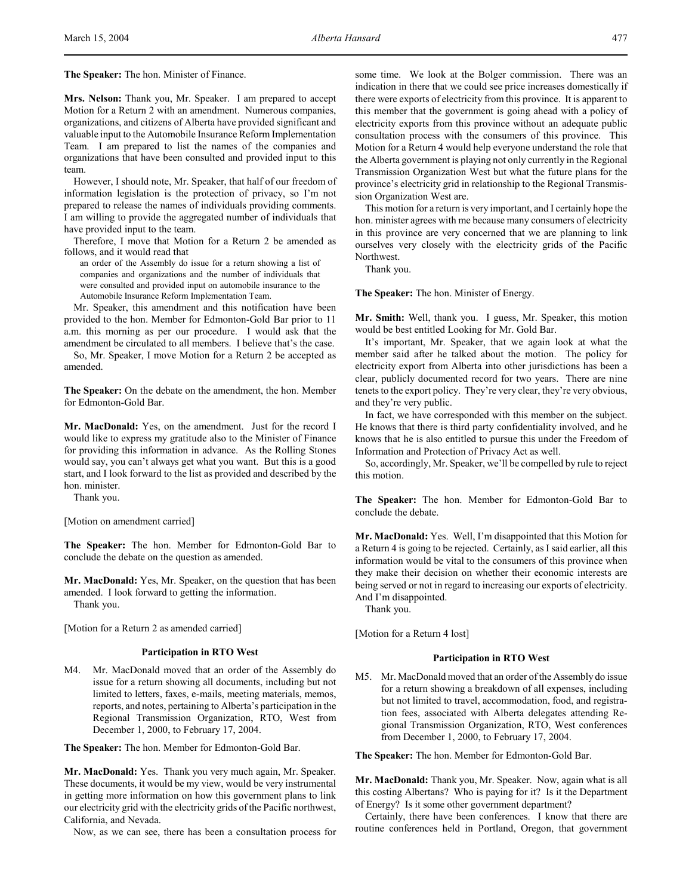**The Speaker:** The hon. Minister of Finance.

**Mrs. Nelson:** Thank you, Mr. Speaker. I am prepared to accept Motion for a Return 2 with an amendment. Numerous companies, organizations, and citizens of Alberta have provided significant and valuable input to the Automobile Insurance Reform Implementation Team. I am prepared to list the names of the companies and organizations that have been consulted and provided input to this team.

However, I should note, Mr. Speaker, that half of our freedom of information legislation is the protection of privacy, so I'm not prepared to release the names of individuals providing comments. I am willing to provide the aggregated number of individuals that have provided input to the team.

Therefore, I move that Motion for a Return 2 be amended as follows, and it would read that

> an order of the Assembly do issue for a return showing a list of companies and organizations and the number of individuals that were consulted and provided input on automobile insurance to the Automobile Insurance Reform Implementation Team.

Mr. Speaker, this amendment and this notification have been provided to the hon. Member for Edmonton-Gold Bar prior to 11 a.m. this morning as per our procedure. I would ask that the amendment be circulated to all members. I believe that's the case.

So, Mr. Speaker, I move Motion for a Return 2 be accepted as amended.

**The Speaker:** On the debate on the amendment, the hon. Member for Edmonton-Gold Bar.

**Mr. MacDonald:** Yes, on the amendment. Just for the record I would like to express my gratitude also to the Minister of Finance for providing this information in advance. As the Rolling Stones would say, you can't always get what you want. But this is a good start, and I look forward to the list as provided and described by the hon. minister.

Thank you.

[Motion on amendment carried]

**The Speaker:** The hon. Member for Edmonton-Gold Bar to conclude the debate on the question as amended.

**Mr. MacDonald:** Yes, Mr. Speaker, on the question that has been amended. I look forward to getting the information.

Thank you.

[Motion for a Return 2 as amended carried]

### Participation in RTO West

M4. Mr. MacDonald moved that an order of the Assembly do issue for a return showing all documents, including but not limited to letters, faxes, e-mails, meeting materials, memos, reports, and notes, pertaining to Alberta's participation in the Regional Transmission Organization, RTO, West from December 1, 2000, to February 17, 2004.

**The Speaker:** The hon. Member for Edmonton-Gold Bar.

**Mr. MacDonald:** Yes. Thank you very much again, Mr. Speaker. These documents, it would be my view, would be very instrumental in getting more information on how this government plans to link our electricity grid with the electricity grids of the Pacific northwest, California, and Nevada.

Now, as we can see, there has been a consultation process for some time. We look at the Bolger commission. There was an indication in there that we could see price increases domestically if there were exports of electricity from this province. It is apparent to this member that the government is going ahead with a policy of electricity exports from this province without an adequate public consultation process with the consumers of this province. This Motion for a Return 4 would help everyone understand the role that the Alberta government is playing not only currently in the Regional Transmission Organization West but what the future plans for the province's electricity grid in relationship to the Regional Transmission Organization West are.

This motion for a return is very important, and I certainly hope the hon. minister agrees with me because many consumers of electricity in this province are very concerned that we are planning to link ourselves very closely with the electricity grids of the Pacific Northwest.

Thank you.

**The Speaker:** The hon. Minister of Energy.

**Mr. Smith:** Well, thank you. I guess, Mr. Speaker, this motion would be best entitled Looking for Mr. Gold Bar.

It's important, Mr. Speaker, that we again look at what the member said after he talked about the motion. The policy for electricity export from Alberta into other jurisdictions has been a clear, publicly documented record for two years. There are nine tenets to the export policy. They're very clear, they're very obvious, and they're very public.

In fact, we have corresponded with this member on the subject. He knows that there is third party confidentiality involved, and he knows that he is also entitled to pursue this under the Freedom of Information and Protection of Privacy Act as well.

So, accordingly, Mr. Speaker, we'll be compelled by rule to reject this motion.

**The Speaker:** The hon. Member for Edmonton-Gold Bar to conclude the debate.

**Mr. MacDonald:** Yes. Well, I'm disappointed that this Motion for a Return 4 is going to be rejected. Certainly, as I said earlier, all this information would be vital to the consumers of this province when they make their decision on whether their economic interests are being served or not in regard to increasing our exports of electricity. And I'm disappointed.

Thank you.

[Motion for a Return 4 lost]

### Participation in RTO West

M5. Mr. MacDonald moved that an order of the Assembly do issue for a return showing a breakdown of all expenses, including but not limited to travel, accommodation, food, and registration fees, associated with Alberta delegates attending Regional Transmission Organization, RTO, West conferences from December 1, 2000, to February 17, 2004.

**The Speaker:** The hon. Member for Edmonton-Gold Bar.

**Mr. MacDonald:** Thank you, Mr. Speaker. Now, again what is all this costing Albertans? Who is paying for it? Is it the Department of Energy? Is it some other government department?

Certainly, there have been conferences. I know that there are routine conferences held in Portland, Oregon, that government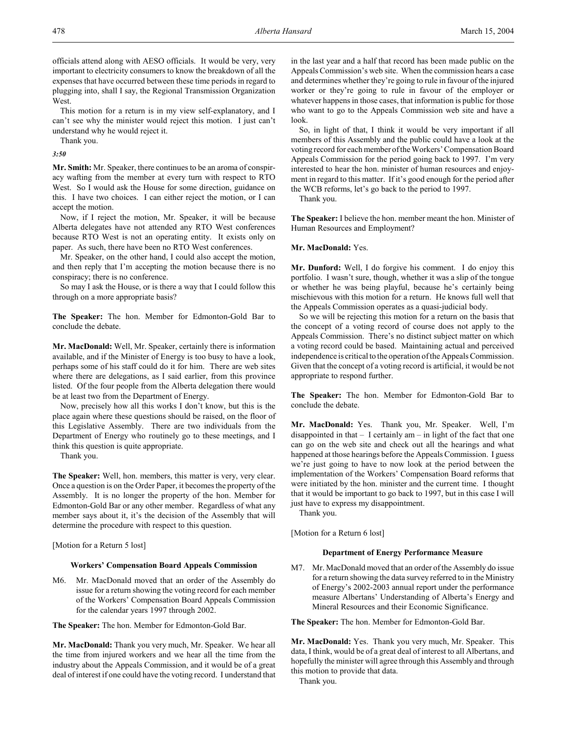officials attend along with AESO officials. It would be very, very important to electricity consumers to know the breakdown of all the expenses that have occurred between these time periods in regard to plugging into, shall I say, the Regional Transmission Organization West.

This motion for a return is in my view self-explanatory, and I can't see why the minister would reject this motion. I just can't understand why he would reject it.

Thank you.

*3:50*

**Mr. Smith:** Mr. Speaker, there continues to be an aroma of conspiracy wafting from the member at every turn with respect to RTO West. So I would ask the House for some direction, guidance on this. I have two choices. I can either reject the motion, or I can accept the motion.

Now, if I reject the motion, Mr. Speaker, it will be because Alberta delegates have not attended any RTO West conferences because RTO West is not an operating entity. It exists only on paper. As such, there have been no RTO West conferences.

Mr. Speaker, on the other hand, I could also accept the motion, and then reply that I'm accepting the motion because there is no conspiracy; there is no conference.

So may I ask the House, or is there a way that I could follow this through on a more appropriate basis?

**The Speaker:** The hon. Member for Edmonton-Gold Bar to conclude the debate.

**Mr. MacDonald:** Well, Mr. Speaker, certainly there is information available, and if the Minister of Energy is too busy to have a look, perhaps some of his staff could do it for him. There are web sites where there are delegations, as I said earlier, from this province listed. Of the four people from the Alberta delegation there would be at least two from the Department of Energy.

Now, precisely how all this works I don't know, but this is the place again where these questions should be raised, on the floor of this Legislative Assembly. There are two individuals from the Department of Energy who routinely go to these meetings, and I think this question is quite appropriate.

Thank you.

**The Speaker:** Well, hon. members, this matter is very, very clear. Once a question is on the Order Paper, it becomes the property of the Assembly. It is no longer the property of the hon. Member for Edmonton-Gold Bar or any other member. Regardless of what any member says about it, it's the decision of the Assembly that will determine the procedure with respect to this question.

[Motion for a Return 5 lost]

### Workers' Compensation Board Appeals Commission

M6. Mr. MacDonald moved that an order of the Assembly do issue for a return showing the voting record for each member of the Workers' Compensation Board Appeals Commission for the calendar years 1997 through 2002.

**The Speaker:** The hon. Member for Edmonton-Gold Bar.

**Mr. MacDonald:** Thank you very much, Mr. Speaker. We hear all the time from injured workers and we hear all the time from the industry about the Appeals Commission, and it would be of a great deal of interest if one could have the voting record. I understand that in the last year and a half that record has been made public on the Appeals Commission's web site. When the commission hears a case and determines whether they're going to rule in favour of the injured worker or they're going to rule in favour of the employer or whatever happens in those cases, that information is public for those who want to go to the Appeals Commission web site and have a look.

So, in light of that, I think it would be very important if all members of this Assembly and the public could have a look at the voting record for each member of the Workers' Compensation Board Appeals Commission for the period going back to 1997. I'm very interested to hear the hon. minister of human resources and enjoyment in regard to this matter. If it's good enough for the period after the WCB reforms, let's go back to the period to 1997.

Thank you.

**The Speaker:** I believe the hon. member meant the hon. Minister of Human Resources and Employment?

**Mr. MacDonald:** Yes.

**Mr. Dunford:** Well, I do forgive his comment. I do enjoy this portfolio. I wasn't sure, though, whether it was a slip of the tongue or whether he was being playful, because he's certainly being mischievous with this motion for a return. He knows full well that the Appeals Commission operates as a quasi-judicial body.

So we will be rejecting this motion for a return on the basis that the concept of a voting record of course does not apply to the Appeals Commission. There's no distinct subject matter on which a voting record could be based. Maintaining actual and perceived independence is critical to the operation of the Appeals Commission. Given that the concept of a voting record is artificial, it would be not appropriate to respond further.

**The Speaker:** The hon. Member for Edmonton-Gold Bar to conclude the debate.

**Mr. MacDonald:** Yes. Thank you, Mr. Speaker. Well, I'm disappointed in that – I certainly am – in light of the fact that one can go on the web site and check out all the hearings and what happened at those hearings before the Appeals Commission. I guess we're just going to have to now look at the period between the implementation of the Workers' Compensation Board reforms that were initiated by the hon. minister and the current time. I thought that it would be important to go back to 1997, but in this case I will just have to express my disappointment.

Thank you.

[Motion for a Return 6 lost]

### Department of Energy Performance Measure

M7. Mr. MacDonald moved that an order of the Assembly do issue for a return showing the data survey referred to in the Ministry of Energy's 2002-2003 annual report under the performance measure Albertans' Understanding of Alberta's Energy and Mineral Resources and their Economic Significance.

**The Speaker:** The hon. Member for Edmonton-Gold Bar.

**Mr. MacDonald:** Yes. Thank you very much, Mr. Speaker. This data, I think, would be of a great deal of interest to all Albertans, and hopefully the minister will agree through this Assembly and through this motion to provide that data.

Thank you.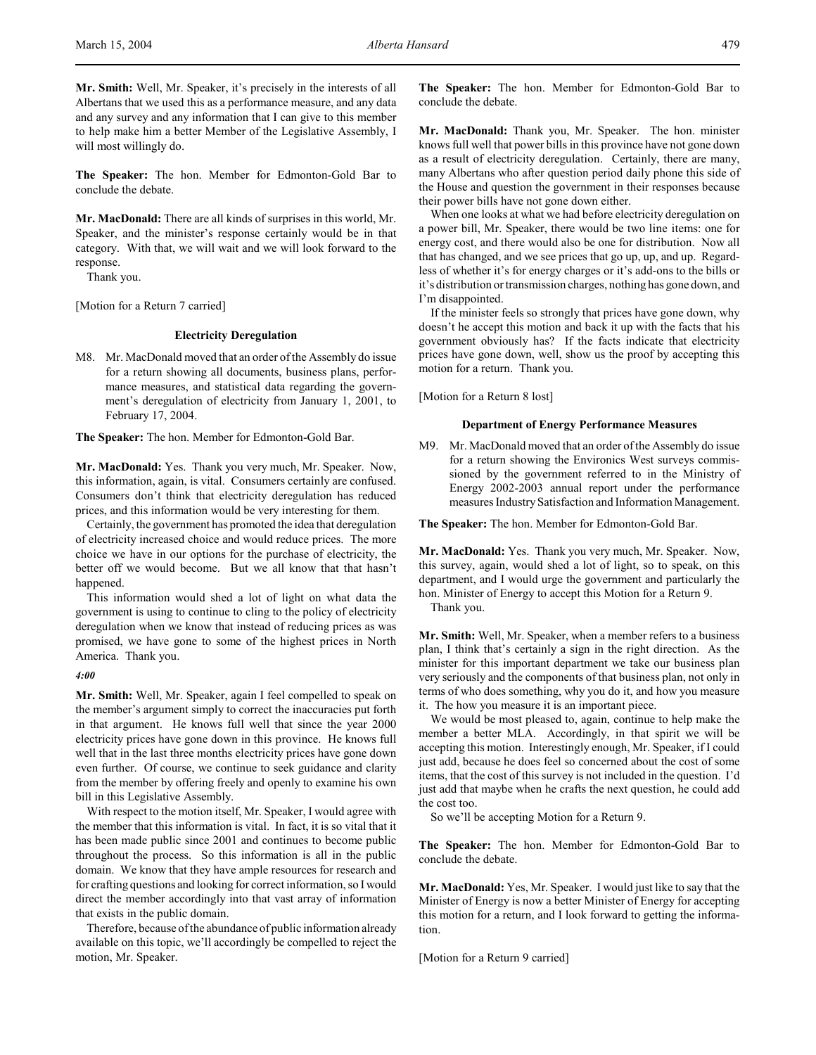**Mr. Smith:** Well, Mr. Speaker, it's precisely in the interests of all Albertans that we used this as a performance measure, and any data and any survey and any information that I can give to this member to help make him a better Member of the Legislative Assembly, I will most willingly do.

**The Speaker:** The hon. Member for Edmonton-Gold Bar to conclude the debate.

**Mr. MacDonald:** There are all kinds of surprises in this world, Mr. Speaker, and the minister's response certainly would be in that category. With that, we will wait and we will look forward to the response.

Thank you.

[Motion for a Return 7 carried]

### Electricity Deregulation

M8. Mr. MacDonald moved that an order of the Assembly do issue for a return showing all documents, business plans, performance measures, and statistical data regarding the government's deregulation of electricity from January 1, 2001, to February 17, 2004.

**The Speaker:** The hon. Member for Edmonton-Gold Bar.

**Mr. MacDonald:** Yes. Thank you very much, Mr. Speaker. Now, this information, again, is vital. Consumers certainly are confused. Consumers don't think that electricity deregulation has reduced prices, and this information would be very interesting for them.

Certainly, the government has promoted the idea that deregulation of electricity increased choice and would reduce prices. The more choice we have in our options for the purchase of electricity, the better off we would become. But we all know that that hasn't happened.

This information would shed a lot of light on what data the government is using to continue to cling to the policy of electricity deregulation when we know that instead of reducing prices as was promised, we have gone to some of the highest prices in North America. Thank you.

*4:00*

**Mr. Smith:** Well, Mr. Speaker, again I feel compelled to speak on the member's argument simply to correct the inaccuracies put forth in that argument. He knows full well that since the year 2000 electricity prices have gone down in this province. He knows full well that in the last three months electricity prices have gone down even further. Of course, we continue to seek guidance and clarity from the member by offering freely and openly to examine his own bill in this Legislative Assembly.

With respect to the motion itself, Mr. Speaker, I would agree with the member that this information is vital. In fact, it is so vital that it has been made public since 2001 and continues to become public throughout the process. So this information is all in the public domain. We know that they have ample resources for research and for crafting questions and looking for correct information, so I would direct the member accordingly into that vast array of information that exists in the public domain.

Therefore, because of the abundance of public information already available on this topic, we'll accordingly be compelled to reject the motion, Mr. Speaker.

**The Speaker:** The hon. Member for Edmonton-Gold Bar to conclude the debate.

**Mr. MacDonald:** Thank you, Mr. Speaker. The hon. minister knows full well that power bills in this province have not gone down as a result of electricity deregulation. Certainly, there are many, many Albertans who after question period daily phone this side of the House and question the government in their responses because their power bills have not gone down either.

When one looks at what we had before electricity deregulation on a power bill, Mr. Speaker, there would be two line items: one for energy cost, and there would also be one for distribution. Now all that has changed, and we see prices that go up, up, and up. Regardless of whether it's for energy charges or it's add-ons to the bills or it's distribution or transmission charges, nothing has gone down, and I'm disappointed.

If the minister feels so strongly that prices have gone down, why doesn't he accept this motion and back it up with the facts that his government obviously has? If the facts indicate that electricity prices have gone down, well, show us the proof by accepting this motion for a return. Thank you.

[Motion for a Return 8 lost]

### Department of Energy Performance Measures

M9. Mr. MacDonald moved that an order of the Assembly do issue for a return showing the Environics West surveys commissioned by the government referred to in the Ministry of Energy 2002-2003 annual report under the performance measures Industry Satisfaction and Information Management.

**The Speaker:** The hon. Member for Edmonton-Gold Bar.

**Mr. MacDonald:** Yes. Thank you very much, Mr. Speaker. Now, this survey, again, would shed a lot of light, so to speak, on this department, and I would urge the government and particularly the hon. Minister of Energy to accept this Motion for a Return 9.

Thank you.

**Mr. Smith:** Well, Mr. Speaker, when a member refers to a business plan, I think that's certainly a sign in the right direction. As the minister for this important department we take our business plan very seriously and the components of that business plan, not only in terms of who does something, why you do it, and how you measure it. The how you measure it is an important piece.

We would be most pleased to, again, continue to help make the member a better MLA. Accordingly, in that spirit we will be accepting this motion. Interestingly enough, Mr. Speaker, if I could just add, because he does feel so concerned about the cost of some items, that the cost of this survey is not included in the question. I'd just add that maybe when he crafts the next question, he could add the cost too.

So we'll be accepting Motion for a Return 9.

**The Speaker:** The hon. Member for Edmonton-Gold Bar to conclude the debate.

**Mr. MacDonald:** Yes, Mr. Speaker. I would just like to say that the Minister of Energy is now a better Minister of Energy for accepting this motion for a return, and I look forward to getting the information.

[Motion for a Return 9 carried]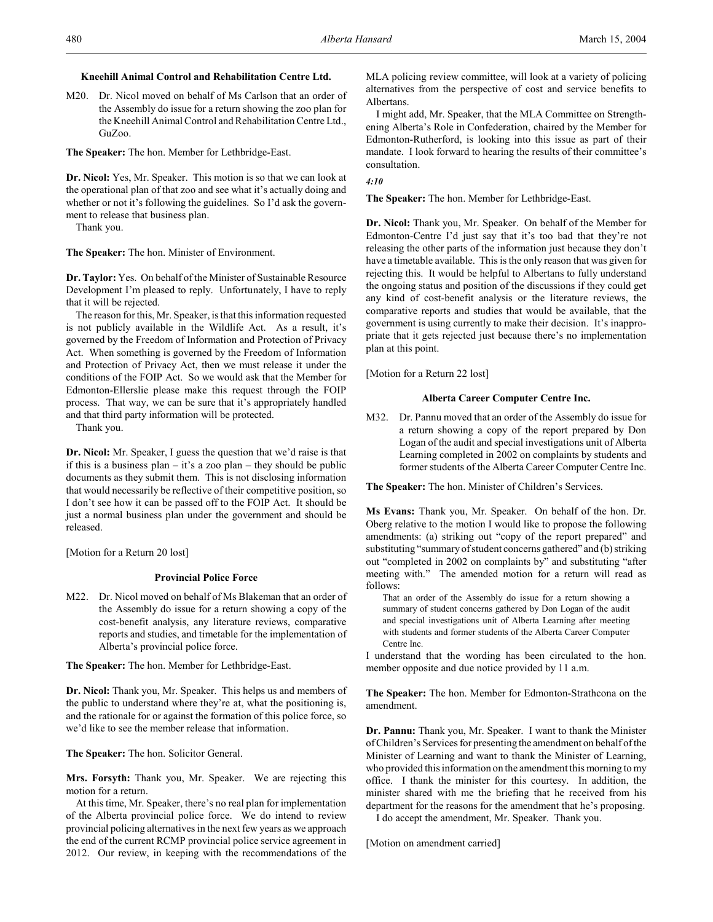### Kneehill Animal Control and Rehabilitation Centre Ltd.

M20. Dr. Nicol moved on behalf of Ms Carlson that an order of the Assembly do issue for a return showing the zoo plan for the Kneehill Animal Control and Rehabilitation Centre Ltd., GuZoo.

**The Speaker:** The hon. Member for Lethbridge-East.

**Dr. Nicol:** Yes, Mr. Speaker. This motion is so that we can look at the operational plan of that zoo and see what it's actually doing and whether or not it's following the guidelines. So I'd ask the government to release that business plan.

Thank you.

**The Speaker:** The hon. Minister of Environment.

**Dr. Taylor:** Yes. On behalf of the Minister of Sustainable Resource Development I'm pleased to reply. Unfortunately, I have to reply that it will be rejected.

The reason for this, Mr. Speaker, is that this information requested is not publicly available in the Wildlife Act. As a result, it's governed by the Freedom of Information and Protection of Privacy Act. When something is governed by the Freedom of Information and Protection of Privacy Act, then we must release it under the conditions of the FOIP Act. So we would ask that the Member for Edmonton-Ellerslie please make this request through the FOIP process. That way, we can be sure that it's appropriately handled and that third party information will be protected.

Thank you.

**Dr. Nicol:** Mr. Speaker, I guess the question that we'd raise is that if this is a business plan – it's a zoo plan – they should be public documents as they submit them. This is not disclosing information that would necessarily be reflective of their competitive position, so I don't see how it can be passed off to the FOIP Act. It should be just a normal business plan under the government and should be released.

[Motion for a Return 20 lost]

### Provincial Police Force

M22. Dr. Nicol moved on behalf of Ms Blakeman that an order of the Assembly do issue for a return showing a copy of the cost-benefit analysis, any literature reviews, comparative reports and studies, and timetable for the implementation of Alberta's provincial police force.

**The Speaker:** The hon. Member for Lethbridge-East.

**Dr. Nicol:** Thank you, Mr. Speaker. This helps us and members of the public to understand where they're at, what the positioning is, and the rationale for or against the formation of this police force, so we'd like to see the member release that information.

**The Speaker:** The hon. Solicitor General.

**Mrs. Forsyth:** Thank you, Mr. Speaker. We are rejecting this motion for a return.

At this time, Mr. Speaker, there's no real plan for implementation of the Alberta provincial police force. We do intend to review provincial policing alternatives in the next few years as we approach the end of the current RCMP provincial police service agreement in 2012. Our review, in keeping with the recommendations of the MLA policing review committee, will look at a variety of policing alternatives from the perspective of cost and service benefits to Albertans.

I might add, Mr. Speaker, that the MLA Committee on Strengthening Alberta's Role in Confederation, chaired by the Member for Edmonton-Rutherford, is looking into this issue as part of their mandate. I look forward to hearing the results of their committee's consultation.

*4:10*

**The Speaker:** The hon. Member for Lethbridge-East.

**Dr. Nicol:** Thank you, Mr. Speaker. On behalf of the Member for Edmonton-Centre I'd just say that it's too bad that they're not releasing the other parts of the information just because they don't have a timetable available. This is the only reason that was given for rejecting this. It would be helpful to Albertans to fully understand the ongoing status and position of the discussions if they could get any kind of cost-benefit analysis or the literature reviews, the comparative reports and studies that would be available, that the government is using currently to make their decision. It's inappropriate that it gets rejected just because there's no implementation plan at this point.

[Motion for a Return 22 lost]

### Alberta Career Computer Centre Inc.

M32. Dr. Pannu moved that an order of the Assembly do issue for a return showing a copy of the report prepared by Don Logan of the audit and special investigations unit of Alberta Learning completed in 2002 on complaints by students and former students of the Alberta Career Computer Centre Inc.

**The Speaker:** The hon. Minister of Children's Services.

**Ms Evans:** Thank you, Mr. Speaker. On behalf of the hon. Dr. Oberg relative to the motion I would like to propose the following amendments: (a) striking out "copy of the report prepared" and substituting "summary of student concerns gathered" and (b) striking out "completed in 2002 on complaints by" and substituting "after meeting with." The amended motion for a return will read as follows:

> That an order of the Assembly do issue for a return showing a summary of student concerns gathered by Don Logan of the audit and special investigations unit of Alberta Learning after meeting with students and former students of the Alberta Career Computer Centre Inc.

I understand that the wording has been circulated to the hon. member opposite and due notice provided by 11 a.m.

**The Speaker:** The hon. Member for Edmonton-Strathcona on the amendment.

**Dr. Pannu:** Thank you, Mr. Speaker. I want to thank the Minister of Children's Services for presenting the amendment on behalf of the Minister of Learning and want to thank the Minister of Learning, who provided this information on the amendment this morning to my office. I thank the minister for this courtesy. In addition, the minister shared with me the briefing that he received from his department for the reasons for the amendment that he's proposing.

I do accept the amendment, Mr. Speaker. Thank you.

[Motion on amendment carried]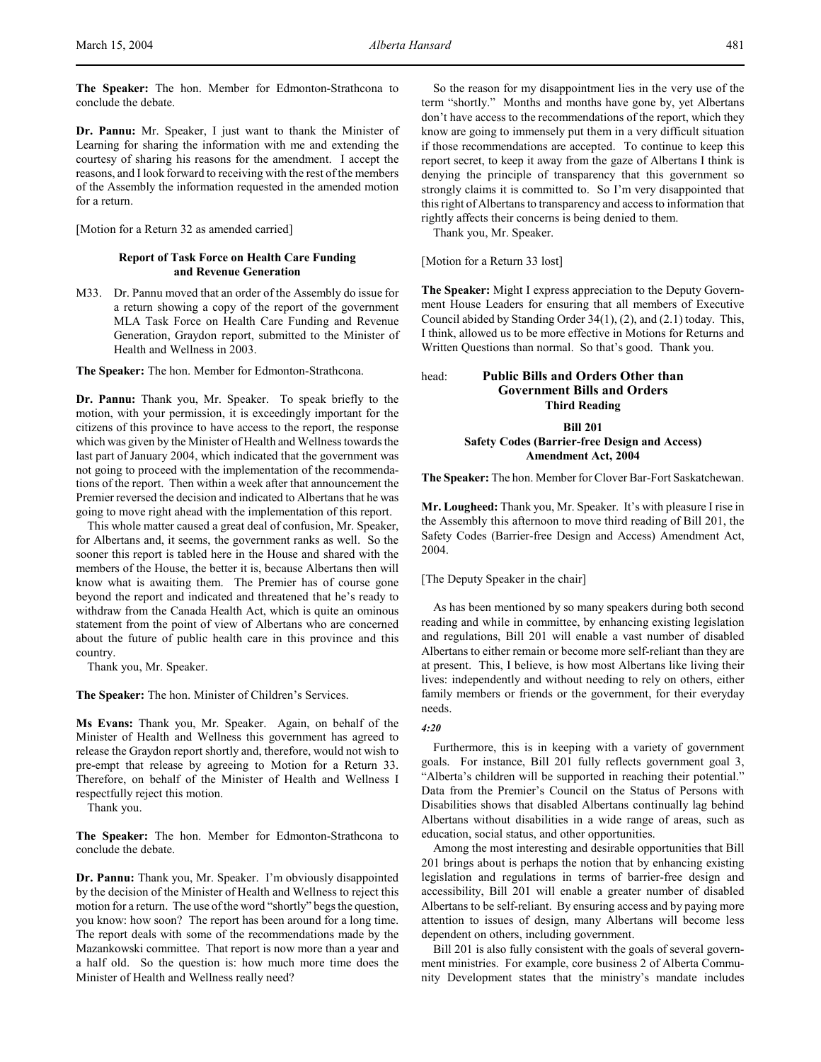**The Speaker:** The hon. Member for Edmonton-Strathcona to conclude the debate.

**Dr. Pannu:** Mr. Speaker, I just want to thank the Minister of Learning for sharing the information with me and extending the courtesy of sharing his reasons for the amendment. I accept the reasons, and I look forward to receiving with the rest of the members of the Assembly the information requested in the amended motion for a return.

[Motion for a Return 32 as amended carried]

### Report of Task Force on Health Care Funding and Revenue Generation

M33. Dr. Pannu moved that an order of the Assembly do issue for a return showing a copy of the report of the government MLA Task Force on Health Care Funding and Revenue Generation, Graydon report, submitted to the Minister of Health and Wellness in 2003.

**The Speaker:** The hon. Member for Edmonton-Strathcona.

**Dr. Pannu:** Thank you, Mr. Speaker. To speak briefly to the motion, with your permission, it is exceedingly important for the citizens of this province to have access to the report, the response which was given by the Minister of Health and Wellness towards the last part of January 2004, which indicated that the government was not going to proceed with the implementation of the recommendations of the report. Then within a week after that announcement the Premier reversed the decision and indicated to Albertans that he was going to move right ahead with the implementation of this report.

This whole matter caused a great deal of confusion, Mr. Speaker, for Albertans and, it seems, the government ranks as well. So the sooner this report is tabled here in the House and shared with the members of the House, the better it is, because Albertans then will know what is awaiting them. The Premier has of course gone beyond the report and indicated and threatened that he's ready to withdraw from the Canada Health Act, which is quite an ominous statement from the point of view of Albertans who are concerned about the future of public health care in this province and this country.

Thank you, Mr. Speaker.

**The Speaker:** The hon. Minister of Children's Services.

**Ms Evans:** Thank you, Mr. Speaker. Again, on behalf of the Minister of Health and Wellness this government has agreed to release the Graydon report shortly and, therefore, would not wish to pre-empt that release by agreeing to Motion for a Return 33. Therefore, on behalf of the Minister of Health and Wellness I respectfully reject this motion.

Thank you.

**The Speaker:** The hon. Member for Edmonton-Strathcona to conclude the debate.

**Dr. Pannu:** Thank you, Mr. Speaker. I'm obviously disappointed by the decision of the Minister of Health and Wellness to reject this motion for a return. The use of the word "shortly" begs the question, you know: how soon? The report has been around for a long time. The report deals with some of the recommendations made by the Mazankowski committee. That report is now more than a year and a half old. So the question is: how much more time does the Minister of Health and Wellness really need?

So the reason for my disappointment lies in the very use of the term "shortly." Months and months have gone by, yet Albertans don't have access to the recommendations of the report, which they know are going to immensely put them in a very difficult situation if those recommendations are accepted. To continue to keep this report secret, to keep it away from the gaze of Albertans I think is denying the principle of transparency that this government so strongly claims it is committed to. So I'm very disappointed that this right of Albertans to transparency and access to information that rightly affects their concerns is being denied to them.

Thank you, Mr. Speaker.

[Motion for a Return 33 lost]

**The Speaker:** Might I express appreciation to the Deputy Government House Leaders for ensuring that all members of Executive Council abided by Standing Order 34(1), (2), and (2.1) today. This, I think, allowed us to be more effective in Motions for Returns and Written Questions than normal. So that's good. Thank you.

head: **Public Bills and Orders Other than Government Bills and Orders**
**Third Reading**

### Bill 201
### Safety Codes (Barrier-free Design and Access) Amendment Act, 2004

**The Speaker:** The hon. Member for Clover Bar-Fort Saskatchewan.

**Mr. Lougheed:** Thank you, Mr. Speaker. It's with pleasure I rise in the Assembly this afternoon to move third reading of Bill 201, the Safety Codes (Barrier-free Design and Access) Amendment Act, 2004.

[The Deputy Speaker in the chair]

As has been mentioned by so many speakers during both second reading and while in committee, by enhancing existing legislation and regulations, Bill 201 will enable a vast number of disabled Albertans to either remain or become more self-reliant than they are at present. This, I believe, is how most Albertans like living their lives: independently and without needing to rely on others, either family members or friends or the government, for their everyday needs.

*4:20*

Furthermore, this is in keeping with a variety of government goals. For instance, Bill 201 fully reflects government goal 3, "Alberta's children will be supported in reaching their potential." Data from the Premier's Council on the Status of Persons with Disabilities shows that disabled Albertans continually lag behind Albertans without disabilities in a wide range of areas, such as education, social status, and other opportunities.

Among the most interesting and desirable opportunities that Bill 201 brings about is perhaps the notion that by enhancing existing legislation and regulations in terms of barrier-free design and accessibility, Bill 201 will enable a greater number of disabled Albertans to be self-reliant. By ensuring access and by paying more attention to issues of design, many Albertans will become less dependent on others, including government.

Bill 201 is also fully consistent with the goals of several government ministries. For example, core business 2 of Alberta Community Development states that the ministry's mandate includes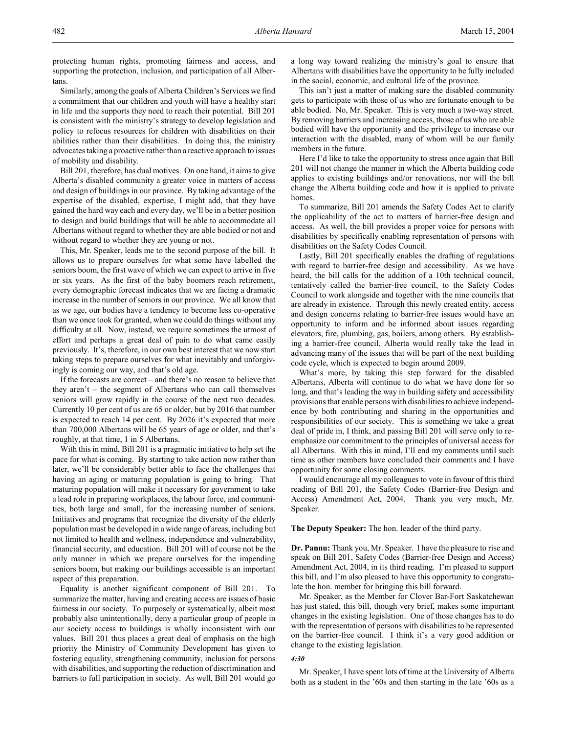protecting human rights, promoting fairness and access, and supporting the protection, inclusion, and participation of all Albertans.

Similarly, among the goals of Alberta Children's Services we find a commitment that our children and youth will have a healthy start in life and the supports they need to reach their potential. Bill 201 is consistent with the ministry's strategy to develop legislation and policy to refocus resources for children with disabilities on their abilities rather than their disabilities. In doing this, the ministry advocates taking a proactive rather than a reactive approach to issues of mobility and disability.

Bill 201, therefore, has dual motives. On one hand, it aims to give Alberta's disabled community a greater voice in matters of access and design of buildings in our province. By taking advantage of the expertise of the disabled, expertise, I might add, that they have gained the hard way each and every day, we'll be in a better position to design and build buildings that will be able to accommodate all Albertans without regard to whether they are able bodied or not and without regard to whether they are young or not.

This, Mr. Speaker, leads me to the second purpose of the bill. It allows us to prepare ourselves for what some have labelled the seniors boom, the first wave of which we can expect to arrive in five or six years. As the first of the baby boomers reach retirement, every demographic forecast indicates that we are facing a dramatic increase in the number of seniors in our province. We all know that as we age, our bodies have a tendency to become less co-operative than we once took for granted, when we could do things without any difficulty at all. Now, instead, we require sometimes the utmost of effort and perhaps a great deal of pain to do what came easily previously. It's, therefore, in our own best interest that we now start taking steps to prepare ourselves for what inevitably and unforgivingly is coming our way, and that's old age.

If the forecasts are correct – and there's no reason to believe that they aren't – the segment of Albertans who can call themselves seniors will grow rapidly in the course of the next two decades. Currently 10 per cent of us are 65 or older, but by 2016 that number is expected to reach 14 per cent. By 2026 it's expected that more than 700,000 Albertans will be 65 years of age or older, and that's roughly, at that time, 1 in 5 Albertans.

With this in mind, Bill 201 is a pragmatic initiative to help set the pace for what is coming. By starting to take action now rather than later, we'll be considerably better able to face the challenges that having an aging or maturing population is going to bring. That maturing population will make it necessary for government to take a lead role in preparing workplaces, the labour force, and communities, both large and small, for the increasing number of seniors. Initiatives and programs that recognize the diversity of the elderly population must be developed in a wide range of areas, including but not limited to health and wellness, independence and vulnerability, financial security, and education. Bill 201 will of course not be the only manner in which we prepare ourselves for the impending seniors boom, but making our buildings accessible is an important aspect of this preparation.

Equality is another significant component of Bill 201. To summarize the matter, having and creating access are issues of basic fairness in our society. To purposely or systematically, albeit most probably also unintentionally, deny a particular group of people in our society access to buildings is wholly inconsistent with our values. Bill 201 thus places a great deal of emphasis on the high priority the Ministry of Community Development has given to fostering equality, strengthening community, inclusion for persons with disabilities, and supporting the reduction of discrimination and barriers to full participation in society. As well, Bill 201 would go a long way toward realizing the ministry's goal to ensure that Albertans with disabilities have the opportunity to be fully included in the social, economic, and cultural life of the province.

This isn't just a matter of making sure the disabled community gets to participate with those of us who are fortunate enough to be able bodied. No, Mr. Speaker. This is very much a two-way street. By removing barriers and increasing access, those of us who are able bodied will have the opportunity and the privilege to increase our interaction with the disabled, many of whom will be our family members in the future.

Here I'd like to take the opportunity to stress once again that Bill 201 will not change the manner in which the Alberta building code applies to existing buildings and/or renovations, nor will the bill change the Alberta building code and how it is applied to private homes.

To summarize, Bill 201 amends the Safety Codes Act to clarify the applicability of the act to matters of barrier-free design and access. As well, the bill provides a proper voice for persons with disabilities by specifically enabling representation of persons with disabilities on the Safety Codes Council.

Lastly, Bill 201 specifically enables the drafting of regulations with regard to barrier-free design and accessibility. As we have heard, the bill calls for the addition of a 10th technical council, tentatively called the barrier-free council, to the Safety Codes Council to work alongside and together with the nine councils that are already in existence. Through this newly created entity, access and design concerns relating to barrier-free issues would have an opportunity to inform and be informed about issues regarding elevators, fire, plumbing, gas, boilers, among others. By establishing a barrier-free council, Alberta would really take the lead in advancing many of the issues that will be part of the next building code cycle, which is expected to begin around 2009.

What's more, by taking this step forward for the disabled Albertans, Alberta will continue to do what we have done for so long, and that's leading the way in building safety and accessibility provisions that enable persons with disabilities to achieve independence by both contributing and sharing in the opportunities and responsibilities of our society. This is something we take a great deal of pride in, I think, and passing Bill 201 will serve only to re-emphasize our commitment to the principles of universal access for all Albertans. With this in mind, I'll end my comments until such time as other members have concluded their comments and I have opportunity for some closing comments.

I would encourage all my colleagues to vote in favour of this third reading of Bill 201, the Safety Codes (Barrier-free Design and Access) Amendment Act, 2004. Thank you very much, Mr. Speaker.

**The Deputy Speaker:** The hon. leader of the third party.

**Dr. Pannu:** Thank you, Mr. Speaker. I have the pleasure to rise and speak on Bill 201, Safety Codes (Barrier-free Design and Access) Amendment Act, 2004, in its third reading. I'm pleased to support this bill, and I'm also pleased to have this opportunity to congratulate the hon. member for bringing this bill forward.

Mr. Speaker, as the Member for Clover Bar-Fort Saskatchewan has just stated, this bill, though very brief, makes some important changes in the existing legislation. One of those changes has to do with the representation of persons with disabilities to be represented on the barrier-free council. I think it's a very good addition or change to the existing legislation.

*4:30*

Mr. Speaker, I have spent lots of time at the University of Alberta both as a student in the '60s and then starting in the late '60s as a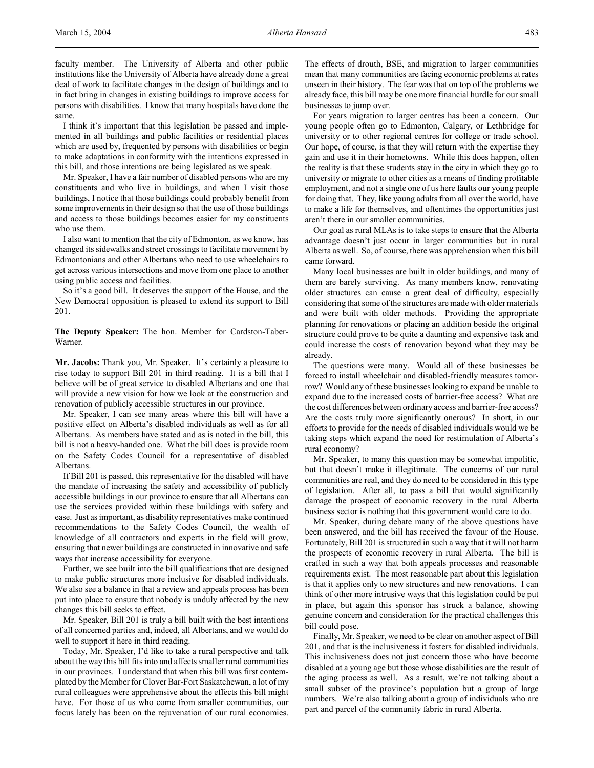faculty member. The University of Alberta and other public institutions like the University of Alberta have already done a great deal of work to facilitate changes in the design of buildings and to in fact bring in changes in existing buildings to improve access for persons with disabilities. I know that many hospitals have done the same.

I think it's important that this legislation be passed and implemented in all buildings and public facilities or residential places which are used by, frequented by persons with disabilities or begin to make adaptations in conformity with the intentions expressed in this bill, and those intentions are being legislated as we speak.

Mr. Speaker, I have a fair number of disabled persons who are my constituents and who live in buildings, and when I visit those buildings, I notice that those buildings could probably benefit from some improvements in their design so that the use of those buildings and access to those buildings becomes easier for my constituents who use them.

I also want to mention that the city of Edmonton, as we know, has changed its sidewalks and street crossings to facilitate movement by Edmontonians and other Albertans who need to use wheelchairs to get across various intersections and move from one place to another using public access and facilities.

So it's a good bill. It deserves the support of the House, and the New Democrat opposition is pleased to extend its support to Bill 201.

**The Deputy Speaker:** The hon. Member for Cardston-Taber-Warner.

**Mr. Jacobs:** Thank you, Mr. Speaker. It's certainly a pleasure to rise today to support Bill 201 in third reading. It is a bill that I believe will be of great service to disabled Albertans and one that will provide a new vision for how we look at the construction and renovation of publicly accessible structures in our province.

Mr. Speaker, I can see many areas where this bill will have a positive effect on Alberta's disabled individuals as well as for all Albertans. As members have stated and as is noted in the bill, this bill is not a heavy-handed one. What the bill does is provide room on the Safety Codes Council for a representative of disabled Albertans.

If Bill 201 is passed, this representative for the disabled will have the mandate of increasing the safety and accessibility of publicly accessible buildings in our province to ensure that all Albertans can use the services provided within these buildings with safety and ease. Just as important, as disability representatives make continued recommendations to the Safety Codes Council, the wealth of knowledge of all contractors and experts in the field will grow, ensuring that newer buildings are constructed in innovative and safe ways that increase accessibility for everyone.

Further, we see built into the bill qualifications that are designed to make public structures more inclusive for disabled individuals. We also see a balance in that a review and appeals process has been put into place to ensure that nobody is unduly affected by the new changes this bill seeks to effect.

Mr. Speaker, Bill 201 is truly a bill built with the best intentions of all concerned parties and, indeed, all Albertans, and we would do well to support it here in third reading.

Today, Mr. Speaker, I'd like to take a rural perspective and talk about the way this bill fits into and affects smaller rural communities in our provinces. I understand that when this bill was first contemplated by the Member for Clover Bar-Fort Saskatchewan, a lot of my rural colleagues were apprehensive about the effects this bill might have. For those of us who come from smaller communities, our focus lately has been on the rejuvenation of our rural economies. The effects of drouth, BSE, and migration to larger communities mean that many communities are facing economic problems at rates unseen in their history. The fear was that on top of the problems we already face, this bill may be one more financial hurdle for our small businesses to jump over.

For years migration to larger centres has been a concern. Our young people often go to Edmonton, Calgary, or Lethbridge for university or to other regional centres for college or trade school. Our hope, of course, is that they will return with the expertise they gain and use it in their hometowns. While this does happen, often the reality is that these students stay in the city in which they go to university or migrate to other cities as a means of finding profitable employment, and not a single one of us here faults our young people for doing that. They, like young adults from all over the world, have to make a life for themselves, and oftentimes the opportunities just aren't there in our smaller communities.

Our goal as rural MLAs is to take steps to ensure that the Alberta advantage doesn't just occur in larger communities but in rural Alberta as well. So, of course, there was apprehension when this bill came forward.

Many local businesses are built in older buildings, and many of them are barely surviving. As many members know, renovating older structures can cause a great deal of difficulty, especially considering that some of the structures are made with older materials and were built with older methods. Providing the appropriate planning for renovations or placing an addition beside the original structure could prove to be quite a daunting and expensive task and could increase the costs of renovation beyond what they may be already.

The questions were many. Would all of these businesses be forced to install wheelchair and disabled-friendly measures tomorrow? Would any of these businesses looking to expand be unable to expand due to the increased costs of barrier-free access? What are the cost differences between ordinary access and barrier-free access? Are the costs truly more significantly onerous? In short, in our efforts to provide for the needs of disabled individuals would we be taking steps which expand the need for restimulation of Alberta's rural economy?

Mr. Speaker, to many this question may be somewhat impolitic, but that doesn't make it illegitimate. The concerns of our rural communities are real, and they do need to be considered in this type of legislation. After all, to pass a bill that would significantly damage the prospect of economic recovery in the rural Alberta business sector is nothing that this government would care to do.

Mr. Speaker, during debate many of the above questions have been answered, and the bill has received the favour of the House. Fortunately, Bill 201 is structured in such a way that it will not harm the prospects of economic recovery in rural Alberta. The bill is crafted in such a way that both appeals processes and reasonable requirements exist. The most reasonable part about this legislation is that it applies only to new structures and new renovations. I can think of other more intrusive ways that this legislation could be put in place, but again this sponsor has struck a balance, showing genuine concern and consideration for the practical challenges this bill could pose.

Finally, Mr. Speaker, we need to be clear on another aspect of Bill 201, and that is the inclusiveness it fosters for disabled individuals. This inclusiveness does not just concern those who have become disabled at a young age but those whose disabilities are the result of the aging process as well. As a result, we're not talking about a small subset of the province's population but a group of large numbers. We're also talking about a group of individuals who are part and parcel of the community fabric in rural Alberta.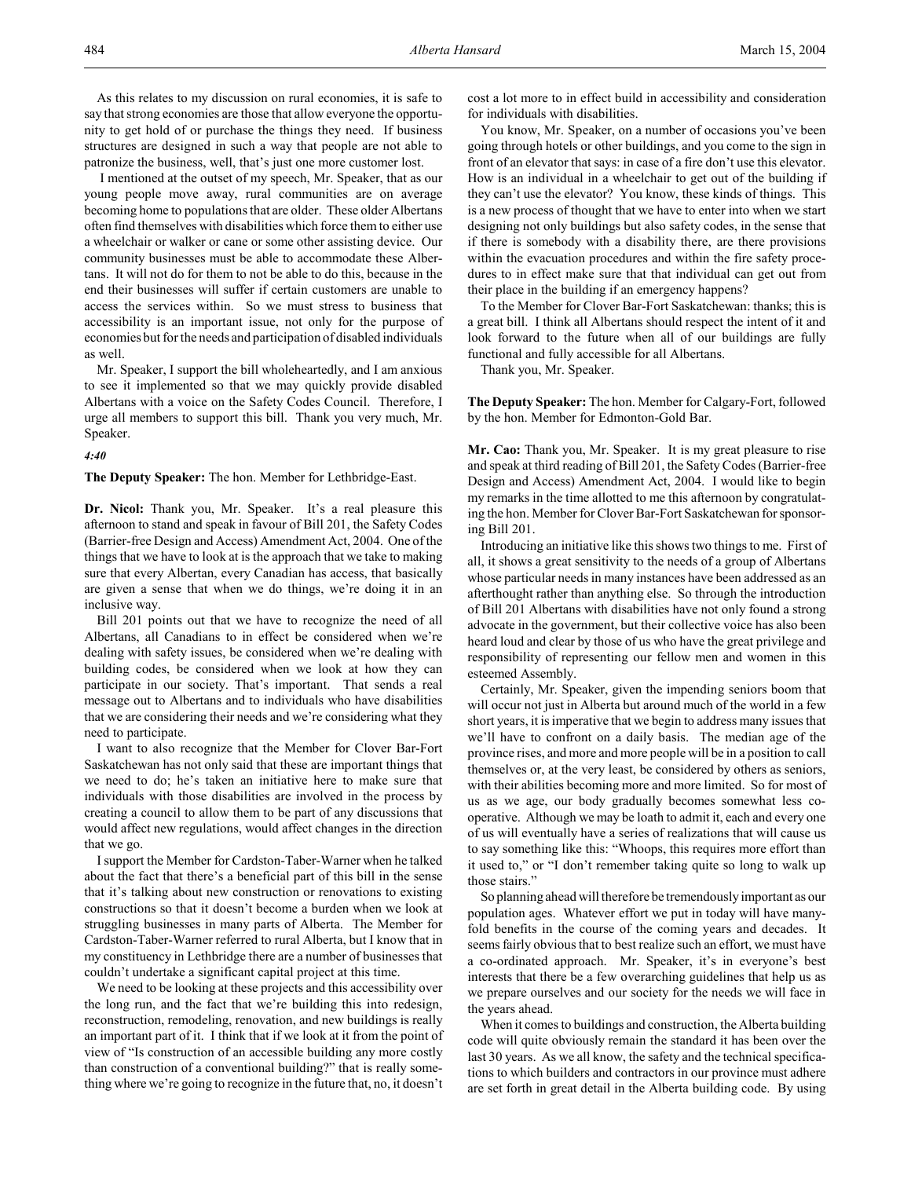As this relates to my discussion on rural economies, it is safe to say that strong economies are those that allow everyone the opportunity to get hold of or purchase the things they need. If business structures are designed in such a way that people are not able to patronize the business, well, that's just one more customer lost.

I mentioned at the outset of my speech, Mr. Speaker, that as our young people move away, rural communities are on average becoming home to populations that are older. These older Albertans often find themselves with disabilities which force them to either use a wheelchair or walker or cane or some other assisting device. Our community businesses must be able to accommodate these Albertans. It will not do for them to not be able to do this, because in the end their businesses will suffer if certain customers are unable to access the services within. So we must stress to business that accessibility is an important issue, not only for the purpose of economies but for the needs and participation of disabled individuals as well.

Mr. Speaker, I support the bill wholeheartedly, and I am anxious to see it implemented so that we may quickly provide disabled Albertans with a voice on the Safety Codes Council. Therefore, I urge all members to support this bill. Thank you very much, Mr. Speaker.

*4:40*

**The Deputy Speaker:** The hon. Member for Lethbridge-East.

**Dr. Nicol:** Thank you, Mr. Speaker. It's a real pleasure this afternoon to stand and speak in favour of Bill 201, the Safety Codes (Barrier-free Design and Access) Amendment Act, 2004. One of the things that we have to look at is the approach that we take to making sure that every Albertan, every Canadian has access, that basically are given a sense that when we do things, we're doing it in an inclusive way.

Bill 201 points out that we have to recognize the need of all Albertans, all Canadians to in effect be considered when we're dealing with safety issues, be considered when we're dealing with building codes, be considered when we look at how they can participate in our society. That's important. That sends a real message out to Albertans and to individuals who have disabilities that we are considering their needs and we're considering what they need to participate.

I want to also recognize that the Member for Clover Bar-Fort Saskatchewan has not only said that these are important things that we need to do; he's taken an initiative here to make sure that individuals with those disabilities are involved in the process by creating a council to allow them to be part of any discussions that would affect new regulations, would affect changes in the direction that we go.

I support the Member for Cardston-Taber-Warner when he talked about the fact that there's a beneficial part of this bill in the sense that it's talking about new construction or renovations to existing constructions so that it doesn't become a burden when we look at struggling businesses in many parts of Alberta. The Member for Cardston-Taber-Warner referred to rural Alberta, but I know that in my constituency in Lethbridge there are a number of businesses that couldn't undertake a significant capital project at this time.

We need to be looking at these projects and this accessibility over the long run, and the fact that we're building this into redesign, reconstruction, remodeling, renovation, and new buildings is really an important part of it. I think that if we look at it from the point of view of "Is construction of an accessible building any more costly than construction of a conventional building?" that is really something where we're going to recognize in the future that, no, it doesn't cost a lot more to in effect build in accessibility and consideration for individuals with disabilities.

You know, Mr. Speaker, on a number of occasions you've been going through hotels or other buildings, and you come to the sign in front of an elevator that says: in case of a fire don't use this elevator. How is an individual in a wheelchair to get out of the building if they can't use the elevator? You know, these kinds of things. This is a new process of thought that we have to enter into when we start designing not only buildings but also safety codes, in the sense that if there is somebody with a disability there, are there provisions within the evacuation procedures and within the fire safety procedures to in effect make sure that that individual can get out from their place in the building if an emergency happens?

To the Member for Clover Bar-Fort Saskatchewan: thanks; this is a great bill. I think all Albertans should respect the intent of it and look forward to the future when all of our buildings are fully functional and fully accessible for all Albertans.

Thank you, Mr. Speaker.

**The Deputy Speaker:** The hon. Member for Calgary-Fort, followed by the hon. Member for Edmonton-Gold Bar.

**Mr. Cao:** Thank you, Mr. Speaker. It is my great pleasure to rise and speak at third reading of Bill 201, the Safety Codes (Barrier-free Design and Access) Amendment Act, 2004. I would like to begin my remarks in the time allotted to me this afternoon by congratulating the hon. Member for Clover Bar-Fort Saskatchewan for sponsoring Bill 201.

Introducing an initiative like this shows two things to me. First of all, it shows a great sensitivity to the needs of a group of Albertans whose particular needs in many instances have been addressed as an afterthought rather than anything else. So through the introduction of Bill 201 Albertans with disabilities have not only found a strong advocate in the government, but their collective voice has also been heard loud and clear by those of us who have the great privilege and responsibility of representing our fellow men and women in this esteemed Assembly.

Certainly, Mr. Speaker, given the impending seniors boom that will occur not just in Alberta but around much of the world in a few short years, it is imperative that we begin to address many issues that we'll have to confront on a daily basis. The median age of the province rises, and more and more people will be in a position to call themselves or, at the very least, be considered by others as seniors, with their abilities becoming more and more limited. So for most of us as we age, our body gradually becomes somewhat less co-operative. Although we may be loath to admit it, each and every one of us will eventually have a series of realizations that will cause us to say something like this: "Whoops, this requires more effort than it used to," or "I don't remember taking quite so long to walk up those stairs."

So planning ahead will therefore be tremendously important as our population ages. Whatever effort we put in today will have manyfold benefits in the course of the coming years and decades. It seems fairly obvious that to best realize such an effort, we must have a co-ordinated approach. Mr. Speaker, it's in everyone's best interests that there be a few overarching guidelines that help us as we prepare ourselves and our society for the needs we will face in the years ahead.

When it comes to buildings and construction, the Alberta building code will quite obviously remain the standard it has been over the last 30 years. As we all know, the safety and the technical specifications to which builders and contractors in our province must adhere are set forth in great detail in the Alberta building code. By using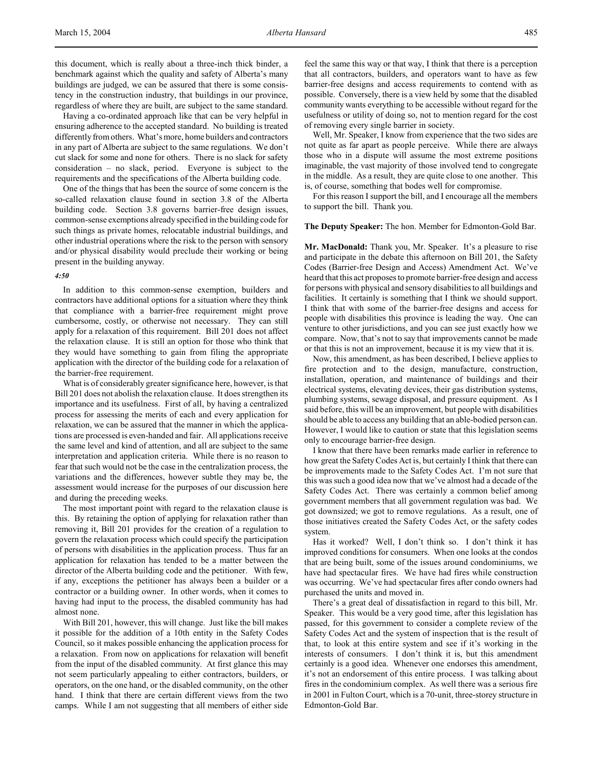this document, which is really about a three-inch thick binder, a benchmark against which the quality and safety of Alberta's many buildings are judged, we can be assured that there is some consistency in the construction industry, that buildings in our province, regardless of where they are built, are subject to the same standard.

Having a co-ordinated approach like that can be very helpful in ensuring adherence to the accepted standard. No building is treated differently from others. What's more, home builders and contractors in any part of Alberta are subject to the same regulations. We don't cut slack for some and none for others. There is no slack for safety consideration – no slack, period. Everyone is subject to the requirements and the specifications of the Alberta building code.

One of the things that has been the source of some concern is the so-called relaxation clause found in section 3.8 of the Alberta building code. Section 3.8 governs barrier-free design issues, common-sense exemptions already specified in the building code for such things as private homes, relocatable industrial buildings, and other industrial operations where the risk to the person with sensory and/or physical disability would preclude their working or being present in the building anyway.

*4:50*

In addition to this common-sense exemption, builders and contractors have additional options for a situation where they think that compliance with a barrier-free requirement might prove cumbersome, costly, or otherwise not necessary. They can still apply for a relaxation of this requirement. Bill 201 does not affect the relaxation clause. It is still an option for those who think that they would have something to gain from filing the appropriate application with the director of the building code for a relaxation of the barrier-free requirement.

What is of considerably greater significance here, however, is that Bill 201 does not abolish the relaxation clause. It does strengthen its importance and its usefulness. First of all, by having a centralized process for assessing the merits of each and every application for relaxation, we can be assured that the manner in which the applications are processed is even-handed and fair. All applications receive the same level and kind of attention, and all are subject to the same interpretation and application criteria. While there is no reason to fear that such would not be the case in the centralization process, the variations and the differences, however subtle they may be, the assessment would increase for the purposes of our discussion here and during the preceding weeks.

The most important point with regard to the relaxation clause is this. By retaining the option of applying for relaxation rather than removing it, Bill 201 provides for the creation of a regulation to govern the relaxation process which could specify the participation of persons with disabilities in the application process. Thus far an application for relaxation has tended to be a matter between the director of the Alberta building code and the petitioner. With few, if any, exceptions the petitioner has always been a builder or a contractor or a building owner. In other words, when it comes to having had input to the process, the disabled community has had almost none.

With Bill 201, however, this will change. Just like the bill makes it possible for the addition of a 10th entity in the Safety Codes Council, so it makes possible enhancing the application process for a relaxation. From now on applications for relaxation will benefit from the input of the disabled community. At first glance this may not seem particularly appealing to either contractors, builders, or operators, on the one hand, or the disabled community, on the other hand. I think that there are certain different views from the two camps. While I am not suggesting that all members of either side feel the same this way or that way, I think that there is a perception that all contractors, builders, and operators want to have as few barrier-free designs and access requirements to contend with as possible. Conversely, there is a view held by some that the disabled community wants everything to be accessible without regard for the usefulness or utility of doing so, not to mention regard for the cost of removing every single barrier in society.

Well, Mr. Speaker, I know from experience that the two sides are not quite as far apart as people perceive. While there are always those who in a dispute will assume the most extreme positions imaginable, the vast majority of those involved tend to congregate in the middle. As a result, they are quite close to one another. This is, of course, something that bodes well for compromise.

For this reason I support the bill, and I encourage all the members to support the bill. Thank you.

**The Deputy Speaker:** The hon. Member for Edmonton-Gold Bar.

**Mr. MacDonald:** Thank you, Mr. Speaker. It's a pleasure to rise and participate in the debate this afternoon on Bill 201, the Safety Codes (Barrier-free Design and Access) Amendment Act. We've heard that this act proposes to promote barrier-free design and access for persons with physical and sensory disabilities to all buildings and facilities. It certainly is something that I think we should support. I think that with some of the barrier-free designs and access for people with disabilities this province is leading the way. One can venture to other jurisdictions, and you can see just exactly how we compare. Now, that's not to say that improvements cannot be made or that this is not an improvement, because it is my view that it is.

Now, this amendment, as has been described, I believe applies to fire protection and to the design, manufacture, construction, installation, operation, and maintenance of buildings and their electrical systems, elevating devices, their gas distribution systems, plumbing systems, sewage disposal, and pressure equipment. As I said before, this will be an improvement, but people with disabilities should be able to access any building that an able-bodied person can. However, I would like to caution or state that this legislation seems only to encourage barrier-free design.

I know that there have been remarks made earlier in reference to how great the Safety Codes Act is, but certainly I think that there can be improvements made to the Safety Codes Act. I'm not sure that this was such a good idea now that we've almost had a decade of the Safety Codes Act. There was certainly a common belief among government members that all government regulation was bad. We got downsized; we got to remove regulations. As a result, one of those initiatives created the Safety Codes Act, or the safety codes system.

Has it worked? Well, I don't think so. I don't think it has improved conditions for consumers. When one looks at the condos that are being built, some of the issues around condominiums, we have had spectacular fires. We have had fires while construction was occurring. We've had spectacular fires after condo owners had purchased the units and moved in.

There's a great deal of dissatisfaction in regard to this bill, Mr. Speaker. This would be a very good time, after this legislation has passed, for this government to consider a complete review of the Safety Codes Act and the system of inspection that is the result of that, to look at this entire system and see if it's working in the interests of consumers. I don't think it is, but this amendment certainly is a good idea. Whenever one endorses this amendment, it's not an endorsement of this entire process. I was talking about fires in the condominium complex. As well there was a serious fire in 2001 in Fulton Court, which is a 70-unit, three-storey structure in Edmonton-Gold Bar.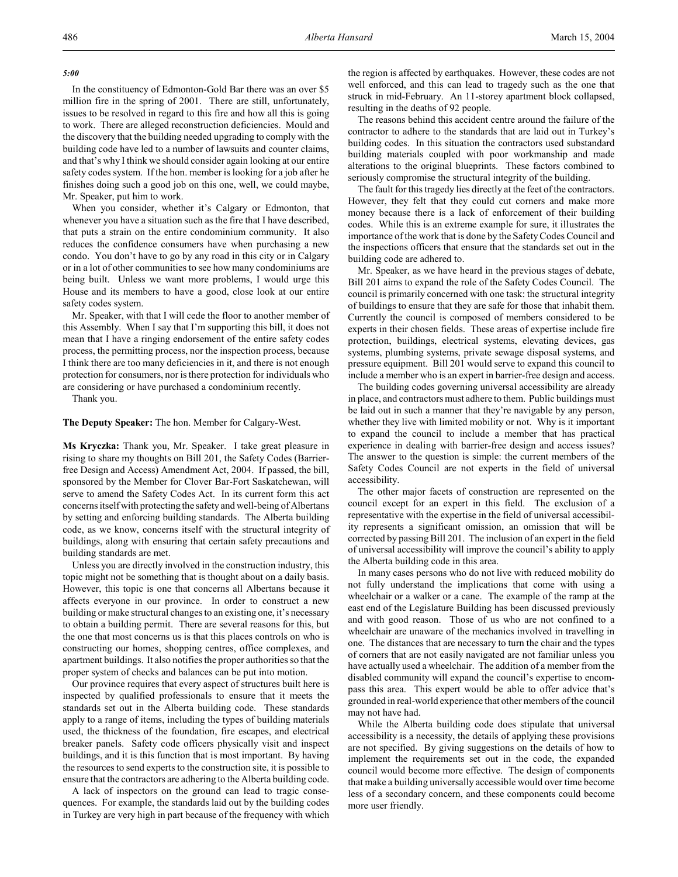*5:00*

In the constituency of Edmonton-Gold Bar there was an over $5 million fire in the spring of 2001. There are still, unfortunately, issues to be resolved in regard to this fire and how all this is going to work. There are alleged reconstruction deficiencies. Mould and the discovery that the building needed upgrading to comply with the building code have led to a number of lawsuits and counter claims, and that's why I think we should consider again looking at our entire safety codes system. If the hon. member is looking for a job after he finishes doing such a good job on this one, well, we could maybe, Mr. Speaker, put him to work.

When you consider, whether it's Calgary or Edmonton, that whenever you have a situation such as the fire that I have described, that puts a strain on the entire condominium community. It also reduces the confidence consumers have when purchasing a new condo. You don't have to go by any road in this city or in Calgary or in a lot of other communities to see how many condominiums are being built. Unless we want more problems, I would urge this House and its members to have a good, close look at our entire safety codes system.

Mr. Speaker, with that I will cede the floor to another member of this Assembly. When I say that I'm supporting this bill, it does not mean that I have a ringing endorsement of the entire safety codes process, the permitting process, nor the inspection process, because I think there are too many deficiencies in it, and there is not enough protection for consumers, nor is there protection for individuals who are considering or have purchased a condominium recently.

Thank you.

**The Deputy Speaker:** The hon. Member for Calgary-West.

**Ms Kryczka:** Thank you, Mr. Speaker. I take great pleasure in rising to share my thoughts on Bill 201, the Safety Codes (Barrier-free Design and Access) Amendment Act, 2004. If passed, the bill, sponsored by the Member for Clover Bar-Fort Saskatchewan, will serve to amend the Safety Codes Act. In its current form this act concerns itself with protecting the safety and well-being of Albertans by setting and enforcing building standards. The Alberta building code, as we know, concerns itself with the structural integrity of buildings, along with ensuring that certain safety precautions and building standards are met.

Unless you are directly involved in the construction industry, this topic might not be something that is thought about on a daily basis. However, this topic is one that concerns all Albertans because it affects everyone in our province. In order to construct a new building or make structural changes to an existing one, it's necessary to obtain a building permit. There are several reasons for this, but the one that most concerns us is that this places controls on who is constructing our homes, shopping centres, office complexes, and apartment buildings. It also notifies the proper authorities so that the proper system of checks and balances can be put into motion.

Our province requires that every aspect of structures built here is inspected by qualified professionals to ensure that it meets the standards set out in the Alberta building code. These standards apply to a range of items, including the types of building materials used, the thickness of the foundation, fire escapes, and electrical breaker panels. Safety code officers physically visit and inspect buildings, and it is this function that is most important. By having the resources to send experts to the construction site, it is possible to ensure that the contractors are adhering to the Alberta building code.

A lack of inspectors on the ground can lead to tragic consequences. For example, the standards laid out by the building codes in Turkey are very high in part because of the frequency with which the region is affected by earthquakes. However, these codes are not well enforced, and this can lead to tragedy such as the one that struck in mid-February. An 11-storey apartment block collapsed, resulting in the deaths of 92 people.

The reasons behind this accident centre around the failure of the contractor to adhere to the standards that are laid out in Turkey's building codes. In this situation the contractors used substandard building materials coupled with poor workmanship and made alterations to the original blueprints. These factors combined to seriously compromise the structural integrity of the building.

The fault for this tragedy lies directly at the feet of the contractors. However, they felt that they could cut corners and make more money because there is a lack of enforcement of their building codes. While this is an extreme example for sure, it illustrates the importance of the work that is done by the Safety Codes Council and the inspections officers that ensure that the standards set out in the building code are adhered to.

Mr. Speaker, as we have heard in the previous stages of debate, Bill 201 aims to expand the role of the Safety Codes Council. The council is primarily concerned with one task: the structural integrity of buildings to ensure that they are safe for those that inhabit them. Currently the council is composed of members considered to be experts in their chosen fields. These areas of expertise include fire protection, buildings, electrical systems, elevating devices, gas systems, plumbing systems, private sewage disposal systems, and pressure equipment. Bill 201 would serve to expand this council to include a member who is an expert in barrier-free design and access.

The building codes governing universal accessibility are already in place, and contractors must adhere to them. Public buildings must be laid out in such a manner that they're navigable by any person, whether they live with limited mobility or not. Why is it important to expand the council to include a member that has practical experience in dealing with barrier-free design and access issues? The answer to the question is simple: the current members of the Safety Codes Council are not experts in the field of universal accessibility.

The other major facets of construction are represented on the council except for an expert in this field. The exclusion of a representative with the expertise in the field of universal accessibility represents a significant omission, an omission that will be corrected by passing Bill 201. The inclusion of an expert in the field of universal accessibility will improve the council's ability to apply the Alberta building code in this area.

In many cases persons who do not live with reduced mobility do not fully understand the implications that come with using a wheelchair or a walker or a cane. The example of the ramp at the east end of the Legislature Building has been discussed previously and with good reason. Those of us who are not confined to a wheelchair are unaware of the mechanics involved in travelling in one. The distances that are necessary to turn the chair and the types of corners that are not easily navigated are not familiar unless you have actually used a wheelchair. The addition of a member from the disabled community will expand the council's expertise to encompass this area. This expert would be able to offer advice that's grounded in real-world experience that other members of the council may not have had.

While the Alberta building code does stipulate that universal accessibility is a necessity, the details of applying these provisions are not specified. By giving suggestions on the details of how to implement the requirements set out in the code, the expanded council would become more effective. The design of components that make a building universally accessible would over time become less of a secondary concern, and these components could become more user friendly.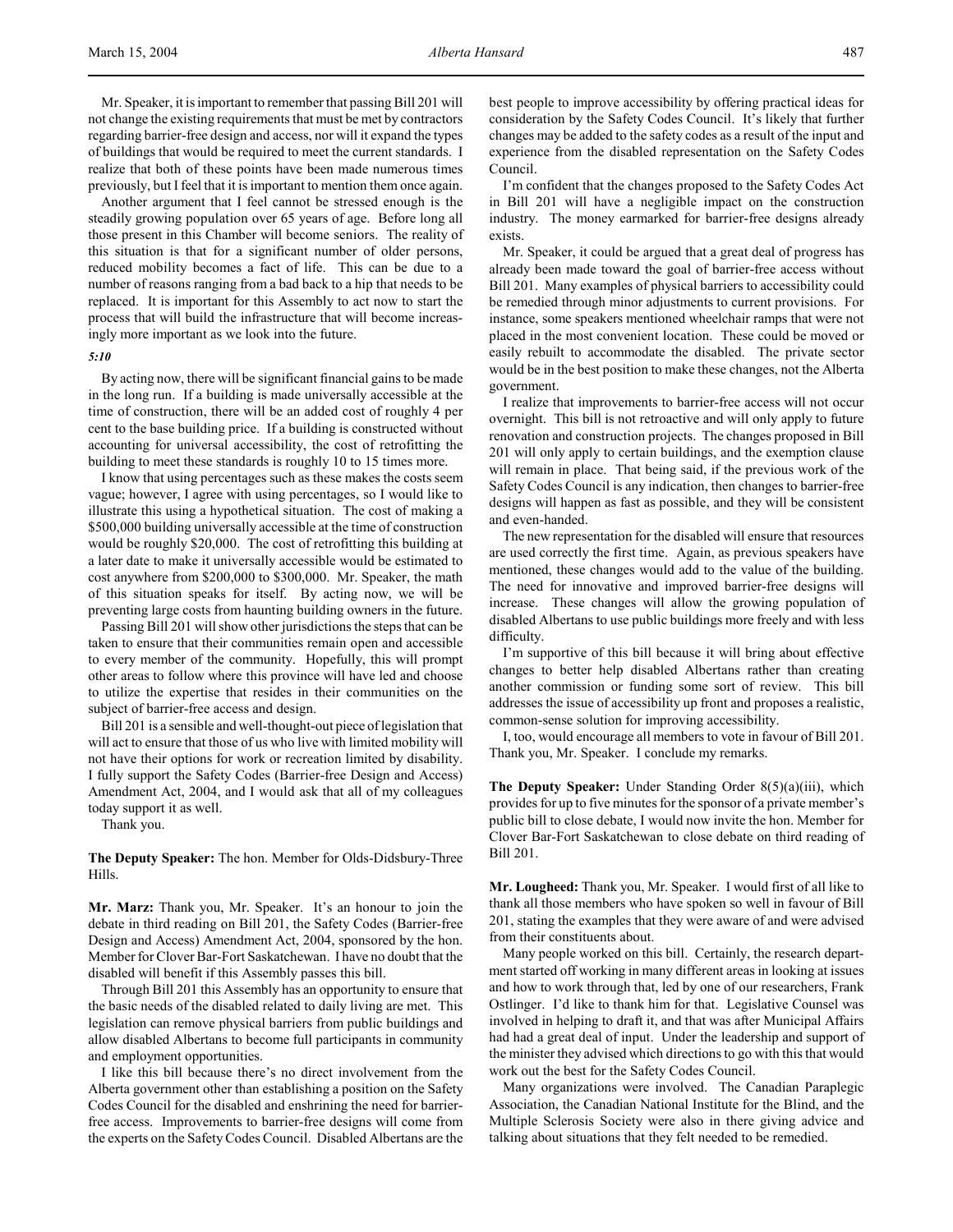Mr. Speaker, it is important to remember that passing Bill 201 will not change the existing requirements that must be met by contractors regarding barrier-free design and access, nor will it expand the types of buildings that would be required to meet the current standards. I realize that both of these points have been made numerous times previously, but I feel that it is important to mention them once again.

Another argument that I feel cannot be stressed enough is the steadily growing population over 65 years of age. Before long all those present in this Chamber will become seniors. The reality of this situation is that for a significant number of older persons, reduced mobility becomes a fact of life. This can be due to a number of reasons ranging from a bad back to a hip that needs to be replaced. It is important for this Assembly to act now to start the process that will build the infrastructure that will become increasingly more important as we look into the future.

*5:10*

By acting now, there will be significant financial gains to be made in the long run. If a building is made universally accessible at the time of construction, there will be an added cost of roughly 4 per cent to the base building price. If a building is constructed without accounting for universal accessibility, the cost of retrofitting the building to meet these standards is roughly 10 to 15 times more.

I know that using percentages such as these makes the costs seem vague; however, I agree with using percentages, so I would like to illustrate this using a hypothetical situation. The cost of making a $500,000 building universally accessible at the time of construction would be roughly $20,000. The cost of retrofitting this building at a later date to make it universally accessible would be estimated to cost anywhere from $200,000 to $300,000. Mr. Speaker, the math of this situation speaks for itself. By acting now, we will be preventing large costs from haunting building owners in the future.

Passing Bill 201 will show other jurisdictions the steps that can be taken to ensure that their communities remain open and accessible to every member of the community. Hopefully, this will prompt other areas to follow where this province will have led and choose to utilize the expertise that resides in their communities on the subject of barrier-free access and design.

Bill 201 is a sensible and well-thought-out piece of legislation that will act to ensure that those of us who live with limited mobility will not have their options for work or recreation limited by disability. I fully support the Safety Codes (Barrier-free Design and Access) Amendment Act, 2004, and I would ask that all of my colleagues today support it as well.

Thank you.

**The Deputy Speaker:** The hon. Member for Olds-Didsbury-Three Hills.

**Mr. Marz:** Thank you, Mr. Speaker. It's an honour to join the debate in third reading on Bill 201, the Safety Codes (Barrier-free Design and Access) Amendment Act, 2004, sponsored by the hon. Member for Clover Bar-Fort Saskatchewan. I have no doubt that the disabled will benefit if this Assembly passes this bill.

Through Bill 201 this Assembly has an opportunity to ensure that the basic needs of the disabled related to daily living are met. This legislation can remove physical barriers from public buildings and allow disabled Albertans to become full participants in community and employment opportunities.

I like this bill because there's no direct involvement from the Alberta government other than establishing a position on the Safety Codes Council for the disabled and enshrining the need for barrier-free access. Improvements to barrier-free designs will come from the experts on the Safety Codes Council. Disabled Albertans are the best people to improve accessibility by offering practical ideas for consideration by the Safety Codes Council. It's likely that further changes may be added to the safety codes as a result of the input and experience from the disabled representation on the Safety Codes Council.

I'm confident that the changes proposed to the Safety Codes Act in Bill 201 will have a negligible impact on the construction industry. The money earmarked for barrier-free designs already exists.

Mr. Speaker, it could be argued that a great deal of progress has already been made toward the goal of barrier-free access without Bill 201. Many examples of physical barriers to accessibility could be remedied through minor adjustments to current provisions. For instance, some speakers mentioned wheelchair ramps that were not placed in the most convenient location. These could be moved or easily rebuilt to accommodate the disabled. The private sector would be in the best position to make these changes, not the Alberta government.

I realize that improvements to barrier-free access will not occur overnight. This bill is not retroactive and will only apply to future renovation and construction projects. The changes proposed in Bill 201 will only apply to certain buildings, and the exemption clause will remain in place. That being said, if the previous work of the Safety Codes Council is any indication, then changes to barrier-free designs will happen as fast as possible, and they will be consistent and even-handed.

The new representation for the disabled will ensure that resources are used correctly the first time. Again, as previous speakers have mentioned, these changes would add to the value of the building. The need for innovative and improved barrier-free designs will increase. These changes will allow the growing population of disabled Albertans to use public buildings more freely and with less difficulty.

I'm supportive of this bill because it will bring about effective changes to better help disabled Albertans rather than creating another commission or funding some sort of review. This bill addresses the issue of accessibility up front and proposes a realistic, common-sense solution for improving accessibility.

I, too, would encourage all members to vote in favour of Bill 201. Thank you, Mr. Speaker. I conclude my remarks.

**The Deputy Speaker:** Under Standing Order 8(5)(a)(iii), which provides for up to five minutes for the sponsor of a private member's public bill to close debate, I would now invite the hon. Member for Clover Bar-Fort Saskatchewan to close debate on third reading of Bill 201.

**Mr. Lougheed:** Thank you, Mr. Speaker. I would first of all like to thank all those members who have spoken so well in favour of Bill 201, stating the examples that they were aware of and were advised from their constituents about.

Many people worked on this bill. Certainly, the research department started off working in many different areas in looking at issues and how to work through that, led by one of our researchers, Frank Ostlinger. I'd like to thank him for that. Legislative Counsel was involved in helping to draft it, and that was after Municipal Affairs had had a great deal of input. Under the leadership and support of the minister they advised which directions to go with this that would work out the best for the Safety Codes Council.

Many organizations were involved. The Canadian Paraplegic Association, the Canadian National Institute for the Blind, and the Multiple Sclerosis Society were also in there giving advice and talking about situations that they felt needed to be remedied.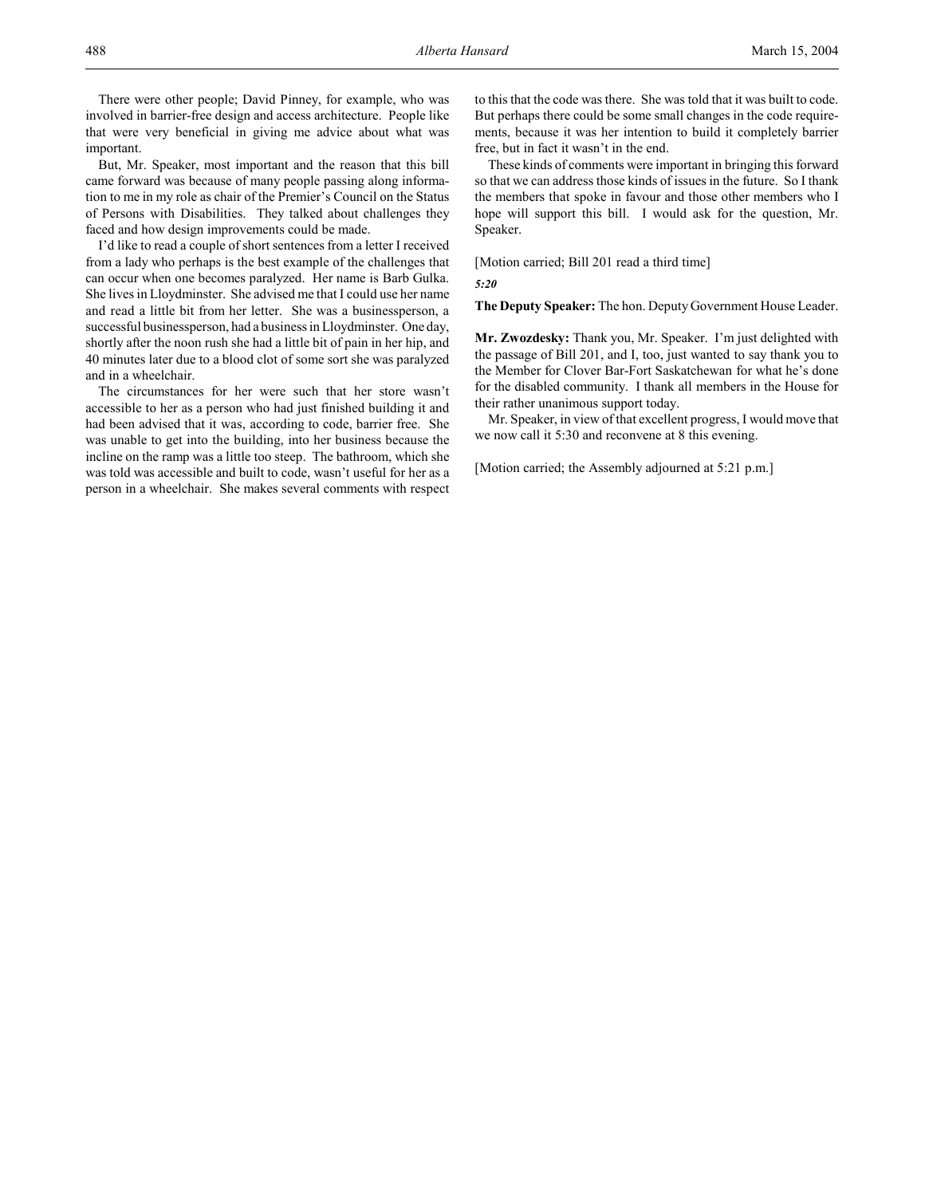There were other people; David Pinney, for example, who was involved in barrier-free design and access architecture. People like that were very beneficial in giving me advice about what was important.

But, Mr. Speaker, most important and the reason that this bill came forward was because of many people passing along information to me in my role as chair of the Premier's Council on the Status of Persons with Disabilities. They talked about challenges they faced and how design improvements could be made.

I'd like to read a couple of short sentences from a letter I received from a lady who perhaps is the best example of the challenges that can occur when one becomes paralyzed. Her name is Barb Gulka. She lives in Lloydminster. She advised me that I could use her name and read a little bit from her letter. She was a businessperson, a successful businessperson, had a business in Lloydminster. One day, shortly after the noon rush she had a little bit of pain in her hip, and 40 minutes later due to a blood clot of some sort she was paralyzed and in a wheelchair.

The circumstances for her were such that her store wasn't accessible to her as a person who had just finished building it and had been advised that it was, according to code, barrier free. She was unable to get into the building, into her business because the incline on the ramp was a little too steep. The bathroom, which she was told was accessible and built to code, wasn't useful for her as a person in a wheelchair. She makes several comments with respect to this that the code was there. She was told that it was built to code. But perhaps there could be some small changes in the code requirements, because it was her intention to build it completely barrier free, but in fact it wasn't in the end.

These kinds of comments were important in bringing this forward so that we can address those kinds of issues in the future. So I thank the members that spoke in favour and those other members who I hope will support this bill. I would ask for the question, Mr. Speaker.

[Motion carried; Bill 201 read a third time]

*5:20*

**The Deputy Speaker:** The hon. Deputy Government House Leader.

**Mr. Zwozdesky:** Thank you, Mr. Speaker. I'm just delighted with the passage of Bill 201, and I, too, just wanted to say thank you to the Member for Clover Bar-Fort Saskatchewan for what he's done for the disabled community. I thank all members in the House for their rather unanimous support today.

Mr. Speaker, in view of that excellent progress, I would move that we now call it 5:30 and reconvene at 8 this evening.

[Motion carried; the Assembly adjourned at 5:21 p.m.]